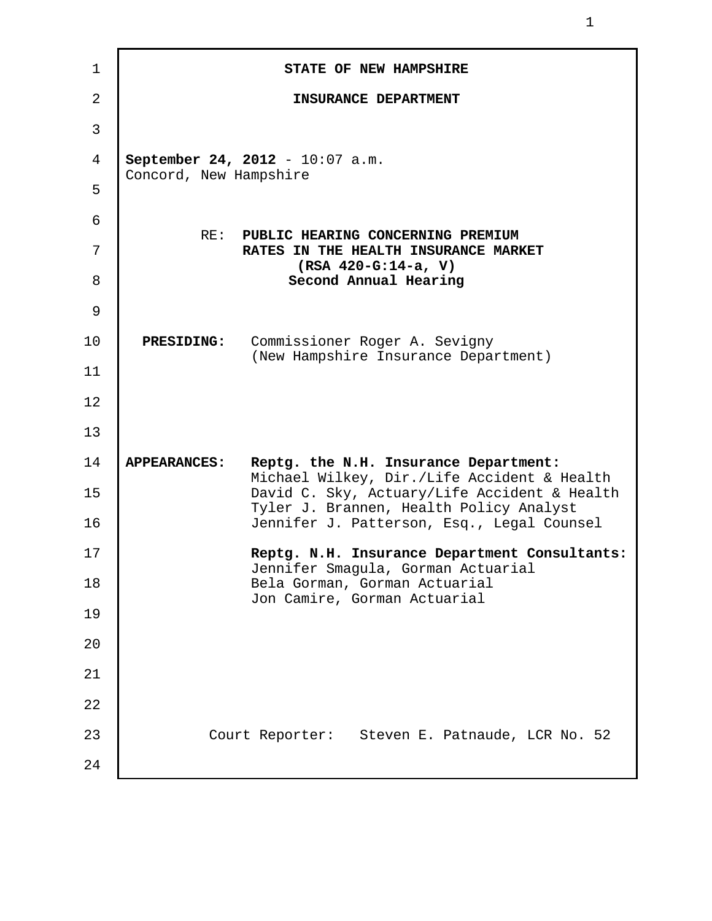**STATE OF NEW HAMPSHIRE**

**INSURANCE DEPARTMENT**

**September 24, 2012** - 10:07 a.m.
Concord, New Hampshire

RE: **PUBLIC HEARING CONCERNING PREMIUM RATES IN THE HEALTH INSURANCE MARKET (RSA 420-G:14-a, V) Second Annual Hearing**

**PRESIDING:** Commissioner Roger A. Sevigny (New Hampshire Insurance Department)

**APPEARANCES:** **Reptg. the N.H. Insurance Department:**
Michael Wilkey, Dir./Life Accident & Health
David C. Sky, Actuary/Life Accident & Health
Tyler J. Brannen, Health Policy Analyst
Jennifer J. Patterson, Esq., Legal Counsel

**Reptg. N.H. Insurance Department Consultants:**
Jennifer Smagula, Gorman Actuarial
Bela Gorman, Gorman Actuarial
Jon Camire, Gorman Actuarial

Court Reporter: Steven E. Patnaude, LCR No. 52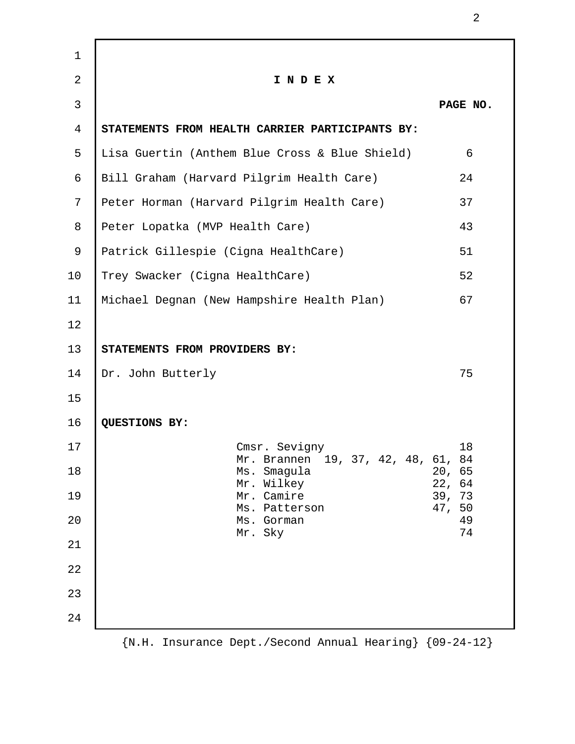# I N D E X

| | PAGE NO. |
|---|---|
| **STATEMENTS FROM HEALTH CARRIER PARTICIPANTS BY:** | |
| Lisa Guertin (Anthem Blue Cross & Blue Shield) | 6 |
| Bill Graham (Harvard Pilgrim Health Care) | 24 |
| Peter Horman (Harvard Pilgrim Health Care) | 37 |
| Peter Lopatka (MVP Health Care) | 43 |
| Patrick Gillespie (Cigna HealthCare) | 51 |
| Trey Swacker (Cigna HealthCare) | 52 |
| Michael Degnan (New Hampshire Health Plan) | 67 |
| **STATEMENTS FROM PROVIDERS BY:** | |
| Dr. John Butterly | 75 |

**QUESTIONS BY:**

| | |
|---|---|
| Cmsr. Sevigny | 18 |
| Mr. Brannen | 19, 37, 42, 48, 61, 84 |
| Ms. Smagula | 20, 65 |
| Mr. Wilkey | 22, 64 |
| Mr. Camire | 39, 73 |
| Ms. Patterson | 47, 50 |
| Ms. Gorman | 49 |
| Mr. Sky | 74 |

{N.H. Insurance Dept./Second Annual Hearing} {09-24-12}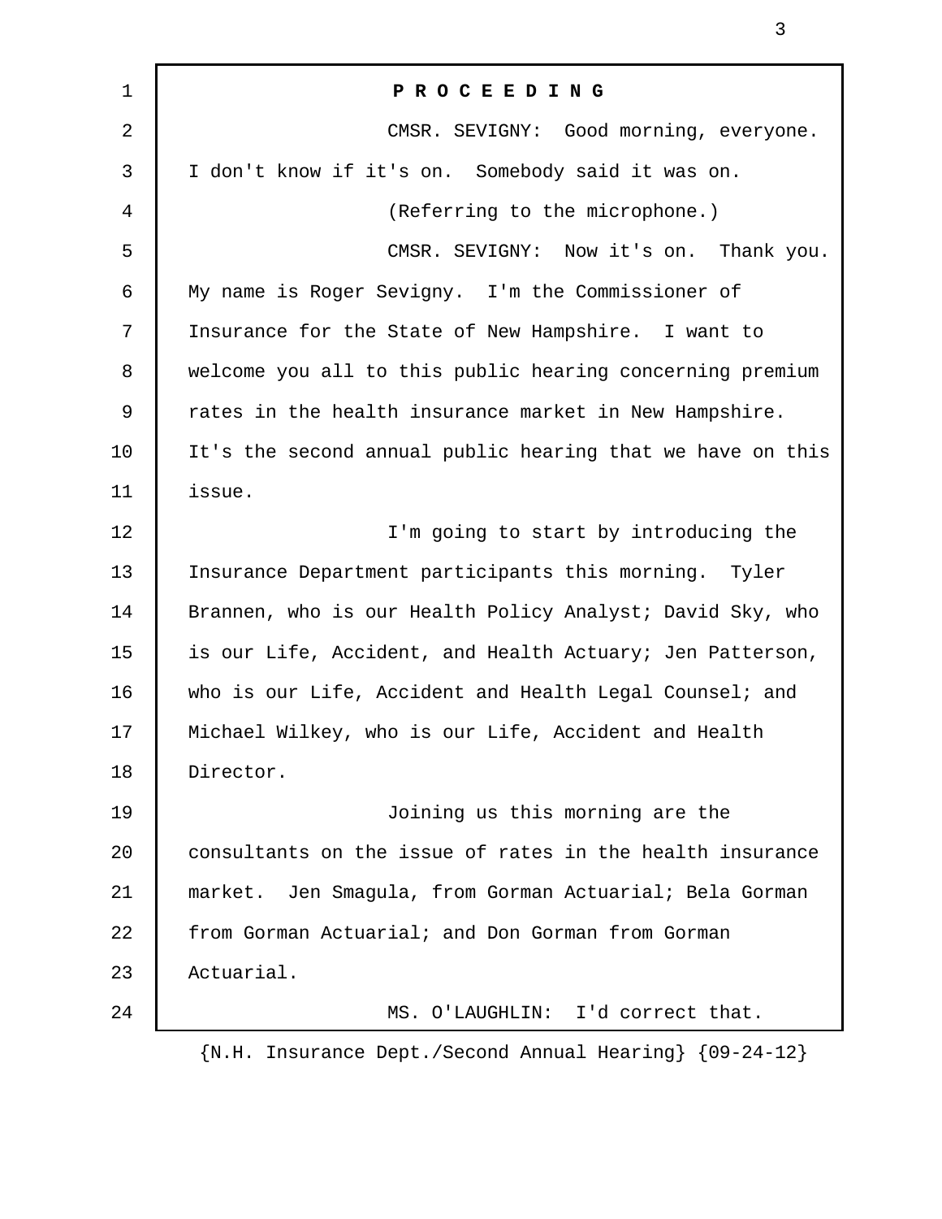**P R O C E E D I N G**

CMSR. SEVIGNY: Good morning, everyone. I don't know if it's on. Somebody said it was on.

(Referring to the microphone.)

CMSR. SEVIGNY: Now it's on. Thank you. My name is Roger Sevigny. I'm the Commissioner of Insurance for the State of New Hampshire. I want to welcome you all to this public hearing concerning premium rates in the health insurance market in New Hampshire. It's the second annual public hearing that we have on this issue.

I'm going to start by introducing the Insurance Department participants this morning. Tyler Brannen, who is our Health Policy Analyst; David Sky, who is our Life, Accident, and Health Actuary; Jen Patterson, who is our Life, Accident and Health Legal Counsel; and Michael Wilkey, who is our Life, Accident and Health Director.

Joining us this morning are the consultants on the issue of rates in the health insurance market. Jen Smagula, from Gorman Actuarial; Bela Gorman from Gorman Actuarial; and Don Gorman from Gorman Actuarial.

MS. O'LAUGHLIN: I'd correct that.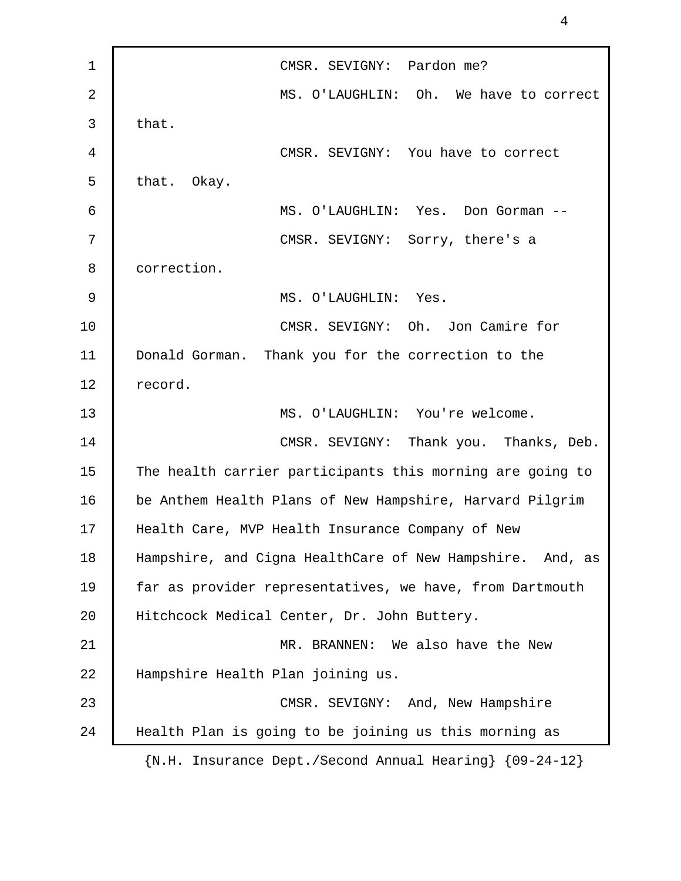CMSR. SEVIGNY: Pardon me?

MS. O'LAUGHLIN: Oh. We have to correct that.

CMSR. SEVIGNY: You have to correct that. Okay.

MS. O'LAUGHLIN: Yes. Don Gorman --

CMSR. SEVIGNY: Sorry, there's a correction.

MS. O'LAUGHLIN: Yes.

CMSR. SEVIGNY: Oh. Jon Camire for Donald Gorman. Thank you for the correction to the record.

MS. O'LAUGHLIN: You're welcome.

CMSR. SEVIGNY: Thank you. Thanks, Deb. The health carrier participants this morning are going to be Anthem Health Plans of New Hampshire, Harvard Pilgrim Health Care, MVP Health Insurance Company of New Hampshire, and Cigna HealthCare of New Hampshire. And, as far as provider representatives, we have, from Dartmouth Hitchcock Medical Center, Dr. John Buttery.

MR. BRANNEN: We also have the New Hampshire Health Plan joining us.

CMSR. SEVIGNY: And, New Hampshire Health Plan is going to be joining us this morning as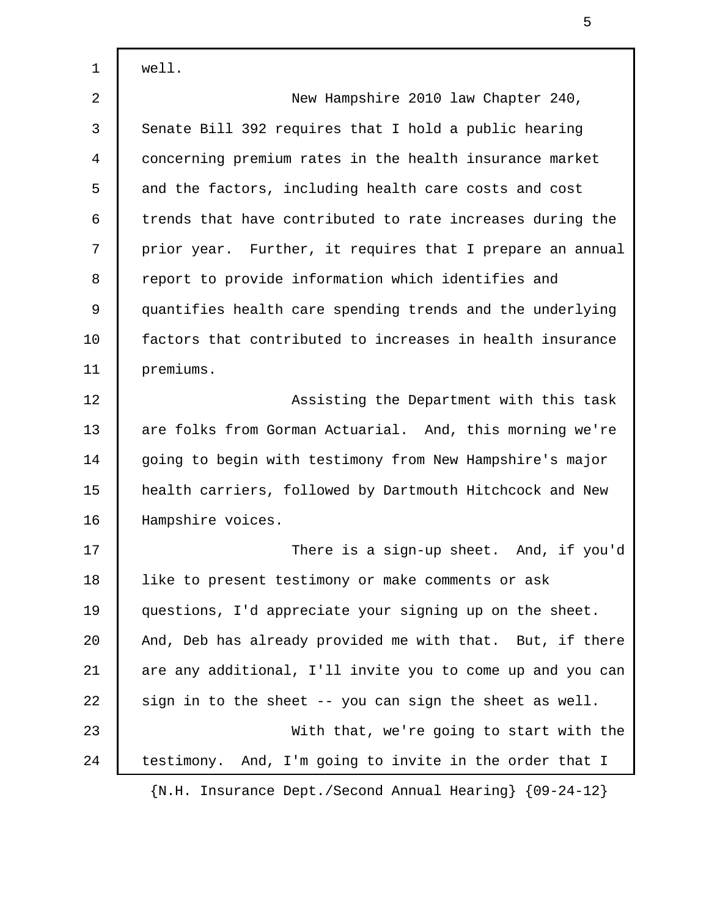well.

New Hampshire 2010 law Chapter 240, Senate Bill 392 requires that I hold a public hearing concerning premium rates in the health insurance market and the factors, including health care costs and cost trends that have contributed to rate increases during the prior year. Further, it requires that I prepare an annual report to provide information which identifies and quantifies health care spending trends and the underlying factors that contributed to increases in health insurance premiums.

Assisting the Department with this task are folks from Gorman Actuarial. And, this morning we're going to begin with testimony from New Hampshire's major health carriers, followed by Dartmouth Hitchcock and New Hampshire voices.

There is a sign-up sheet. And, if you'd like to present testimony or make comments or ask questions, I'd appreciate your signing up on the sheet. And, Deb has already provided me with that. But, if there are any additional, I'll invite you to come up and you can sign in to the sheet -- you can sign the sheet as well.

With that, we're going to start with the testimony. And, I'm going to invite in the order that I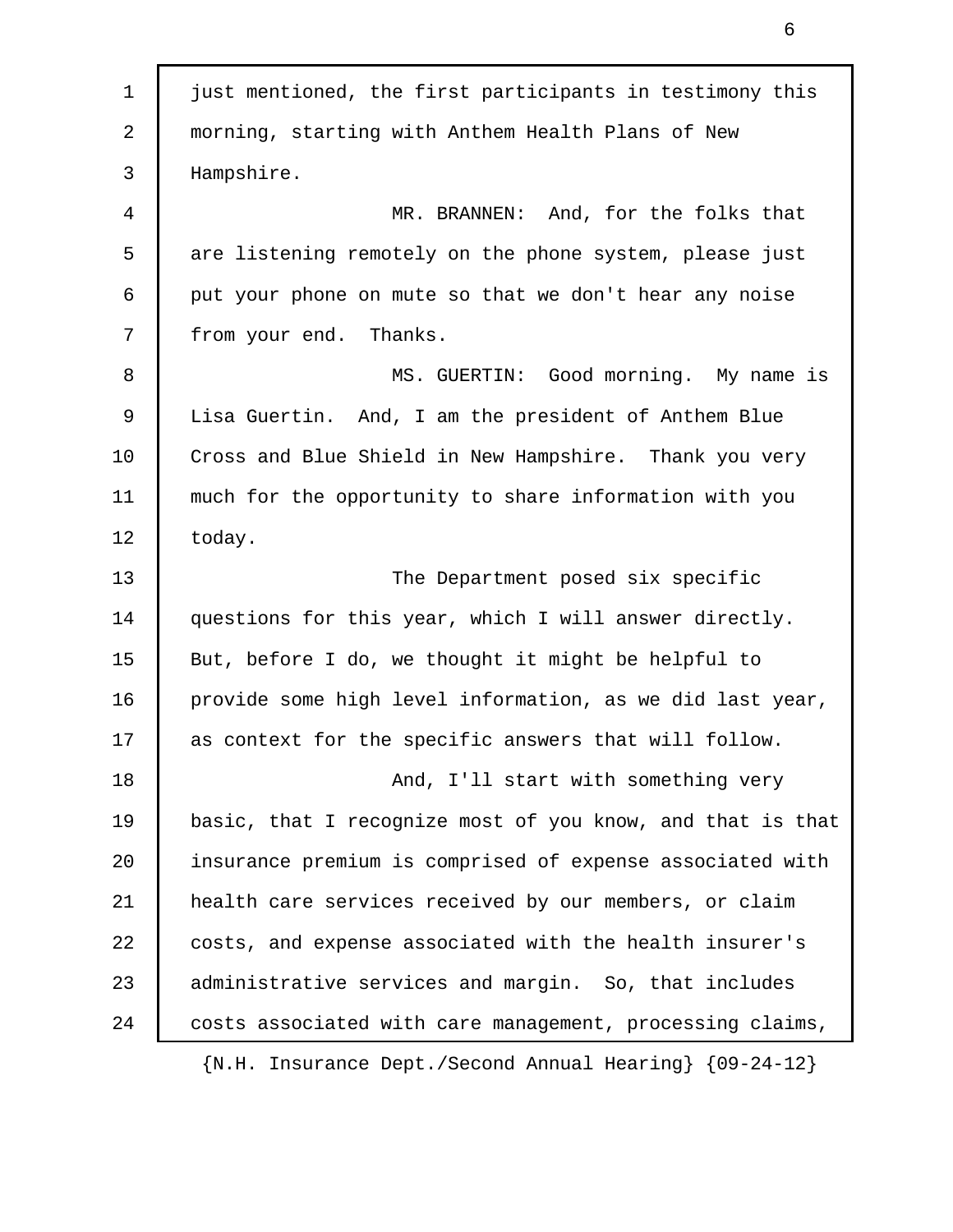just mentioned, the first participants in testimony this morning, starting with Anthem Health Plans of New Hampshire.

MR. BRANNEN: And, for the folks that are listening remotely on the phone system, please just put your phone on mute so that we don't hear any noise from your end. Thanks.

MS. GUERTIN: Good morning. My name is Lisa Guertin. And, I am the president of Anthem Blue Cross and Blue Shield in New Hampshire. Thank you very much for the opportunity to share information with you today.

The Department posed six specific questions for this year, which I will answer directly. But, before I do, we thought it might be helpful to provide some high level information, as we did last year, as context for the specific answers that will follow.

And, I'll start with something very basic, that I recognize most of you know, and that is that insurance premium is comprised of expense associated with health care services received by our members, or claim costs, and expense associated with the health insurer's administrative services and margin. So, that includes costs associated with care management, processing claims,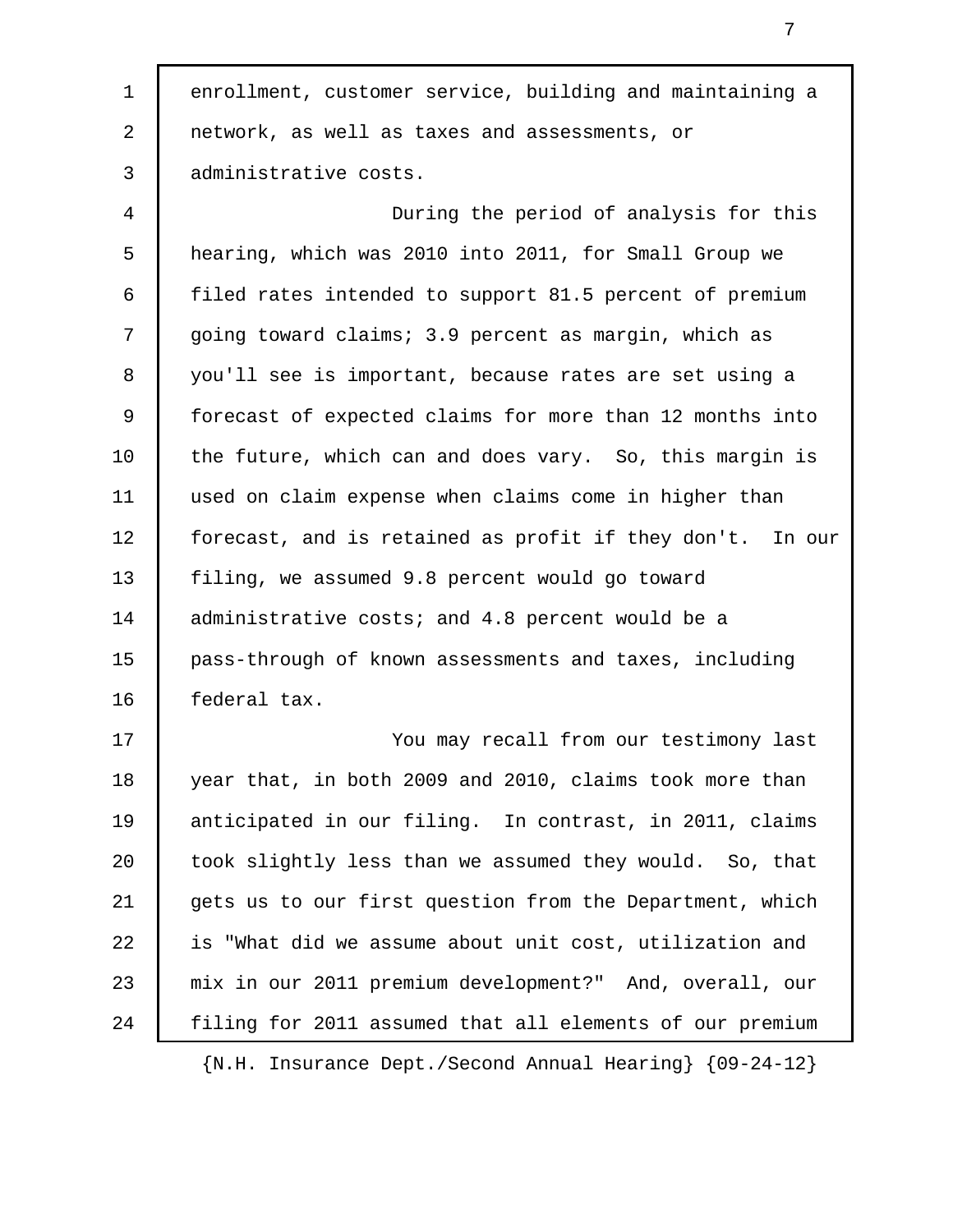enrollment, customer service, building and maintaining a network, as well as taxes and assessments, or administrative costs.

During the period of analysis for this hearing, which was 2010 into 2011, for Small Group we filed rates intended to support 81.5 percent of premium going toward claims; 3.9 percent as margin, which as you'll see is important, because rates are set using a forecast of expected claims for more than 12 months into the future, which can and does vary. So, this margin is used on claim expense when claims come in higher than forecast, and is retained as profit if they don't. In our filing, we assumed 9.8 percent would go toward administrative costs; and 4.8 percent would be a pass-through of known assessments and taxes, including federal tax.

You may recall from our testimony last year that, in both 2009 and 2010, claims took more than anticipated in our filing. In contrast, in 2011, claims took slightly less than we assumed they would. So, that gets us to our first question from the Department, which is "What did we assume about unit cost, utilization and mix in our 2011 premium development?" And, overall, our filing for 2011 assumed that all elements of our premium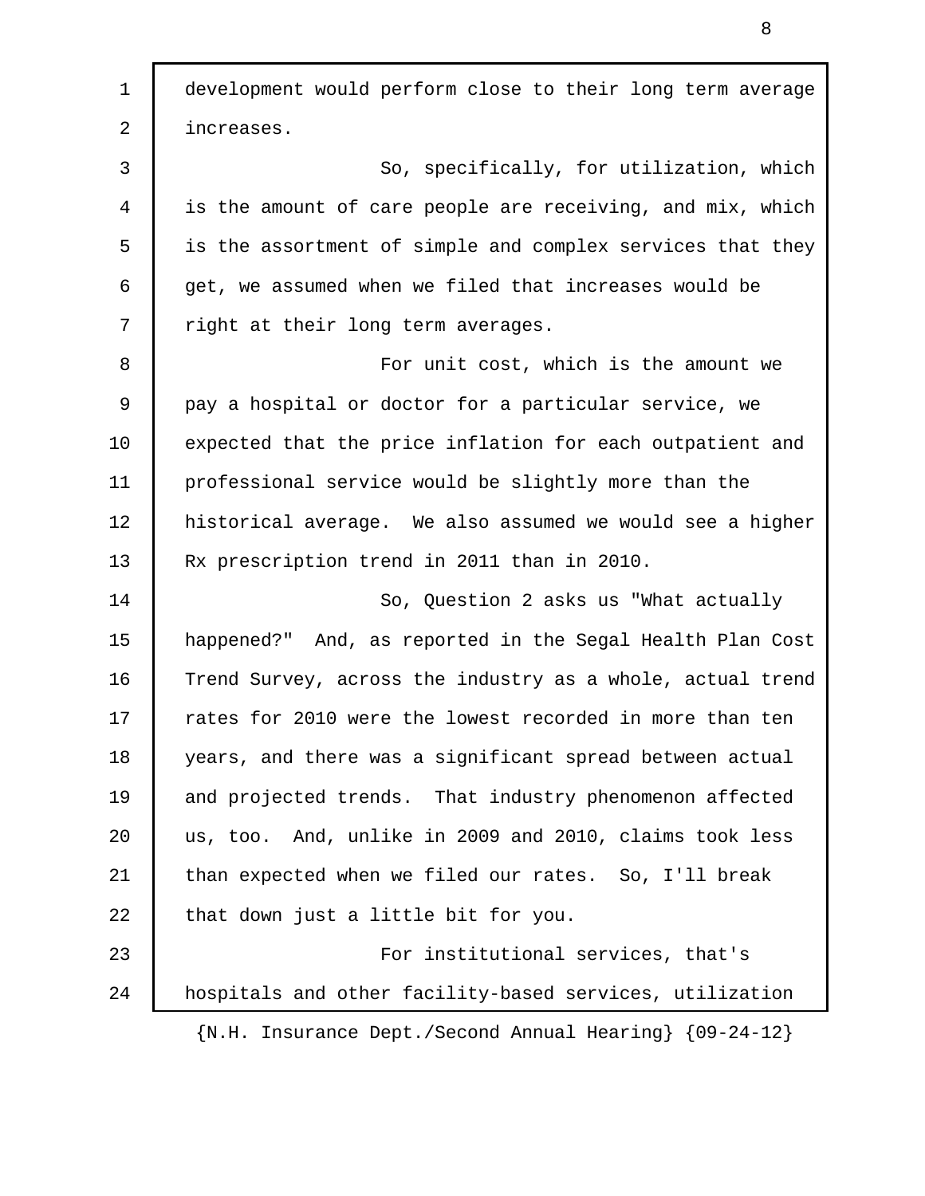development would perform close to their long term average increases.

So, specifically, for utilization, which is the amount of care people are receiving, and mix, which is the assortment of simple and complex services that they get, we assumed when we filed that increases would be right at their long term averages.

For unit cost, which is the amount we pay a hospital or doctor for a particular service, we expected that the price inflation for each outpatient and professional service would be slightly more than the historical average. We also assumed we would see a higher Rx prescription trend in 2011 than in 2010.

So, Question 2 asks us "What actually happened?" And, as reported in the Segal Health Plan Cost Trend Survey, across the industry as a whole, actual trend rates for 2010 were the lowest recorded in more than ten years, and there was a significant spread between actual and projected trends. That industry phenomenon affected us, too. And, unlike in 2009 and 2010, claims took less than expected when we filed our rates. So, I'll break that down just a little bit for you.

For institutional services, that's hospitals and other facility-based services, utilization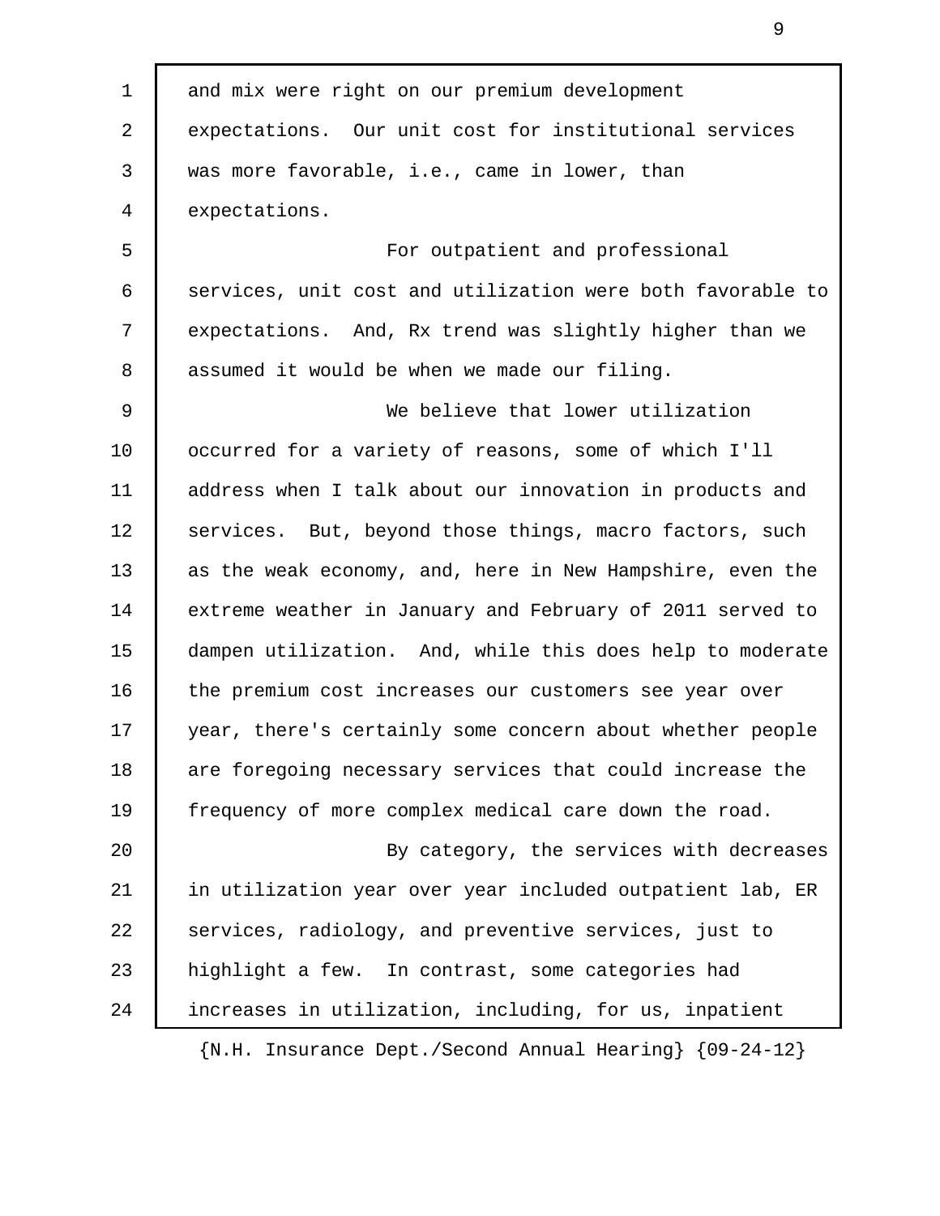and mix were right on our premium development expectations. Our unit cost for institutional services was more favorable, i.e., came in lower, than expectations.

For outpatient and professional services, unit cost and utilization were both favorable to expectations. And, Rx trend was slightly higher than we assumed it would be when we made our filing.

We believe that lower utilization occurred for a variety of reasons, some of which I'll address when I talk about our innovation in products and services. But, beyond those things, macro factors, such as the weak economy, and, here in New Hampshire, even the extreme weather in January and February of 2011 served to dampen utilization. And, while this does help to moderate the premium cost increases our customers see year over year, there's certainly some concern about whether people are foregoing necessary services that could increase the frequency of more complex medical care down the road.

By category, the services with decreases in utilization year over year included outpatient lab, ER services, radiology, and preventive services, just to highlight a few. In contrast, some categories had increases in utilization, including, for us, inpatient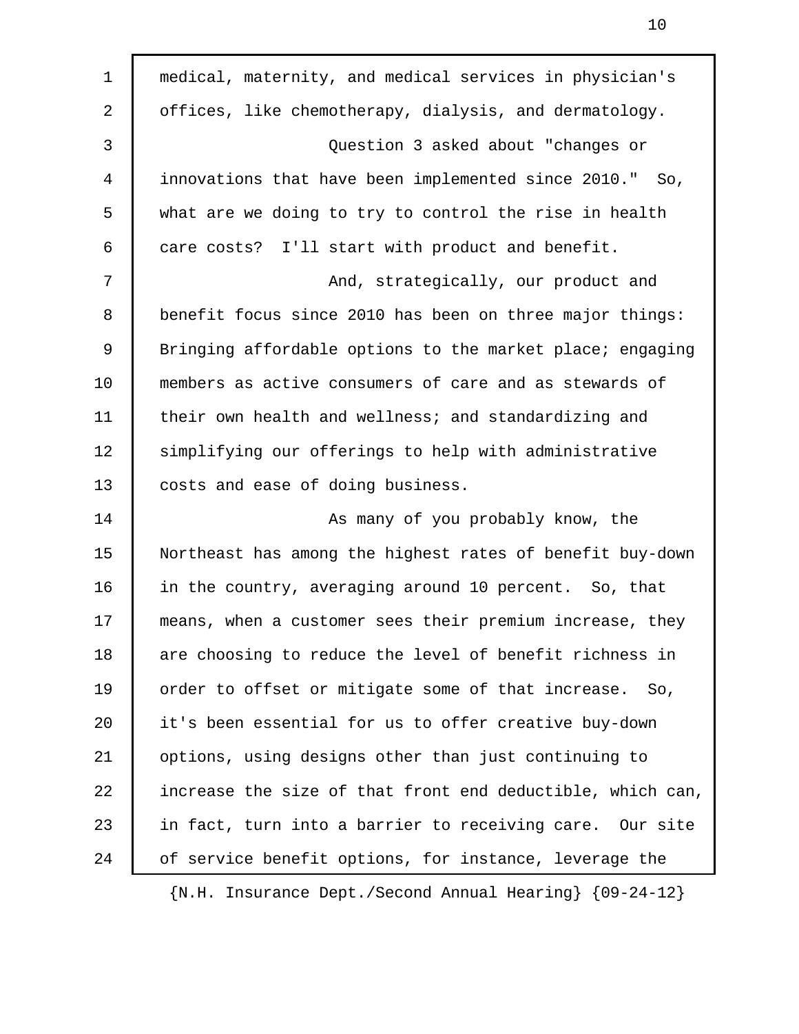medical, maternity, and medical services in physician's offices, like chemotherapy, dialysis, and dermatology.

Question 3 asked about "changes or innovations that have been implemented since 2010." So, what are we doing to try to control the rise in health care costs? I'll start with product and benefit.

And, strategically, our product and benefit focus since 2010 has been on three major things: Bringing affordable options to the market place; engaging members as active consumers of care and as stewards of their own health and wellness; and standardizing and simplifying our offerings to help with administrative costs and ease of doing business.

As many of you probably know, the Northeast has among the highest rates of benefit buy-down in the country, averaging around 10 percent. So, that means, when a customer sees their premium increase, they are choosing to reduce the level of benefit richness in order to offset or mitigate some of that increase. So, it's been essential for us to offer creative buy-down options, using designs other than just continuing to increase the size of that front end deductible, which can, in fact, turn into a barrier to receiving care. Our site of service benefit options, for instance, leverage the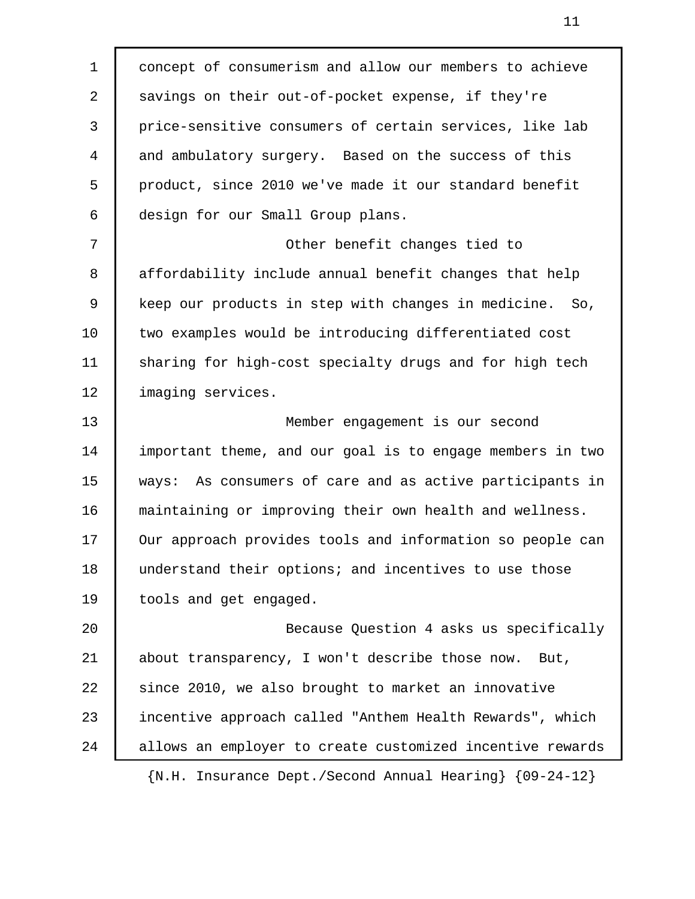concept of consumerism and allow our members to achieve savings on their out-of-pocket expense, if they're price-sensitive consumers of certain services, like lab and ambulatory surgery. Based on the success of this product, since 2010 we've made it our standard benefit design for our Small Group plans.

Other benefit changes tied to affordability include annual benefit changes that help keep our products in step with changes in medicine. So, two examples would be introducing differentiated cost sharing for high-cost specialty drugs and for high tech imaging services.

Member engagement is our second important theme, and our goal is to engage members in two ways: As consumers of care and as active participants in maintaining or improving their own health and wellness. Our approach provides tools and information so people can understand their options; and incentives to use those tools and get engaged.

Because Question 4 asks us specifically about transparency, I won't describe those now. But, since 2010, we also brought to market an innovative incentive approach called "Anthem Health Rewards", which allows an employer to create customized incentive rewards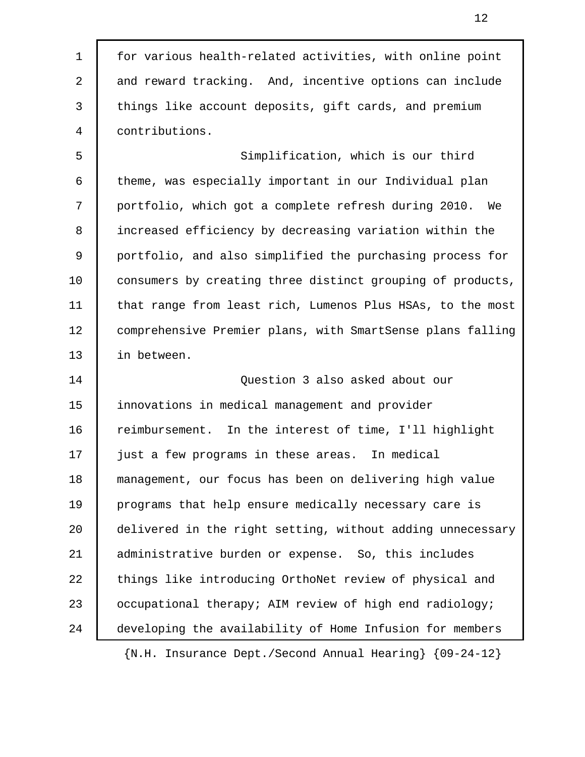for various health-related activities, with online point and reward tracking. And, incentive options can include things like account deposits, gift cards, and premium contributions.

Simplification, which is our third theme, was especially important in our Individual plan portfolio, which got a complete refresh during 2010. We increased efficiency by decreasing variation within the portfolio, and also simplified the purchasing process for consumers by creating three distinct grouping of products, that range from least rich, Lumenos Plus HSAs, to the most comprehensive Premier plans, with SmartSense plans falling in between.

Question 3 also asked about our innovations in medical management and provider reimbursement. In the interest of time, I'll highlight just a few programs in these areas. In medical management, our focus has been on delivering high value programs that help ensure medically necessary care is delivered in the right setting, without adding unnecessary administrative burden or expense. So, this includes things like introducing OrthoNet review of physical and occupational therapy; AIM review of high end radiology; developing the availability of Home Infusion for members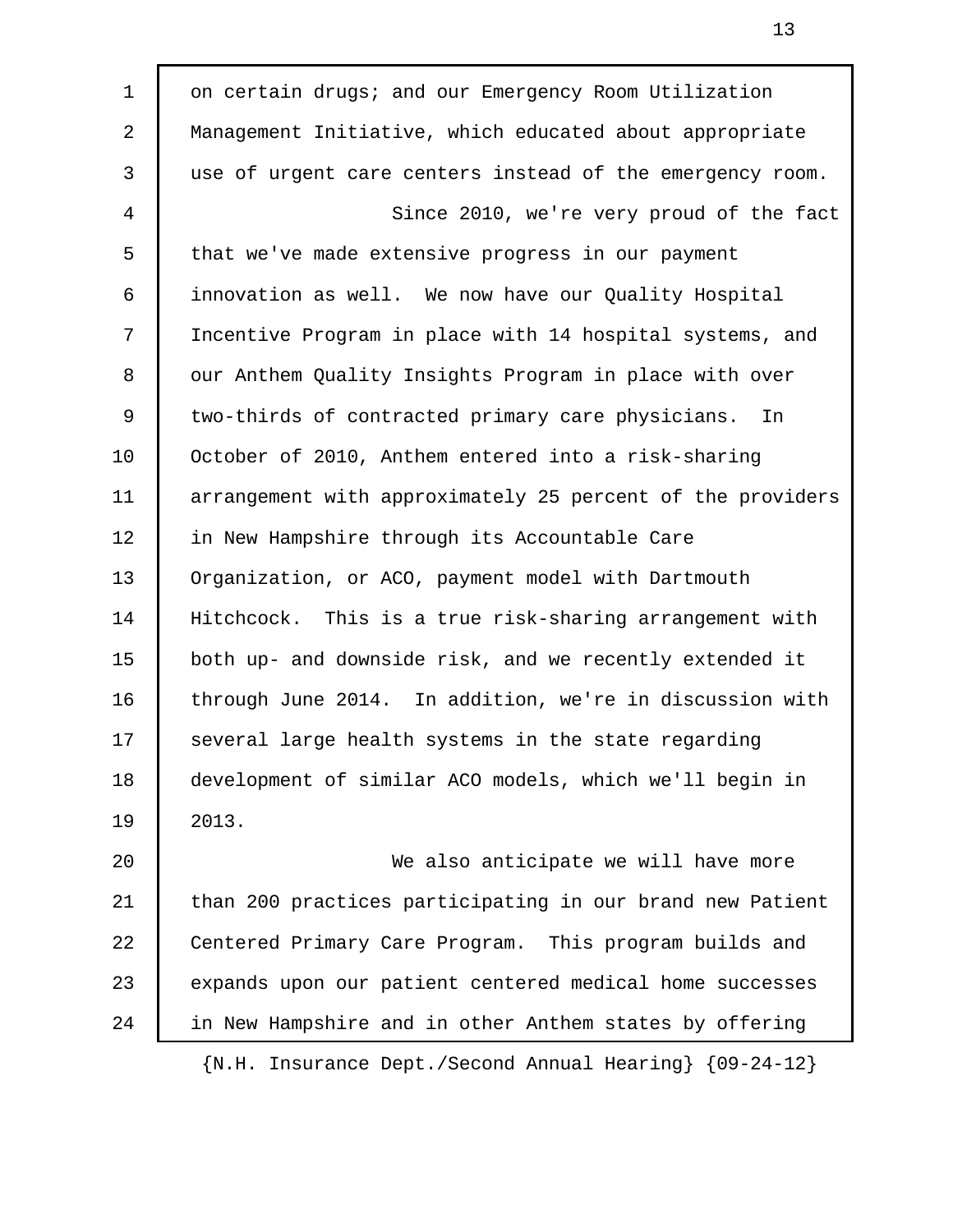on certain drugs; and our Emergency Room Utilization Management Initiative, which educated about appropriate use of urgent care centers instead of the emergency room.

Since 2010, we're very proud of the fact that we've made extensive progress in our payment innovation as well. We now have our Quality Hospital Incentive Program in place with 14 hospital systems, and our Anthem Quality Insights Program in place with over two-thirds of contracted primary care physicians. In October of 2010, Anthem entered into a risk-sharing arrangement with approximately 25 percent of the providers in New Hampshire through its Accountable Care Organization, or ACO, payment model with Dartmouth Hitchcock. This is a true risk-sharing arrangement with both up- and downside risk, and we recently extended it through June 2014. In addition, we're in discussion with several large health systems in the state regarding development of similar ACO models, which we'll begin in 2013.

We also anticipate we will have more than 200 practices participating in our brand new Patient Centered Primary Care Program. This program builds and expands upon our patient centered medical home successes in New Hampshire and in other Anthem states by offering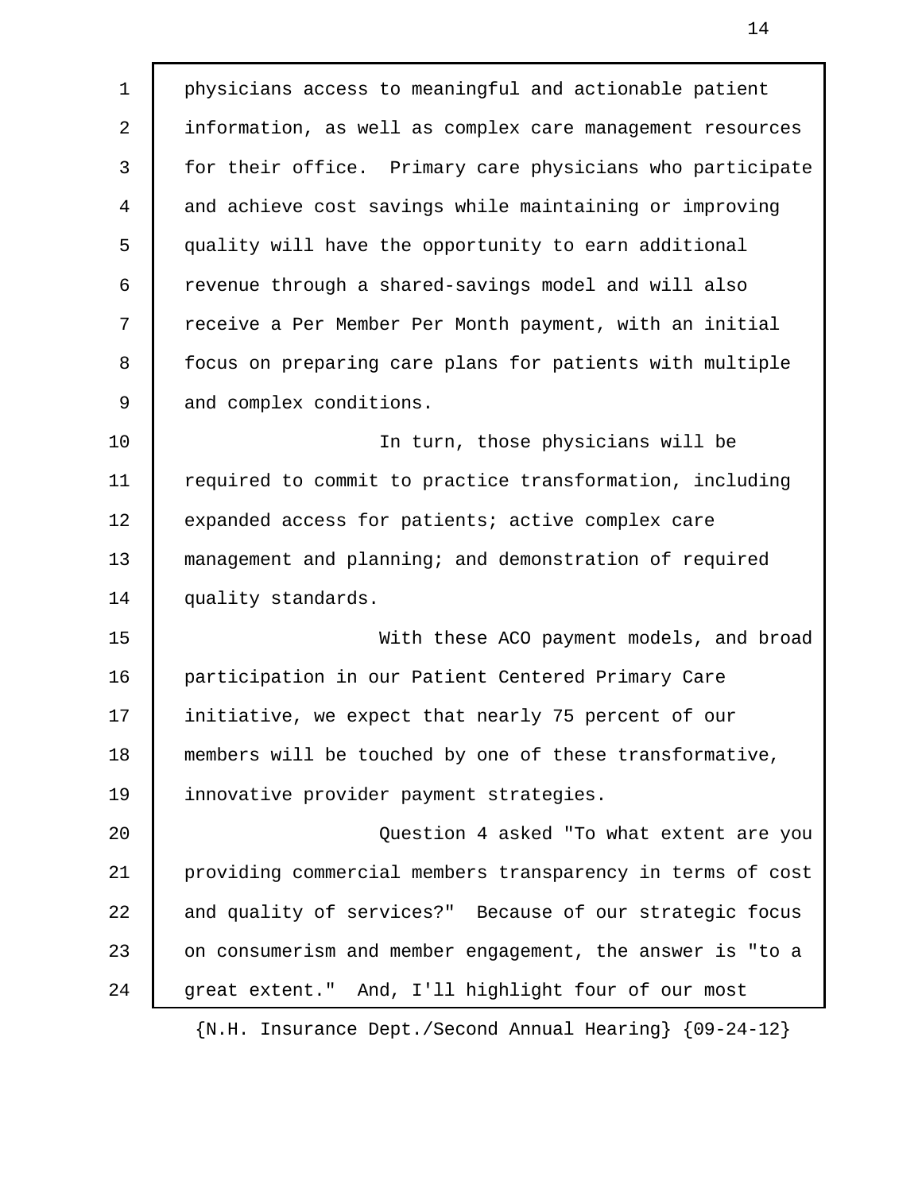physicians access to meaningful and actionable patient information, as well as complex care management resources for their office. Primary care physicians who participate and achieve cost savings while maintaining or improving quality will have the opportunity to earn additional revenue through a shared-savings model and will also receive a Per Member Per Month payment, with an initial focus on preparing care plans for patients with multiple and complex conditions.

In turn, those physicians will be required to commit to practice transformation, including expanded access for patients; active complex care management and planning; and demonstration of required quality standards.

With these ACO payment models, and broad participation in our Patient Centered Primary Care initiative, we expect that nearly 75 percent of our members will be touched by one of these transformative, innovative provider payment strategies.

Question 4 asked "To what extent are you providing commercial members transparency in terms of cost and quality of services?" Because of our strategic focus on consumerism and member engagement, the answer is "to a great extent." And, I'll highlight four of our most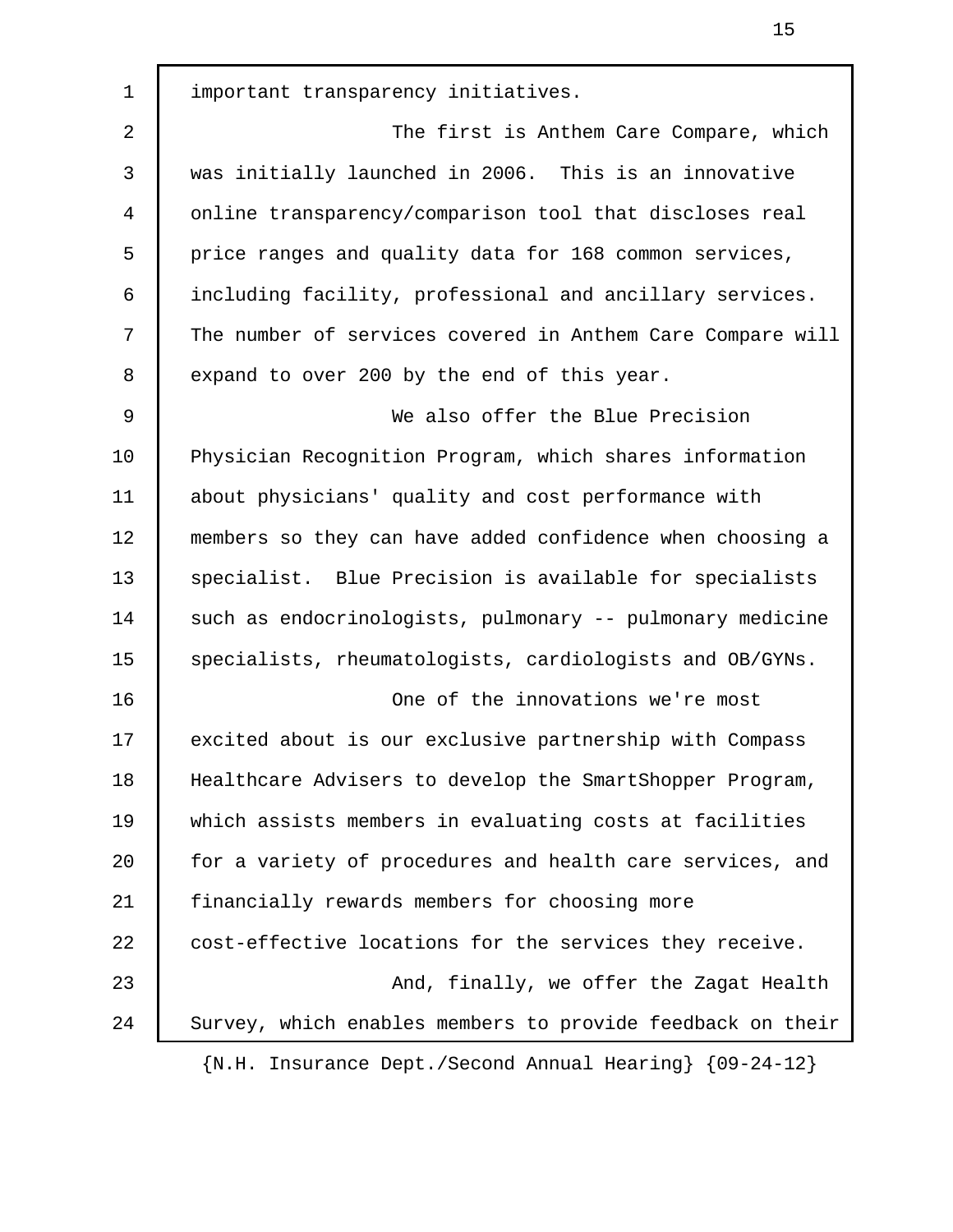important transparency initiatives.

The first is Anthem Care Compare, which was initially launched in 2006. This is an innovative online transparency/comparison tool that discloses real price ranges and quality data for 168 common services, including facility, professional and ancillary services. The number of services covered in Anthem Care Compare will expand to over 200 by the end of this year.

We also offer the Blue Precision Physician Recognition Program, which shares information about physicians' quality and cost performance with members so they can have added confidence when choosing a specialist. Blue Precision is available for specialists such as endocrinologists, pulmonary -- pulmonary medicine specialists, rheumatologists, cardiologists and OB/GYNs.

One of the innovations we're most excited about is our exclusive partnership with Compass Healthcare Advisers to develop the SmartShopper Program, which assists members in evaluating costs at facilities for a variety of procedures and health care services, and financially rewards members for choosing more cost-effective locations for the services they receive.

And, finally, we offer the Zagat Health Survey, which enables members to provide feedback on their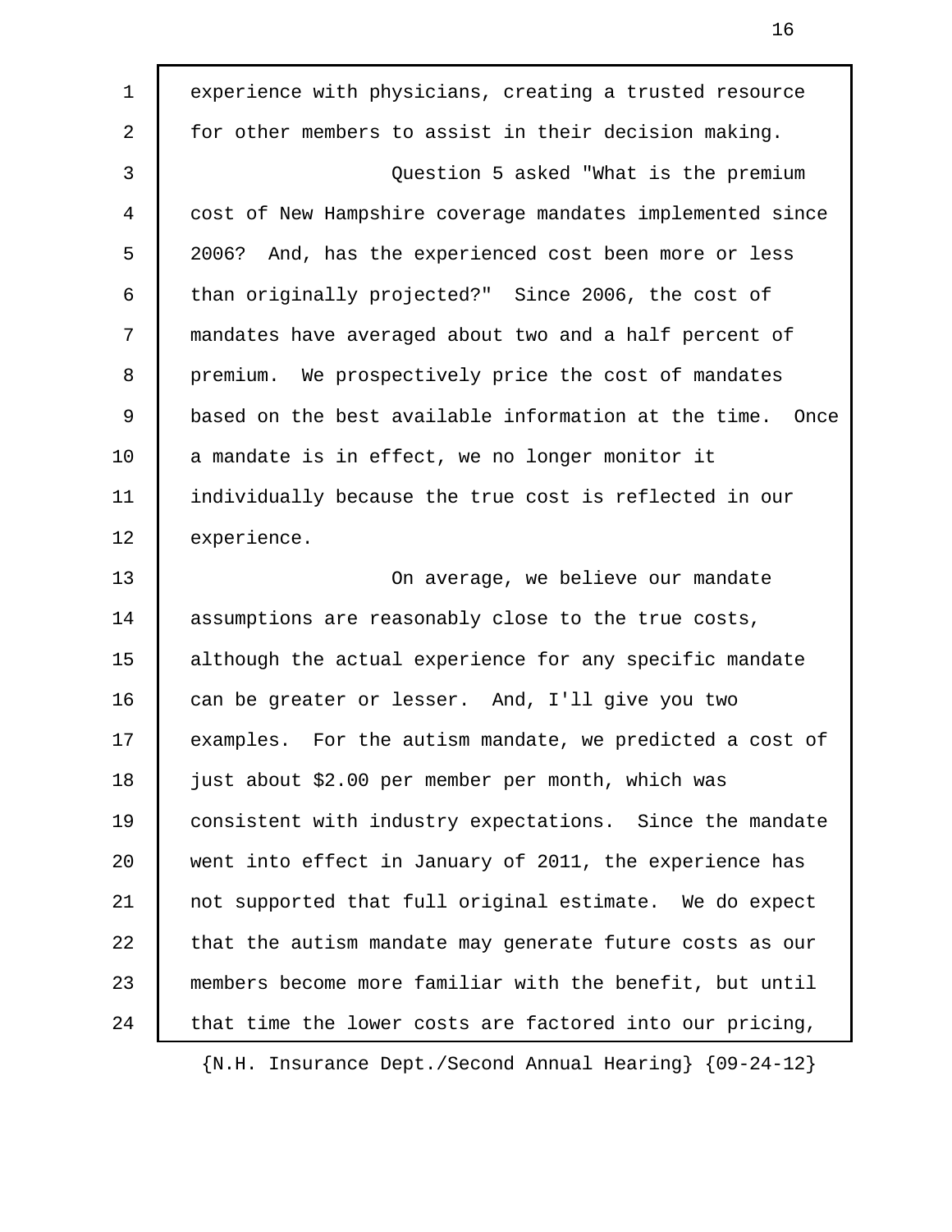experience with physicians, creating a trusted resource for other members to assist in their decision making.

Question 5 asked "What is the premium cost of New Hampshire coverage mandates implemented since 2006? And, has the experienced cost been more or less than originally projected?" Since 2006, the cost of mandates have averaged about two and a half percent of premium. We prospectively price the cost of mandates based on the best available information at the time. Once a mandate is in effect, we no longer monitor it individually because the true cost is reflected in our experience.

On average, we believe our mandate assumptions are reasonably close to the true costs, although the actual experience for any specific mandate can be greater or lesser. And, I'll give you two examples. For the autism mandate, we predicted a cost of just about $2.00 per member per month, which was consistent with industry expectations. Since the mandate went into effect in January of 2011, the experience has not supported that full original estimate. We do expect that the autism mandate may generate future costs as our members become more familiar with the benefit, but until that time the lower costs are factored into our pricing,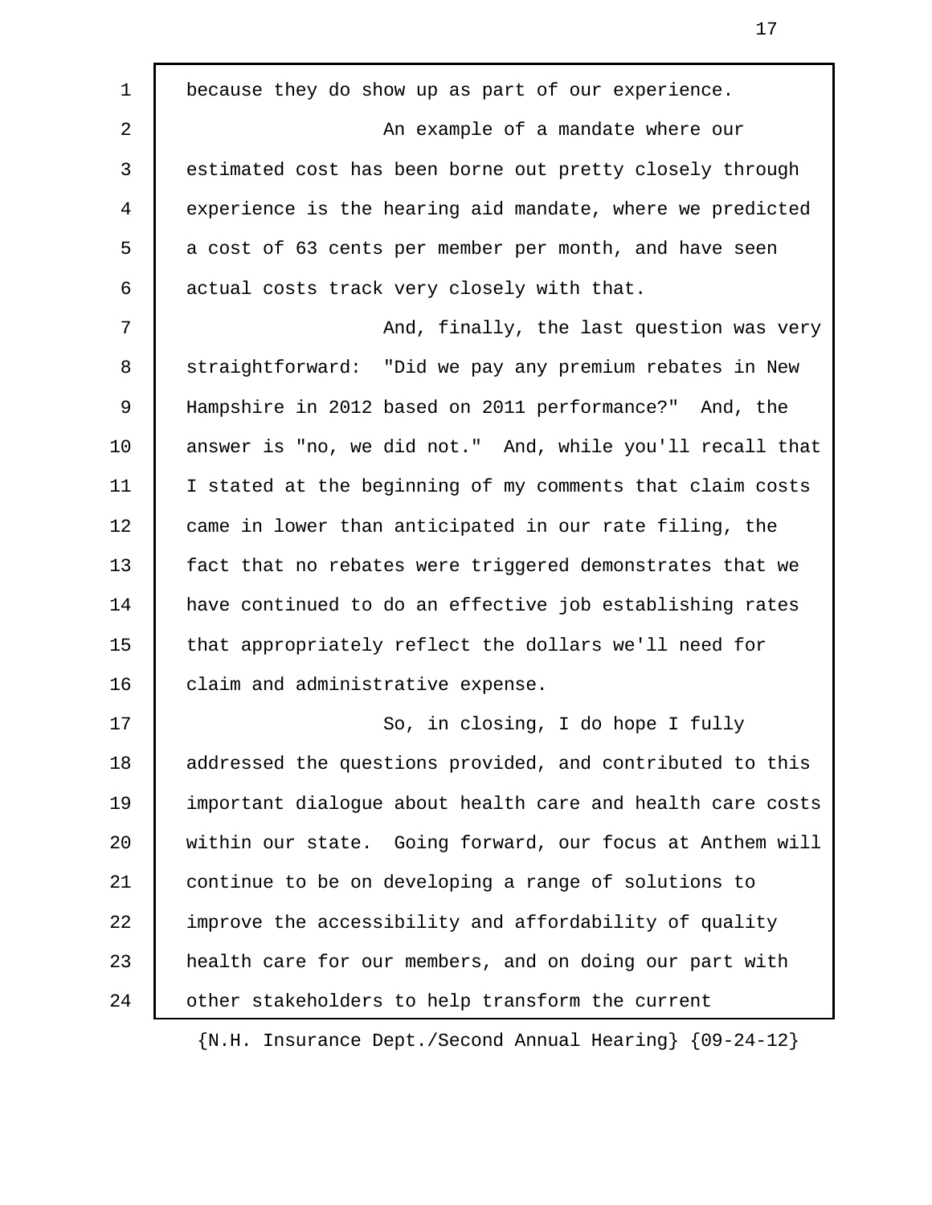because they do show up as part of our experience.

An example of a mandate where our estimated cost has been borne out pretty closely through experience is the hearing aid mandate, where we predicted a cost of 63 cents per member per month, and have seen actual costs track very closely with that.

And, finally, the last question was very straightforward: "Did we pay any premium rebates in New Hampshire in 2012 based on 2011 performance?" And, the answer is "no, we did not." And, while you'll recall that I stated at the beginning of my comments that claim costs came in lower than anticipated in our rate filing, the fact that no rebates were triggered demonstrates that we have continued to do an effective job establishing rates that appropriately reflect the dollars we'll need for claim and administrative expense.

So, in closing, I do hope I fully addressed the questions provided, and contributed to this important dialogue about health care and health care costs within our state. Going forward, our focus at Anthem will continue to be on developing a range of solutions to improve the accessibility and affordability of quality health care for our members, and on doing our part with other stakeholders to help transform the current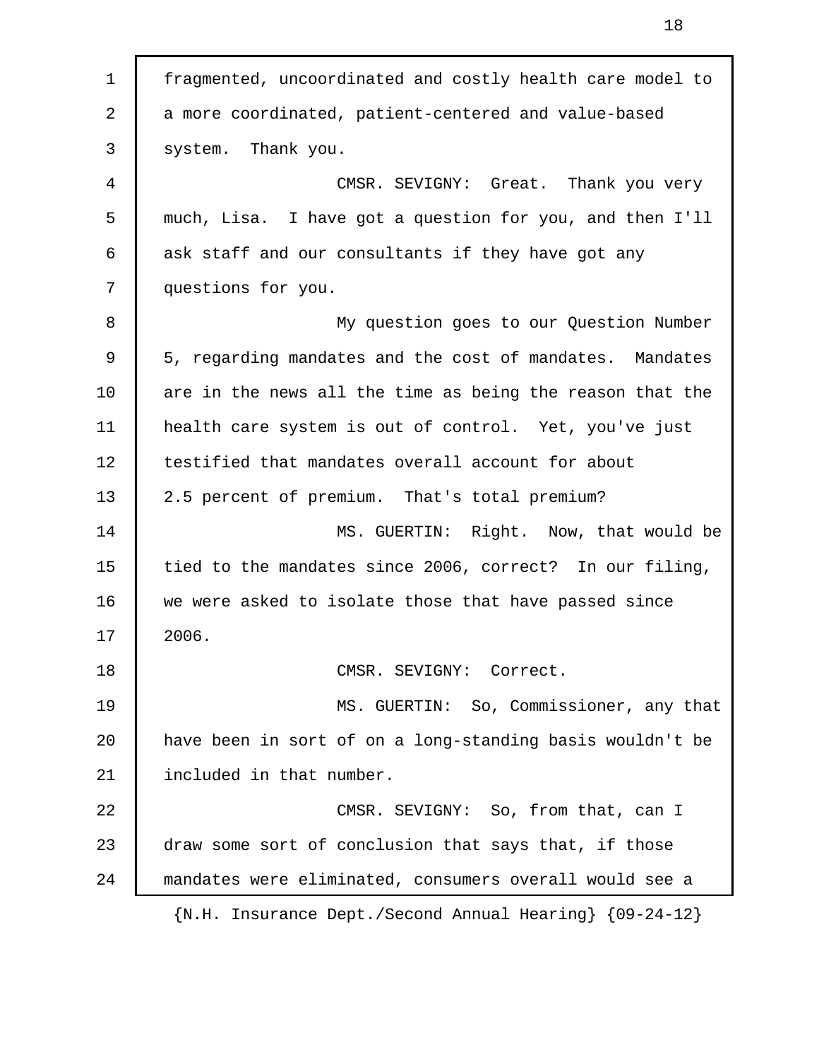fragmented, uncoordinated and costly health care model to a more coordinated, patient-centered and value-based system. Thank you.

CMSR. SEVIGNY: Great. Thank you very much, Lisa. I have got a question for you, and then I'll ask staff and our consultants if they have got any questions for you.

My question goes to our Question Number 5, regarding mandates and the cost of mandates. Mandates are in the news all the time as being the reason that the health care system is out of control. Yet, you've just testified that mandates overall account for about 2.5 percent of premium. That's total premium?

MS. GUERTIN: Right. Now, that would be tied to the mandates since 2006, correct? In our filing, we were asked to isolate those that have passed since 2006.

CMSR. SEVIGNY: Correct.

MS. GUERTIN: So, Commissioner, any that have been in sort of on a long-standing basis wouldn't be included in that number.

CMSR. SEVIGNY: So, from that, can I draw some sort of conclusion that says that, if those mandates were eliminated, consumers overall would see a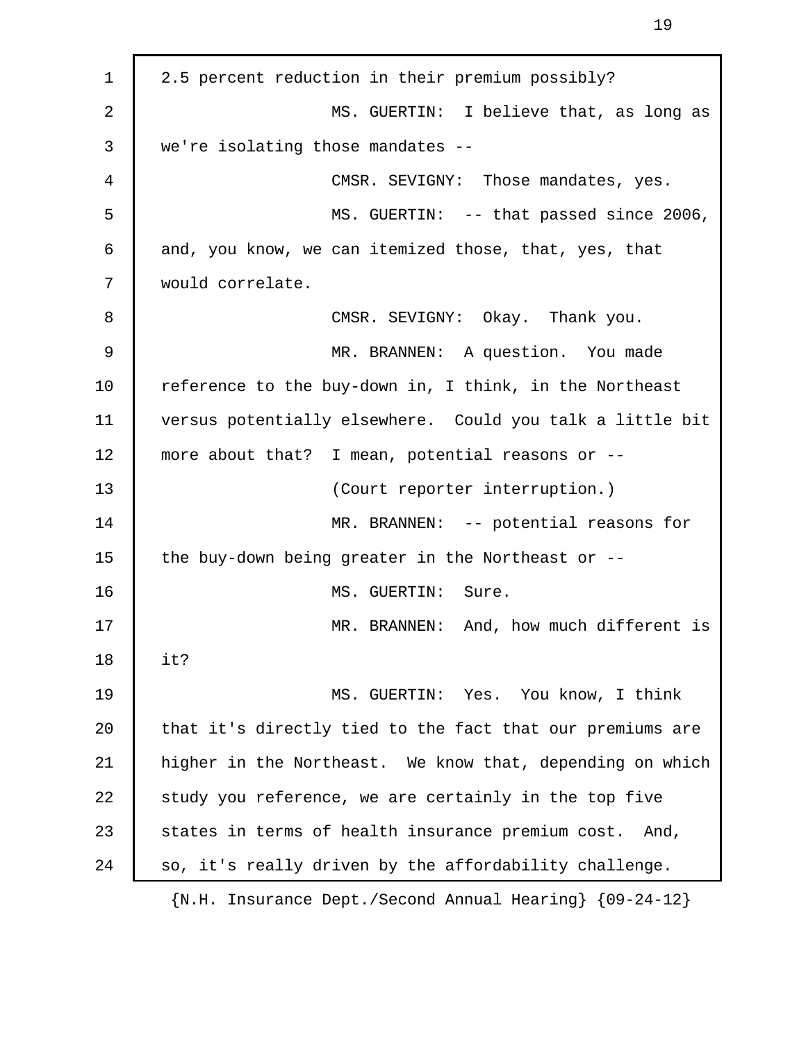2.5 percent reduction in their premium possibly?

MS. GUERTIN: I believe that, as long as we're isolating those mandates --

CMSR. SEVIGNY: Those mandates, yes.

MS. GUERTIN: -- that passed since 2006, and, you know, we can itemized those, that, yes, that would correlate.

CMSR. SEVIGNY: Okay. Thank you.

MR. BRANNEN: A question. You made reference to the buy-down in, I think, in the Northeast versus potentially elsewhere. Could you talk a little bit more about that? I mean, potential reasons or --

(Court reporter interruption.)

MR. BRANNEN: -- potential reasons for the buy-down being greater in the Northeast or --

MS. GUERTIN: Sure.

MR. BRANNEN: And, how much different is it?

MS. GUERTIN: Yes. You know, I think that it's directly tied to the fact that our premiums are higher in the Northeast. We know that, depending on which study you reference, we are certainly in the top five states in terms of health insurance premium cost. And, so, it's really driven by the affordability challenge.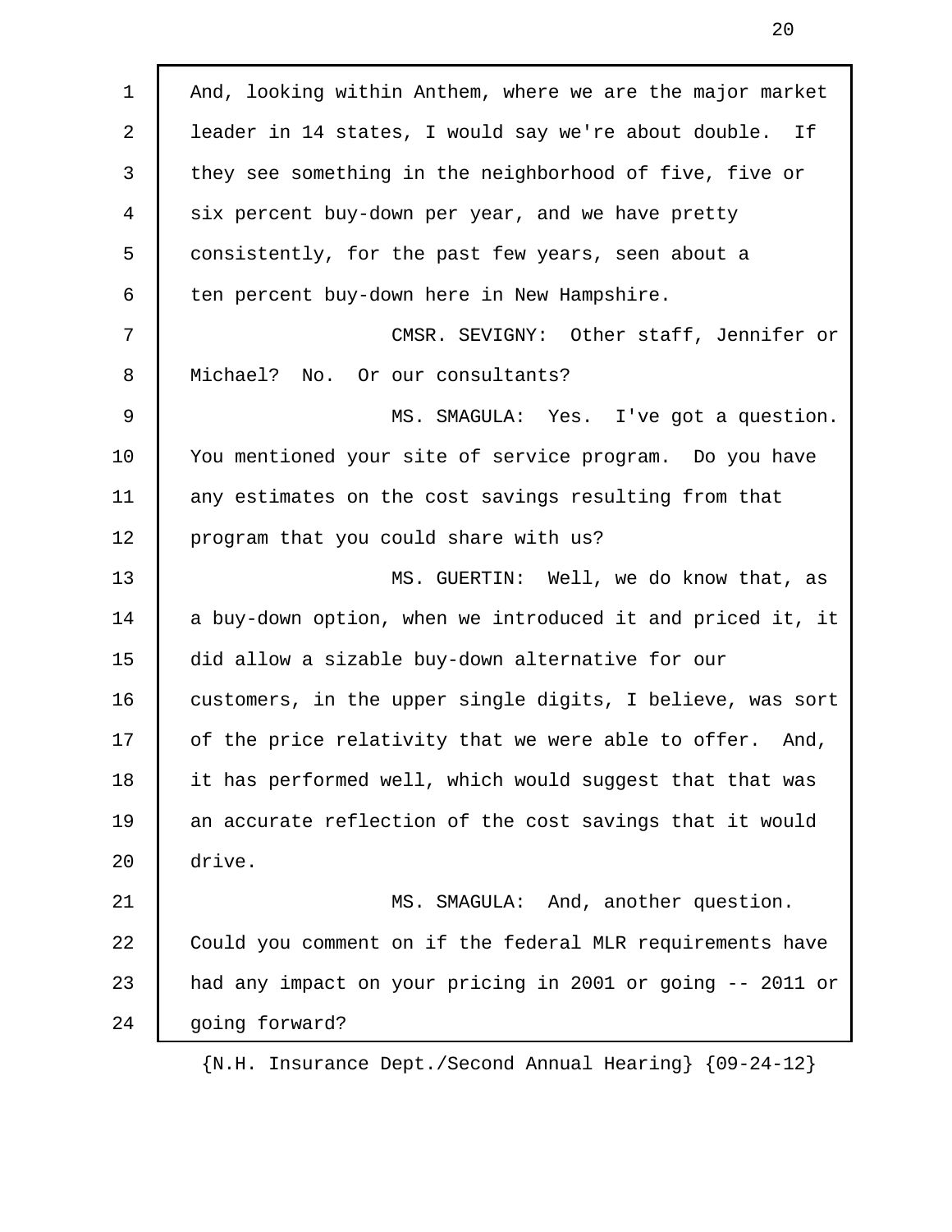And, looking within Anthem, where we are the major market leader in 14 states, I would say we're about double. If they see something in the neighborhood of five, five or six percent buy-down per year, and we have pretty consistently, for the past few years, seen about a ten percent buy-down here in New Hampshire.

CMSR. SEVIGNY: Other staff, Jennifer or Michael? No. Or our consultants?

MS. SMAGULA: Yes. I've got a question. You mentioned your site of service program. Do you have any estimates on the cost savings resulting from that program that you could share with us?

MS. GUERTIN: Well, we do know that, as a buy-down option, when we introduced it and priced it, it did allow a sizable buy-down alternative for our customers, in the upper single digits, I believe, was sort of the price relativity that we were able to offer. And, it has performed well, which would suggest that that was an accurate reflection of the cost savings that it would drive.

MS. SMAGULA: And, another question. Could you comment on if the federal MLR requirements have had any impact on your pricing in 2001 or going -- 2011 or going forward?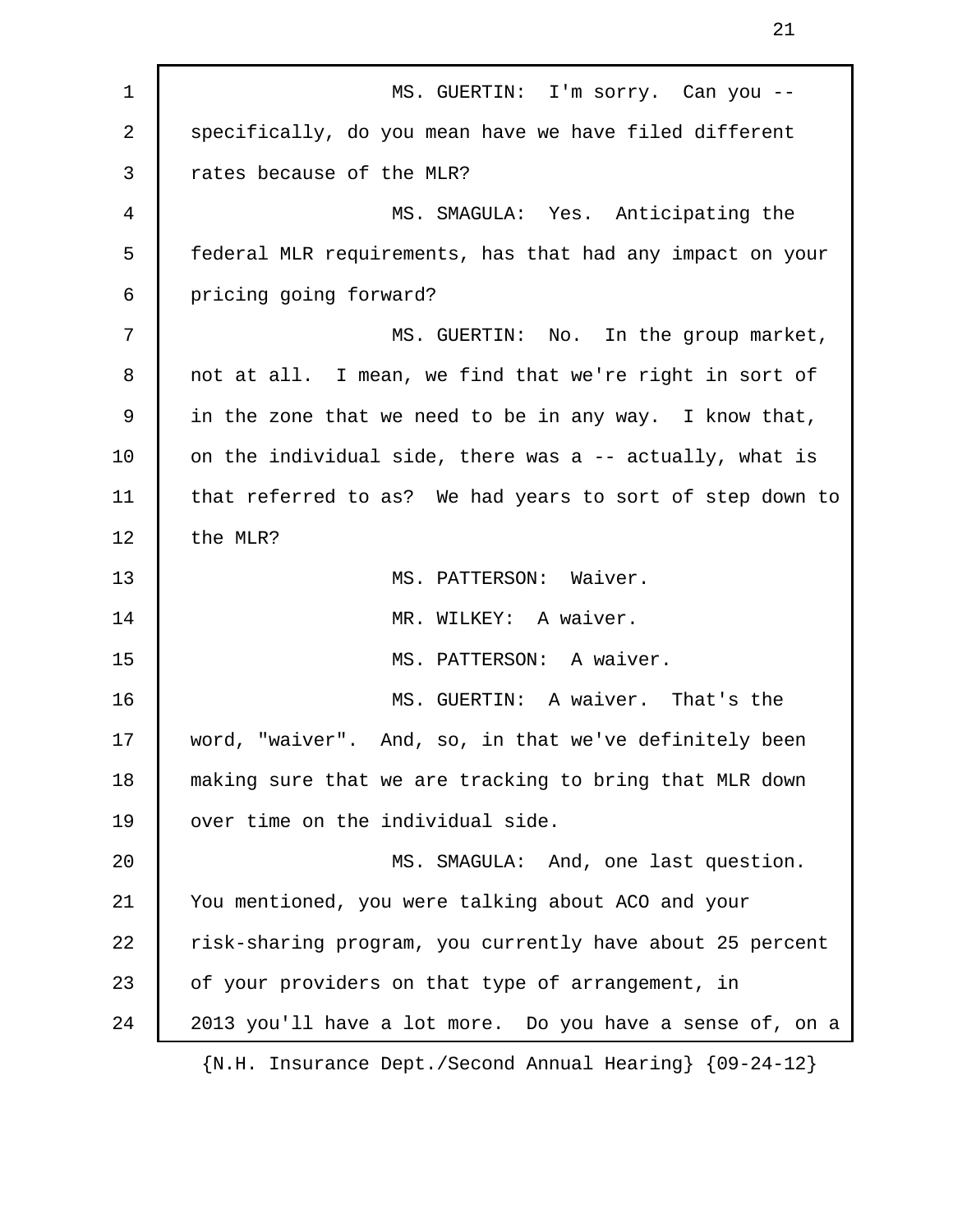MS. GUERTIN: I'm sorry. Can you -- specifically, do you mean have we have filed different rates because of the MLR?

MS. SMAGULA: Yes. Anticipating the federal MLR requirements, has that had any impact on your pricing going forward?

MS. GUERTIN: No. In the group market, not at all. I mean, we find that we're right in sort of in the zone that we need to be in any way. I know that, on the individual side, there was a -- actually, what is that referred to as? We had years to sort of step down to the MLR?

MS. PATTERSON: Waiver.

MR. WILKEY: A waiver.

MS. PATTERSON: A waiver.

MS. GUERTIN: A waiver. That's the word, "waiver". And, so, in that we've definitely been making sure that we are tracking to bring that MLR down over time on the individual side.

MS. SMAGULA: And, one last question. You mentioned, you were talking about ACO and your risk-sharing program, you currently have about 25 percent of your providers on that type of arrangement, in 2013 you'll have a lot more. Do you have a sense of, on a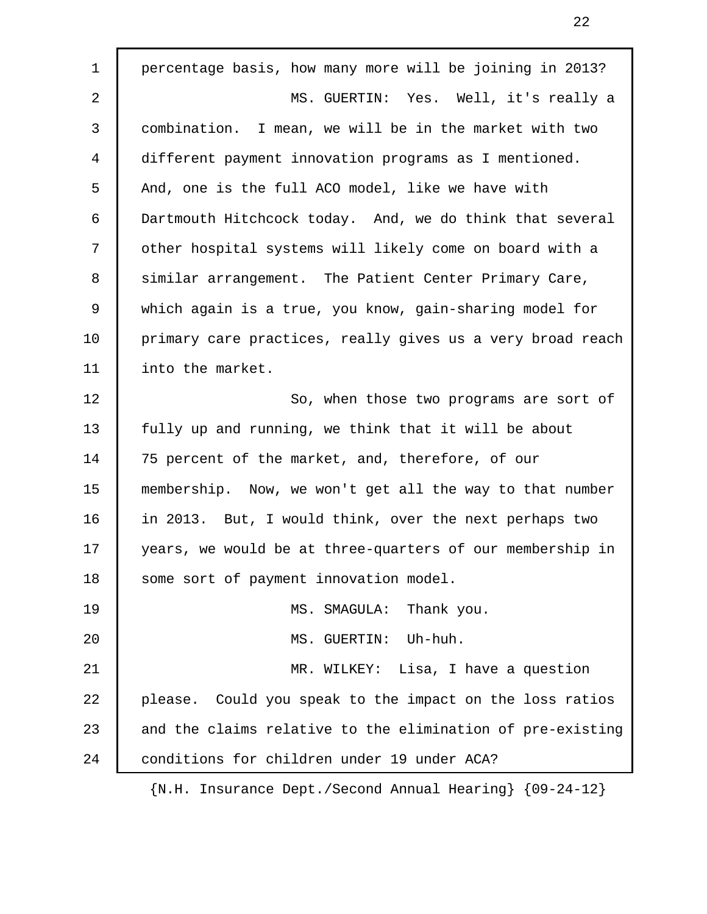percentage basis, how many more will be joining in 2013?

MS. GUERTIN: Yes. Well, it's really a combination. I mean, we will be in the market with two different payment innovation programs as I mentioned. And, one is the full ACO model, like we have with Dartmouth Hitchcock today. And, we do think that several other hospital systems will likely come on board with a similar arrangement. The Patient Center Primary Care, which again is a true, you know, gain-sharing model for primary care practices, really gives us a very broad reach into the market.

So, when those two programs are sort of fully up and running, we think that it will be about 75 percent of the market, and, therefore, of our membership. Now, we won't get all the way to that number in 2013. But, I would think, over the next perhaps two years, we would be at three-quarters of our membership in some sort of payment innovation model.

MS. SMAGULA: Thank you.

MS. GUERTIN: Uh-huh.

MR. WILKEY: Lisa, I have a question please. Could you speak to the impact on the loss ratios and the claims relative to the elimination of pre-existing conditions for children under 19 under ACA?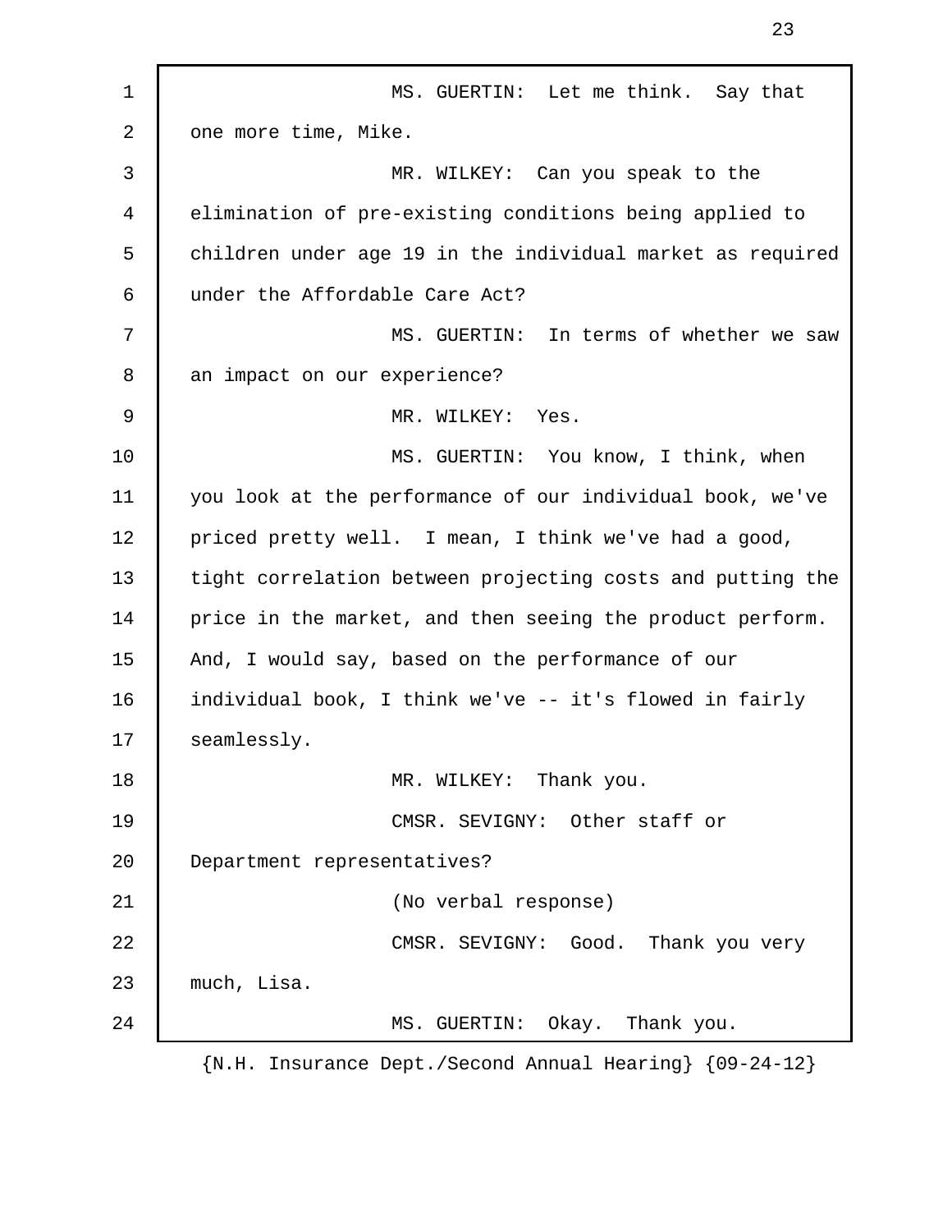MS. GUERTIN: Let me think. Say that one more time, Mike.

MR. WILKEY: Can you speak to the elimination of pre-existing conditions being applied to children under age 19 in the individual market as required under the Affordable Care Act?

MS. GUERTIN: In terms of whether we saw an impact on our experience?

MR. WILKEY: Yes.

MS. GUERTIN: You know, I think, when you look at the performance of our individual book, we've priced pretty well. I mean, I think we've had a good, tight correlation between projecting costs and putting the price in the market, and then seeing the product perform. And, I would say, based on the performance of our individual book, I think we've -- it's flowed in fairly seamlessly.

MR. WILKEY: Thank you.

CMSR. SEVIGNY: Other staff or Department representatives?

(No verbal response)

CMSR. SEVIGNY: Good. Thank you very much, Lisa.

MS. GUERTIN: Okay. Thank you.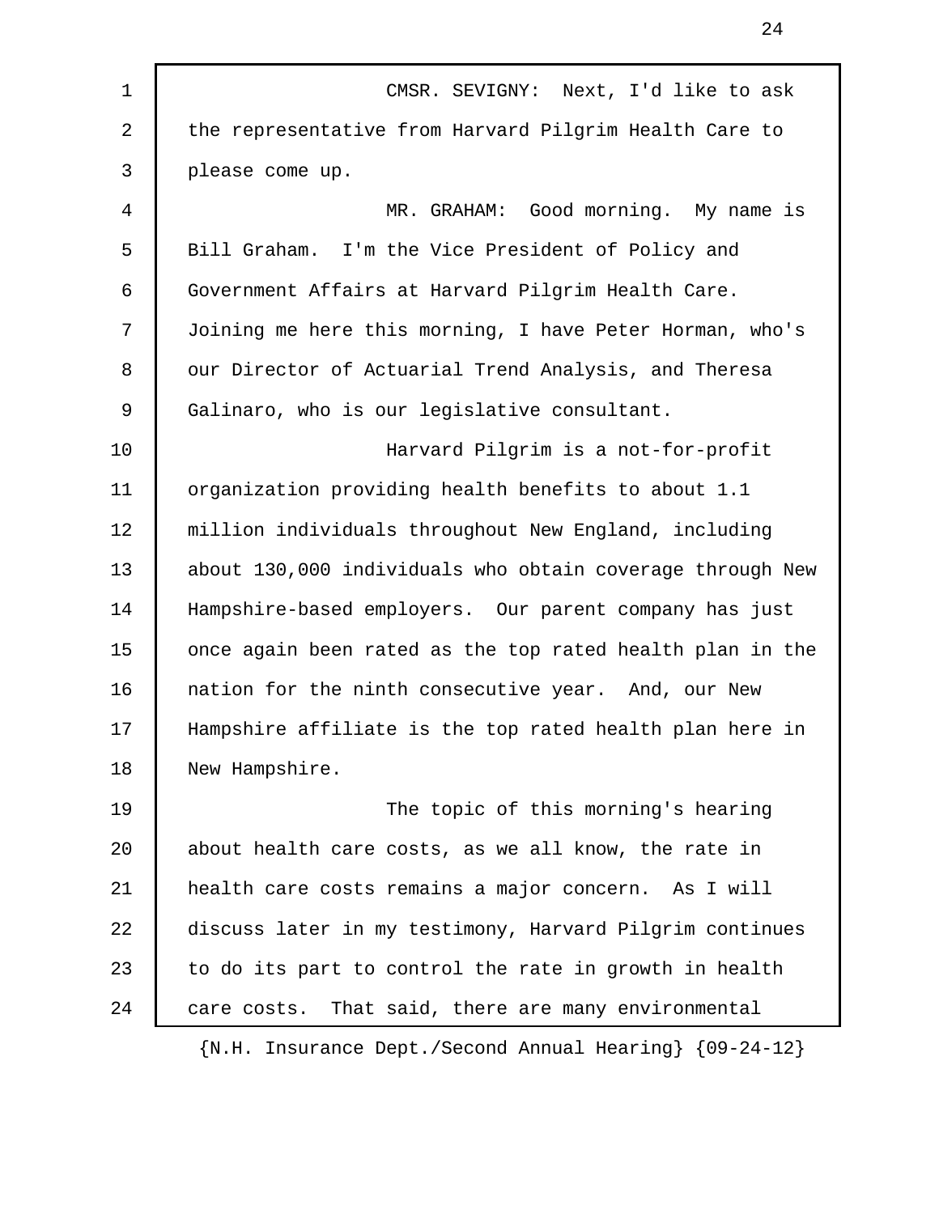CMSR. SEVIGNY: Next, I'd like to ask the representative from Harvard Pilgrim Health Care to please come up.

MR. GRAHAM: Good morning. My name is Bill Graham. I'm the Vice President of Policy and Government Affairs at Harvard Pilgrim Health Care. Joining me here this morning, I have Peter Horman, who's our Director of Actuarial Trend Analysis, and Theresa Galinaro, who is our legislative consultant.

Harvard Pilgrim is a not-for-profit organization providing health benefits to about 1.1 million individuals throughout New England, including about 130,000 individuals who obtain coverage through New Hampshire-based employers. Our parent company has just once again been rated as the top rated health plan in the nation for the ninth consecutive year. And, our New Hampshire affiliate is the top rated health plan here in New Hampshire.

The topic of this morning's hearing about health care costs, as we all know, the rate in health care costs remains a major concern. As I will discuss later in my testimony, Harvard Pilgrim continues to do its part to control the rate in growth in health care costs. That said, there are many environmental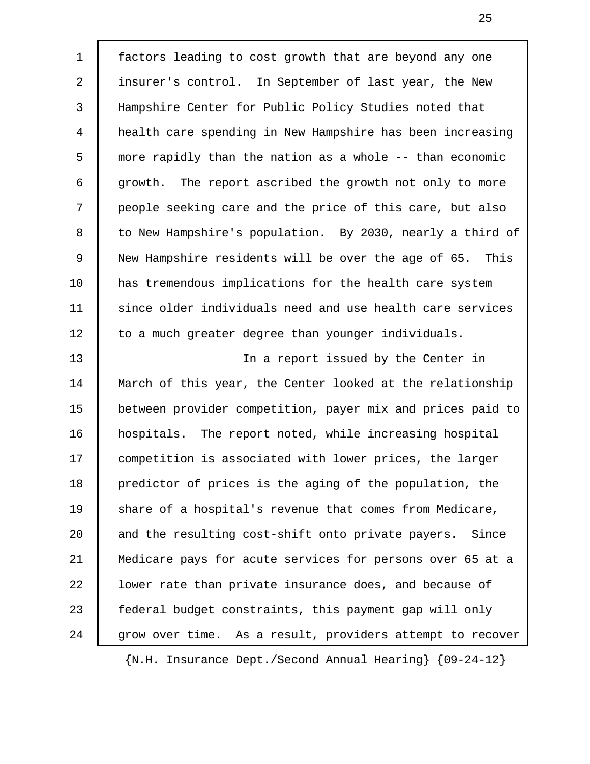factors leading to cost growth that are beyond any one insurer's control. In September of last year, the New Hampshire Center for Public Policy Studies noted that health care spending in New Hampshire has been increasing more rapidly than the nation as a whole -- than economic growth. The report ascribed the growth not only to more people seeking care and the price of this care, but also to New Hampshire's population. By 2030, nearly a third of New Hampshire residents will be over the age of 65. This has tremendous implications for the health care system since older individuals need and use health care services to a much greater degree than younger individuals.

In a report issued by the Center in March of this year, the Center looked at the relationship between provider competition, payer mix and prices paid to hospitals. The report noted, while increasing hospital competition is associated with lower prices, the larger predictor of prices is the aging of the population, the share of a hospital's revenue that comes from Medicare, and the resulting cost-shift onto private payers. Since Medicare pays for acute services for persons over 65 at a lower rate than private insurance does, and because of federal budget constraints, this payment gap will only grow over time. As a result, providers attempt to recover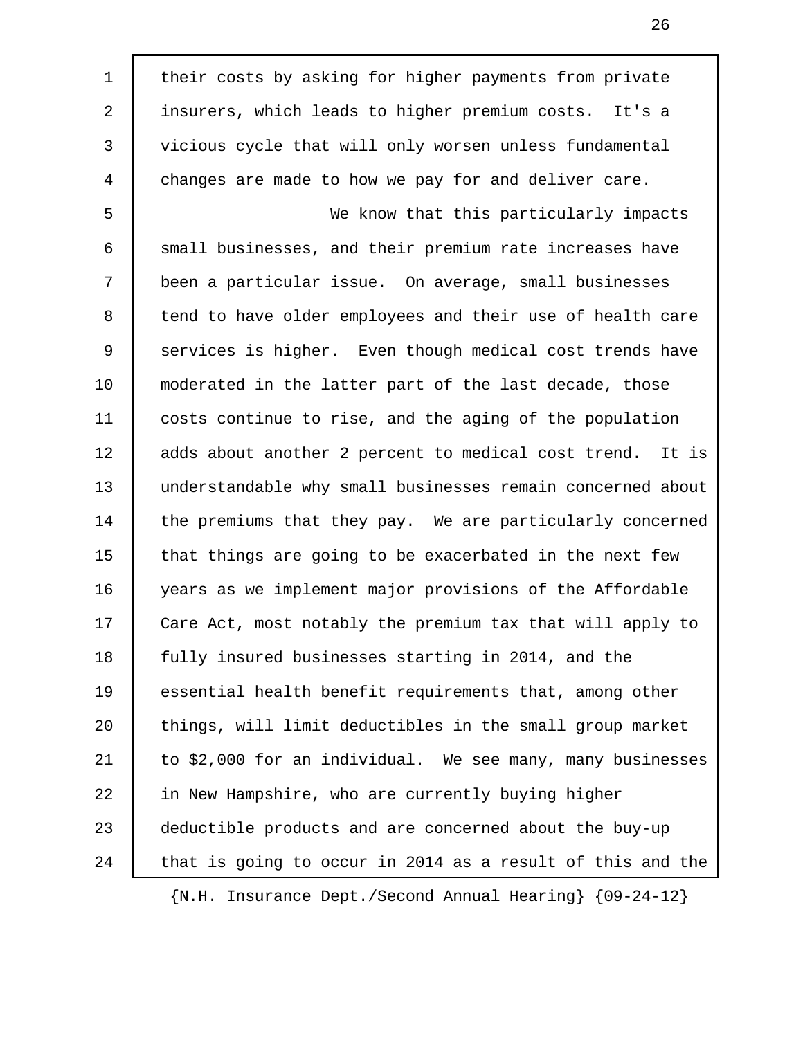their costs by asking for higher payments from private insurers, which leads to higher premium costs. It's a vicious cycle that will only worsen unless fundamental changes are made to how we pay for and deliver care.

We know that this particularly impacts small businesses, and their premium rate increases have been a particular issue. On average, small businesses tend to have older employees and their use of health care services is higher. Even though medical cost trends have moderated in the latter part of the last decade, those costs continue to rise, and the aging of the population adds about another 2 percent to medical cost trend. It is understandable why small businesses remain concerned about the premiums that they pay. We are particularly concerned that things are going to be exacerbated in the next few years as we implement major provisions of the Affordable Care Act, most notably the premium tax that will apply to fully insured businesses starting in 2014, and the essential health benefit requirements that, among other things, will limit deductibles in the small group market to $2,000 for an individual. We see many, many businesses in New Hampshire, who are currently buying higher deductible products and are concerned about the buy-up that is going to occur in 2014 as a result of this and the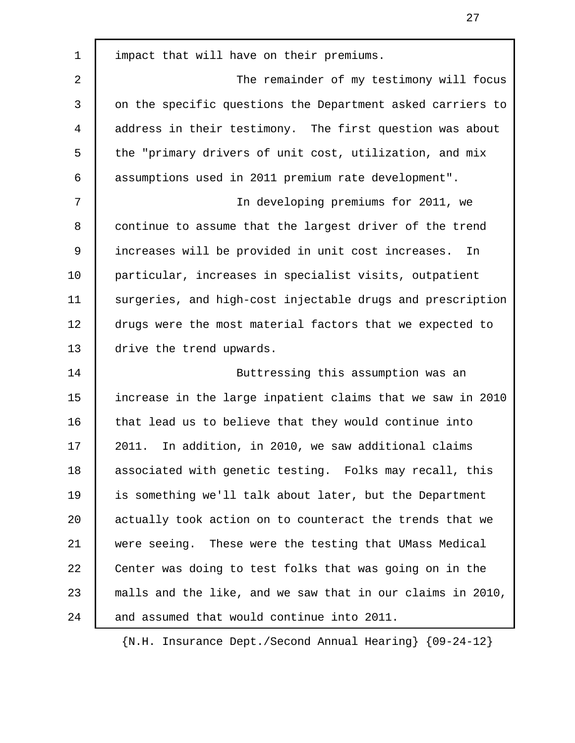impact that will have on their premiums.

The remainder of my testimony will focus on the specific questions the Department asked carriers to address in their testimony. The first question was about the "primary drivers of unit cost, utilization, and mix assumptions used in 2011 premium rate development".

In developing premiums for 2011, we continue to assume that the largest driver of the trend increases will be provided in unit cost increases. In particular, increases in specialist visits, outpatient surgeries, and high-cost injectable drugs and prescription drugs were the most material factors that we expected to drive the trend upwards.

Buttressing this assumption was an increase in the large inpatient claims that we saw in 2010 that lead us to believe that they would continue into 2011. In addition, in 2010, we saw additional claims associated with genetic testing. Folks may recall, this is something we'll talk about later, but the Department actually took action on to counteract the trends that we were seeing. These were the testing that UMass Medical Center was doing to test folks that was going on in the malls and the like, and we saw that in our claims in 2010, and assumed that would continue into 2011.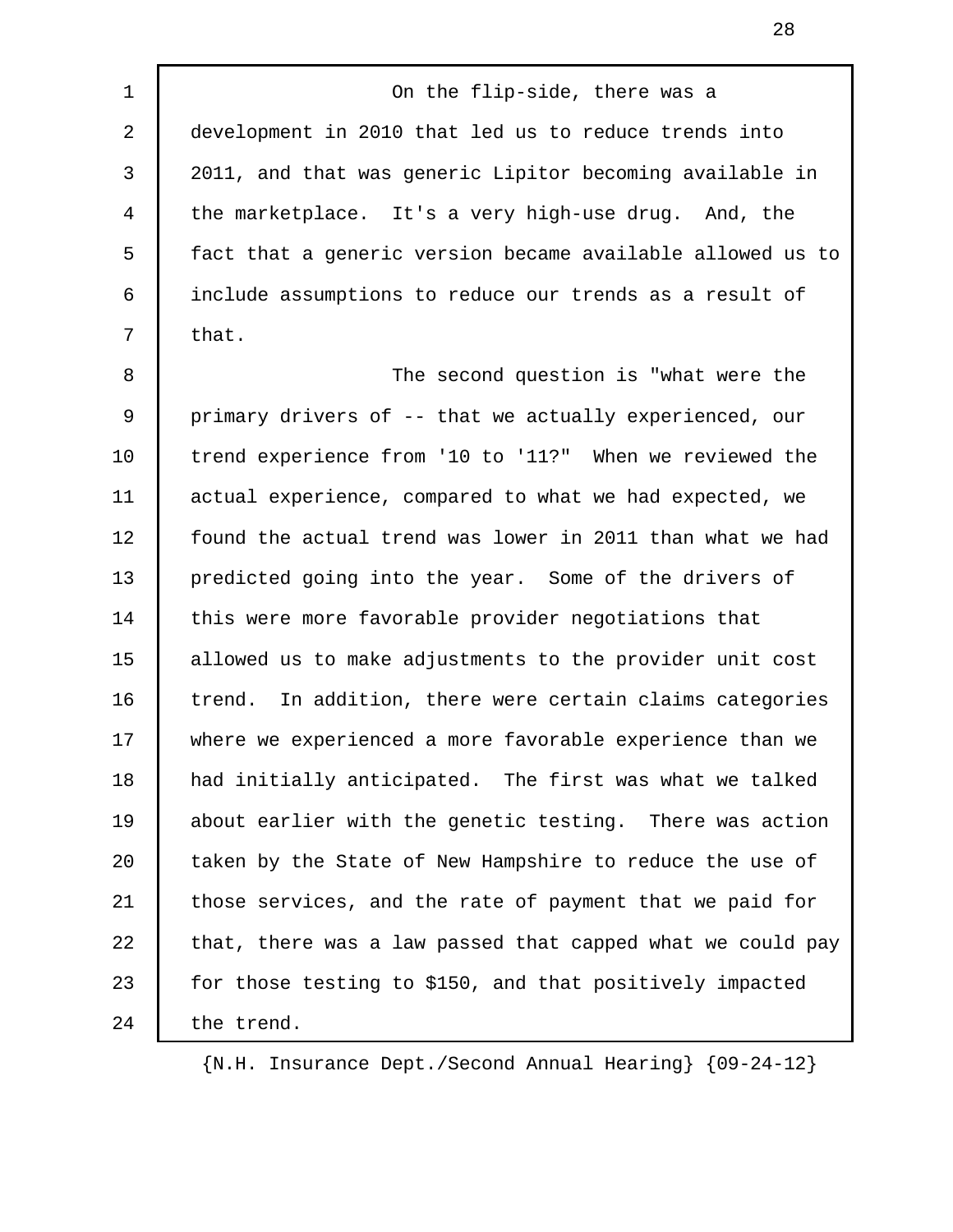On the flip-side, there was a development in 2010 that led us to reduce trends into 2011, and that was generic Lipitor becoming available in the marketplace. It's a very high-use drug. And, the fact that a generic version became available allowed us to include assumptions to reduce our trends as a result of that.

The second question is "what were the primary drivers of -- that we actually experienced, our trend experience from '10 to '11?" When we reviewed the actual experience, compared to what we had expected, we found the actual trend was lower in 2011 than what we had predicted going into the year. Some of the drivers of this were more favorable provider negotiations that allowed us to make adjustments to the provider unit cost trend. In addition, there were certain claims categories where we experienced a more favorable experience than we had initially anticipated. The first was what we talked about earlier with the genetic testing. There was action taken by the State of New Hampshire to reduce the use of those services, and the rate of payment that we paid for that, there was a law passed that capped what we could pay for those testing to $150, and that positively impacted the trend.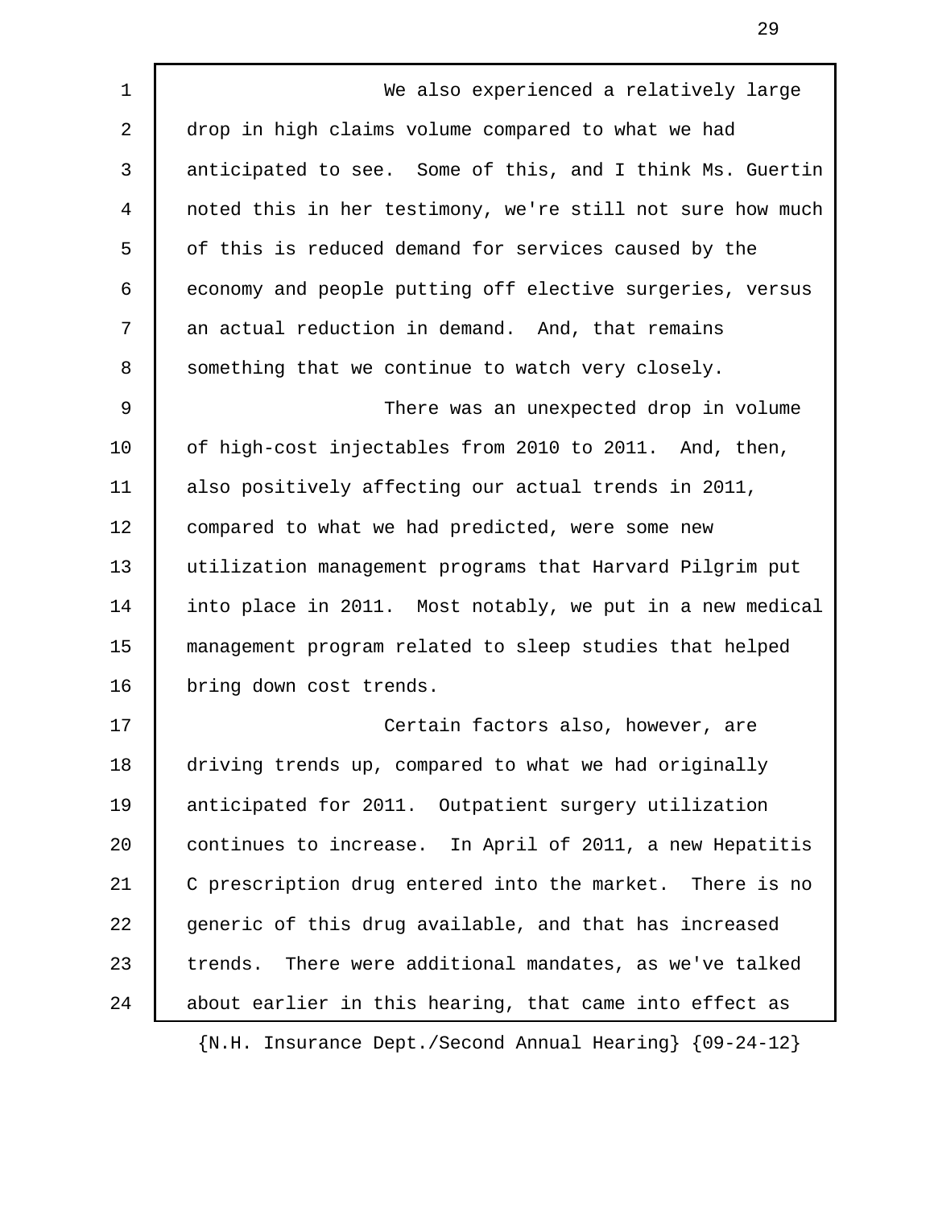We also experienced a relatively large drop in high claims volume compared to what we had anticipated to see. Some of this, and I think Ms. Guertin noted this in her testimony, we're still not sure how much of this is reduced demand for services caused by the economy and people putting off elective surgeries, versus an actual reduction in demand. And, that remains something that we continue to watch very closely.

There was an unexpected drop in volume of high-cost injectables from 2010 to 2011. And, then, also positively affecting our actual trends in 2011, compared to what we had predicted, were some new utilization management programs that Harvard Pilgrim put into place in 2011. Most notably, we put in a new medical management program related to sleep studies that helped bring down cost trends.

Certain factors also, however, are driving trends up, compared to what we had originally anticipated for 2011. Outpatient surgery utilization continues to increase. In April of 2011, a new Hepatitis C prescription drug entered into the market. There is no generic of this drug available, and that has increased trends. There were additional mandates, as we've talked about earlier in this hearing, that came into effect as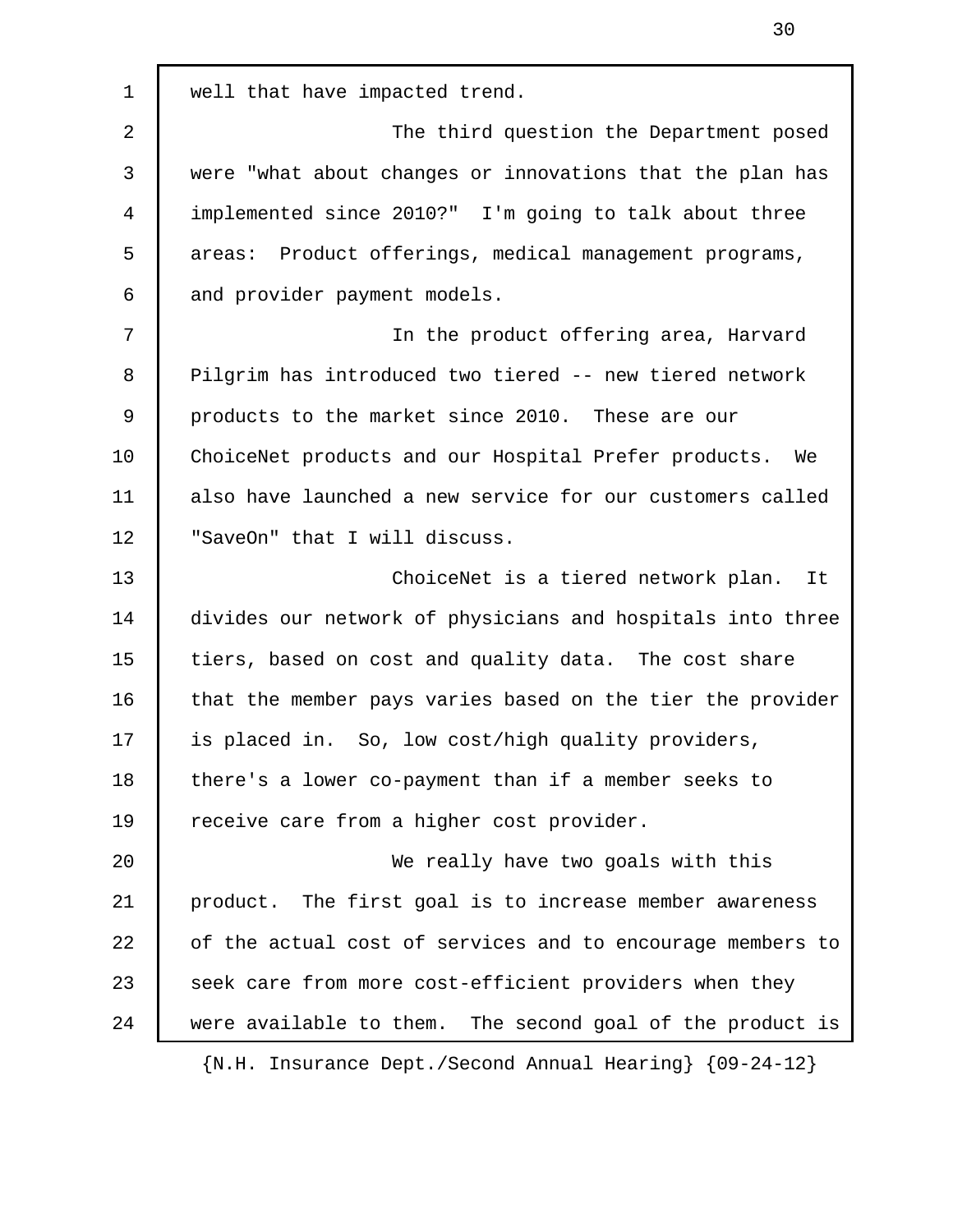well that have impacted trend.

The third question the Department posed were "what about changes or innovations that the plan has implemented since 2010?" I'm going to talk about three areas: Product offerings, medical management programs, and provider payment models.

In the product offering area, Harvard Pilgrim has introduced two tiered -- new tiered network products to the market since 2010. These are our ChoiceNet products and our Hospital Prefer products. We also have launched a new service for our customers called "SaveOn" that I will discuss.

ChoiceNet is a tiered network plan. It divides our network of physicians and hospitals into three tiers, based on cost and quality data. The cost share that the member pays varies based on the tier the provider is placed in. So, low cost/high quality providers, there's a lower co-payment than if a member seeks to receive care from a higher cost provider.

We really have two goals with this product. The first goal is to increase member awareness of the actual cost of services and to encourage members to seek care from more cost-efficient providers when they were available to them. The second goal of the product is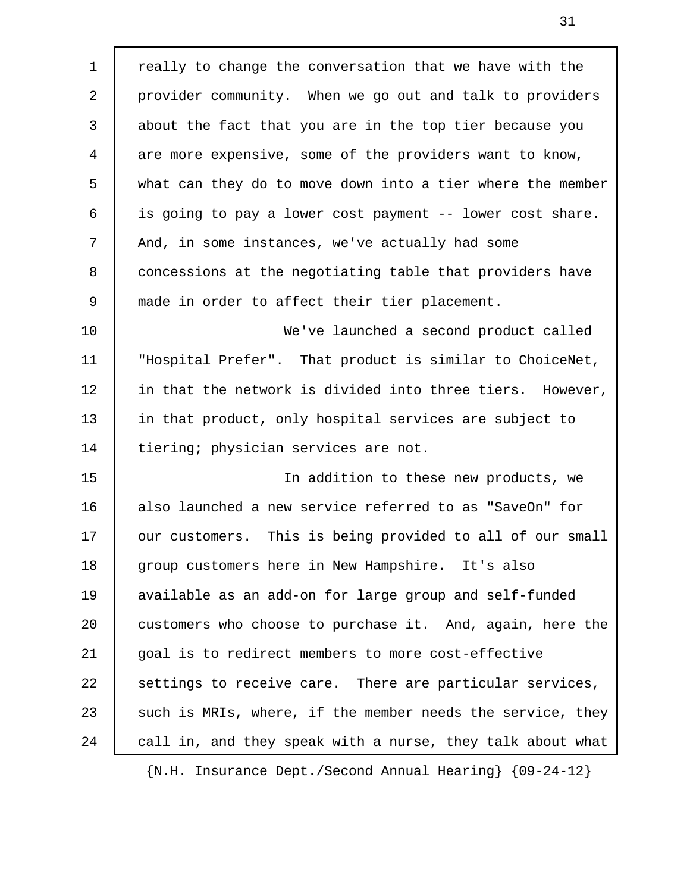really to change the conversation that we have with the provider community. When we go out and talk to providers about the fact that you are in the top tier because you are more expensive, some of the providers want to know, what can they do to move down into a tier where the member is going to pay a lower cost payment -- lower cost share. And, in some instances, we've actually had some concessions at the negotiating table that providers have made in order to affect their tier placement.

We've launched a second product called "Hospital Prefer". That product is similar to ChoiceNet, in that the network is divided into three tiers. However, in that product, only hospital services are subject to tiering; physician services are not.

In addition to these new products, we also launched a new service referred to as "SaveOn" for our customers. This is being provided to all of our small group customers here in New Hampshire. It's also available as an add-on for large group and self-funded customers who choose to purchase it. And, again, here the goal is to redirect members to more cost-effective settings to receive care. There are particular services, such is MRIs, where, if the member needs the service, they call in, and they speak with a nurse, they talk about what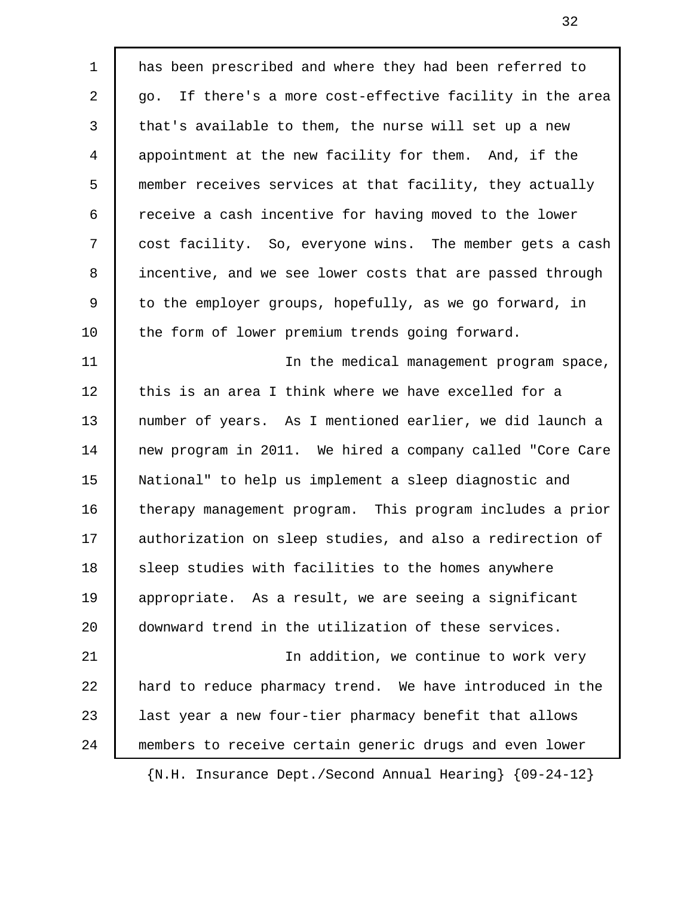has been prescribed and where they had been referred to go. If there's a more cost-effective facility in the area that's available to them, the nurse will set up a new appointment at the new facility for them. And, if the member receives services at that facility, they actually receive a cash incentive for having moved to the lower cost facility. So, everyone wins. The member gets a cash incentive, and we see lower costs that are passed through to the employer groups, hopefully, as we go forward, in the form of lower premium trends going forward.

In the medical management program space, this is an area I think where we have excelled for a number of years. As I mentioned earlier, we did launch a new program in 2011. We hired a company called "Core Care National" to help us implement a sleep diagnostic and therapy management program. This program includes a prior authorization on sleep studies, and also a redirection of sleep studies with facilities to the homes anywhere appropriate. As a result, we are seeing a significant downward trend in the utilization of these services.

In addition, we continue to work very hard to reduce pharmacy trend. We have introduced in the last year a new four-tier pharmacy benefit that allows members to receive certain generic drugs and even lower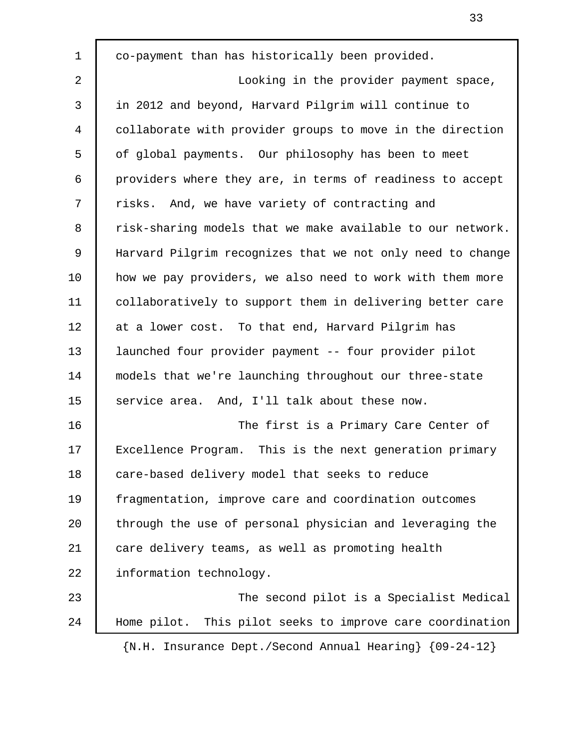co-payment than has historically been provided.

Looking in the provider payment space, in 2012 and beyond, Harvard Pilgrim will continue to collaborate with provider groups to move in the direction of global payments. Our philosophy has been to meet providers where they are, in terms of readiness to accept risks. And, we have variety of contracting and risk-sharing models that we make available to our network. Harvard Pilgrim recognizes that we not only need to change how we pay providers, we also need to work with them more collaboratively to support them in delivering better care at a lower cost. To that end, Harvard Pilgrim has launched four provider payment -- four provider pilot models that we're launching throughout our three-state service area. And, I'll talk about these now.

The first is a Primary Care Center of Excellence Program. This is the next generation primary care-based delivery model that seeks to reduce fragmentation, improve care and coordination outcomes through the use of personal physician and leveraging the care delivery teams, as well as promoting health information technology.

The second pilot is a Specialist Medical Home pilot. This pilot seeks to improve care coordination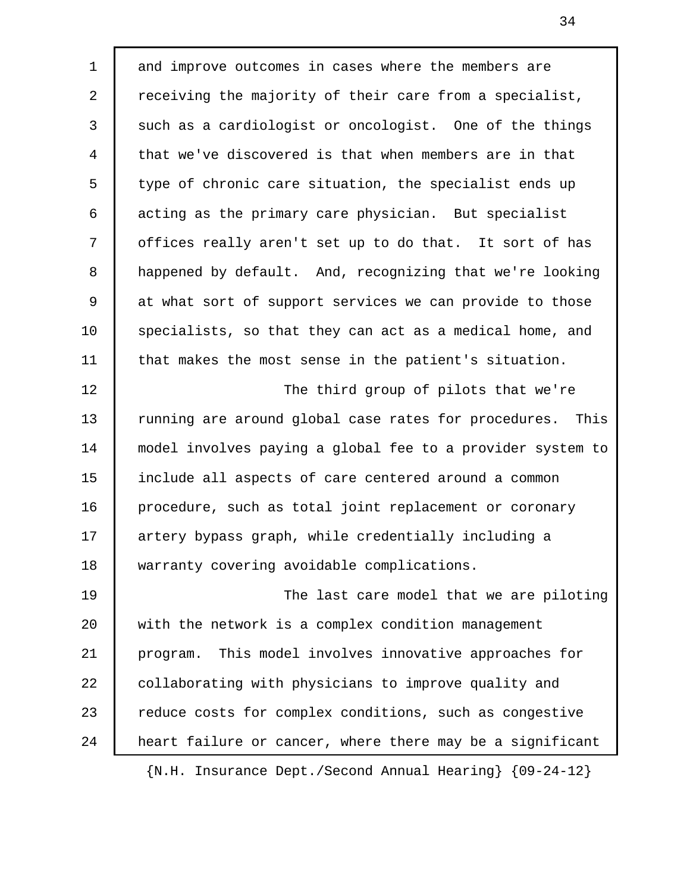and improve outcomes in cases where the members are receiving the majority of their care from a specialist, such as a cardiologist or oncologist. One of the things that we've discovered is that when members are in that type of chronic care situation, the specialist ends up acting as the primary care physician. But specialist offices really aren't set up to do that. It sort of has happened by default. And, recognizing that we're looking at what sort of support services we can provide to those specialists, so that they can act as a medical home, and that makes the most sense in the patient's situation.

The third group of pilots that we're running are around global case rates for procedures. This model involves paying a global fee to a provider system to include all aspects of care centered around a common procedure, such as total joint replacement or coronary artery bypass graph, while credentially including a warranty covering avoidable complications.

The last care model that we are piloting with the network is a complex condition management program. This model involves innovative approaches for collaborating with physicians to improve quality and reduce costs for complex conditions, such as congestive heart failure or cancer, where there may be a significant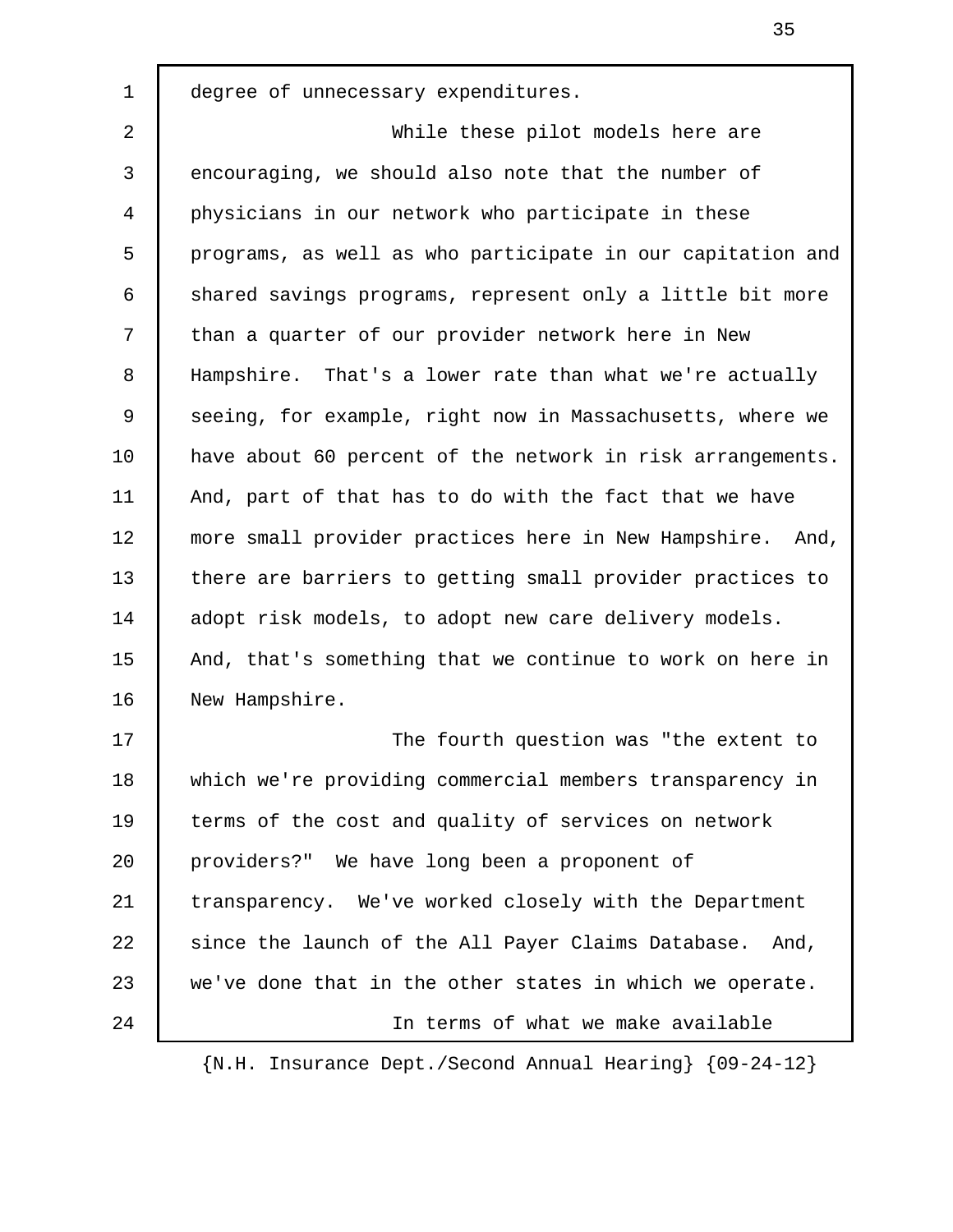degree of unnecessary expenditures.

While these pilot models here are encouraging, we should also note that the number of physicians in our network who participate in these programs, as well as who participate in our capitation and shared savings programs, represent only a little bit more than a quarter of our provider network here in New Hampshire. That's a lower rate than what we're actually seeing, for example, right now in Massachusetts, where we have about 60 percent of the network in risk arrangements. And, part of that has to do with the fact that we have more small provider practices here in New Hampshire. And, there are barriers to getting small provider practices to adopt risk models, to adopt new care delivery models. And, that's something that we continue to work on here in New Hampshire.

The fourth question was "the extent to which we're providing commercial members transparency in terms of the cost and quality of services on network providers?" We have long been a proponent of transparency. We've worked closely with the Department since the launch of the All Payer Claims Database. And, we've done that in the other states in which we operate.

In terms of what we make available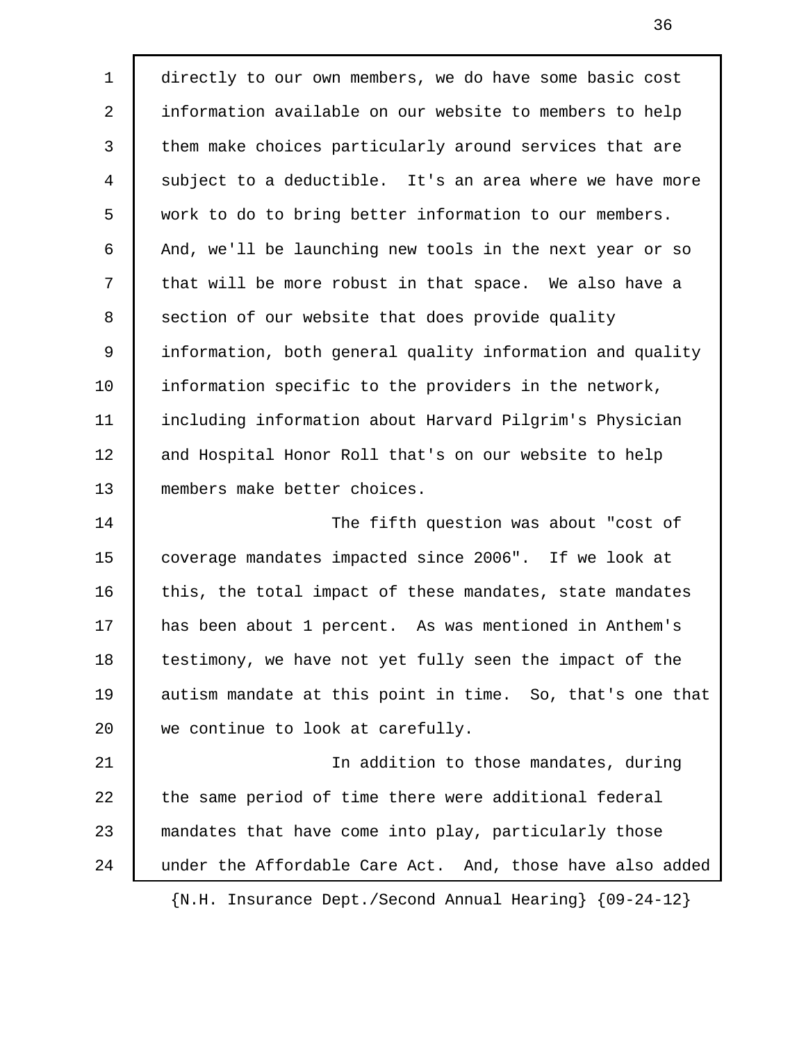directly to our own members, we do have some basic cost information available on our website to members to help them make choices particularly around services that are subject to a deductible. It's an area where we have more work to do to bring better information to our members. And, we'll be launching new tools in the next year or so that will be more robust in that space. We also have a section of our website that does provide quality information, both general quality information and quality information specific to the providers in the network, including information about Harvard Pilgrim's Physician and Hospital Honor Roll that's on our website to help members make better choices.

The fifth question was about "cost of coverage mandates impacted since 2006". If we look at this, the total impact of these mandates, state mandates has been about 1 percent. As was mentioned in Anthem's testimony, we have not yet fully seen the impact of the autism mandate at this point in time. So, that's one that we continue to look at carefully.

In addition to those mandates, during the same period of time there were additional federal mandates that have come into play, particularly those under the Affordable Care Act. And, those have also added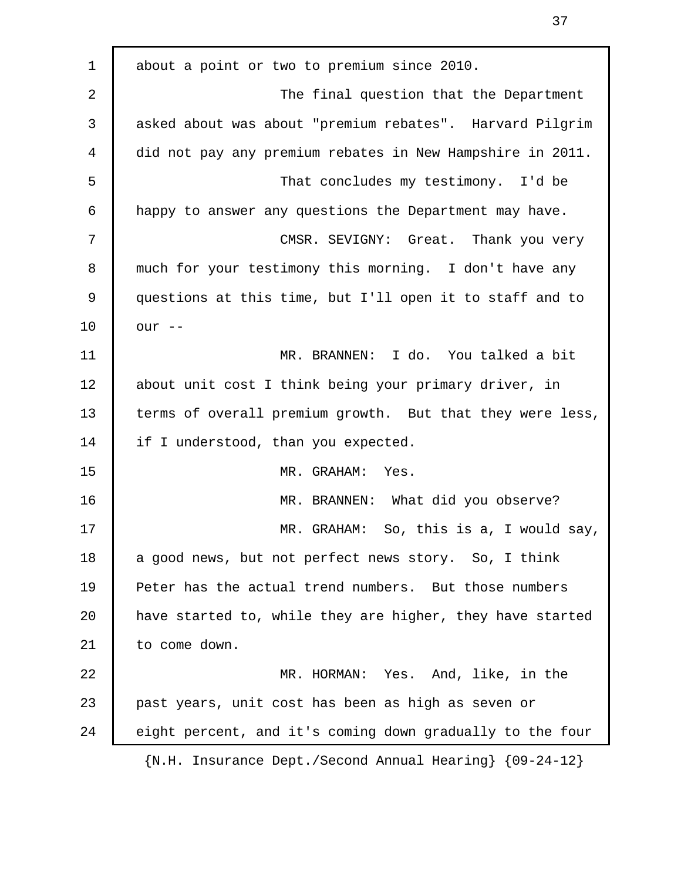about a point or two to premium since 2010.

The final question that the Department asked about was about "premium rebates". Harvard Pilgrim did not pay any premium rebates in New Hampshire in 2011.

That concludes my testimony. I'd be happy to answer any questions the Department may have.

CMSR. SEVIGNY: Great. Thank you very much for your testimony this morning. I don't have any questions at this time, but I'll open it to staff and to our --

MR. BRANNEN: I do. You talked a bit about unit cost I think being your primary driver, in terms of overall premium growth. But that they were less, if I understood, than you expected.

MR. GRAHAM: Yes.

MR. BRANNEN: What did you observe?

MR. GRAHAM: So, this is a, I would say, a good news, but not perfect news story. So, I think Peter has the actual trend numbers. But those numbers have started to, while they are higher, they have started to come down.

MR. HORMAN: Yes. And, like, in the past years, unit cost has been as high as seven or eight percent, and it's coming down gradually to the four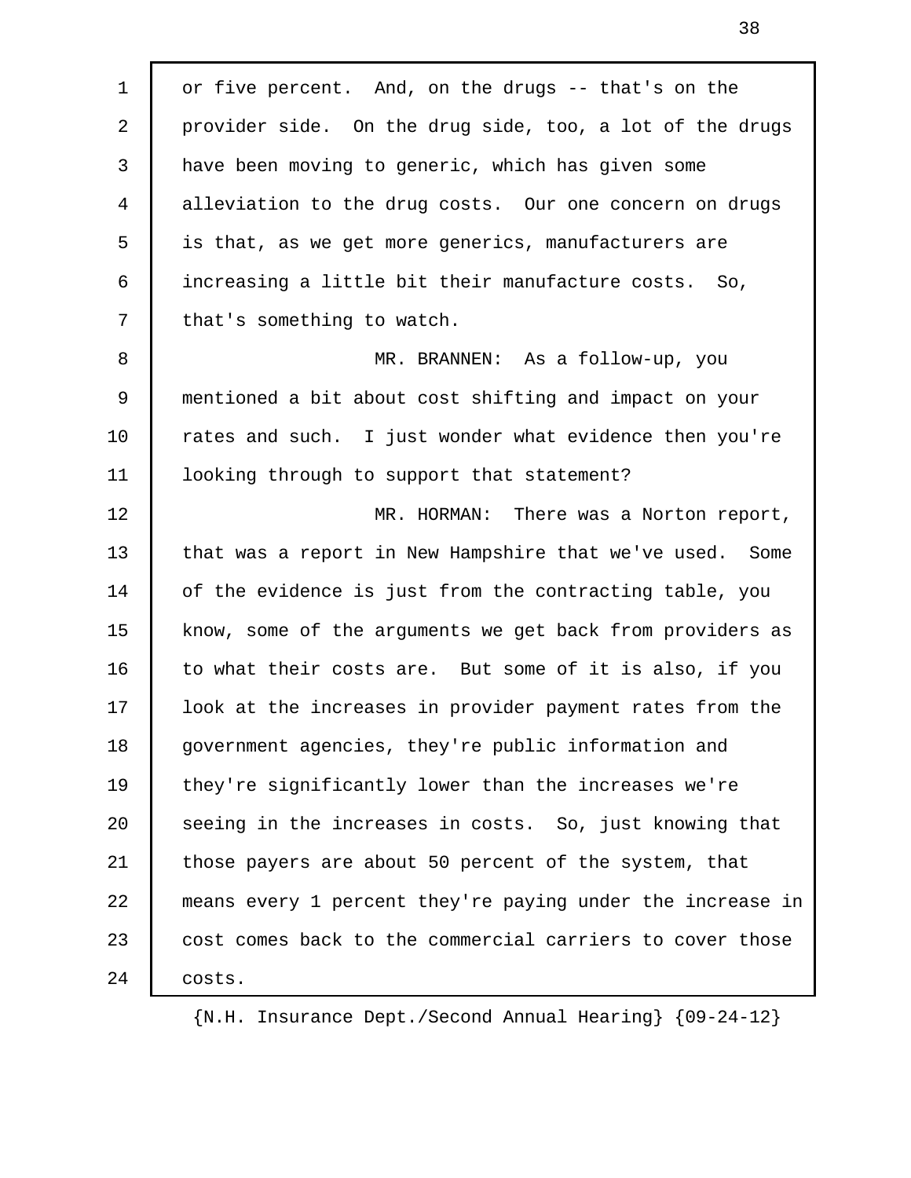or five percent. And, on the drugs -- that's on the provider side. On the drug side, too, a lot of the drugs have been moving to generic, which has given some alleviation to the drug costs. Our one concern on drugs is that, as we get more generics, manufacturers are increasing a little bit their manufacture costs. So, that's something to watch.

MR. BRANNEN: As a follow-up, you mentioned a bit about cost shifting and impact on your rates and such. I just wonder what evidence then you're looking through to support that statement?

MR. HORMAN: There was a Norton report, that was a report in New Hampshire that we've used. Some of the evidence is just from the contracting table, you know, some of the arguments we get back from providers as to what their costs are. But some of it is also, if you look at the increases in provider payment rates from the government agencies, they're public information and they're significantly lower than the increases we're seeing in the increases in costs. So, just knowing that those payers are about 50 percent of the system, that means every 1 percent they're paying under the increase in cost comes back to the commercial carriers to cover those costs.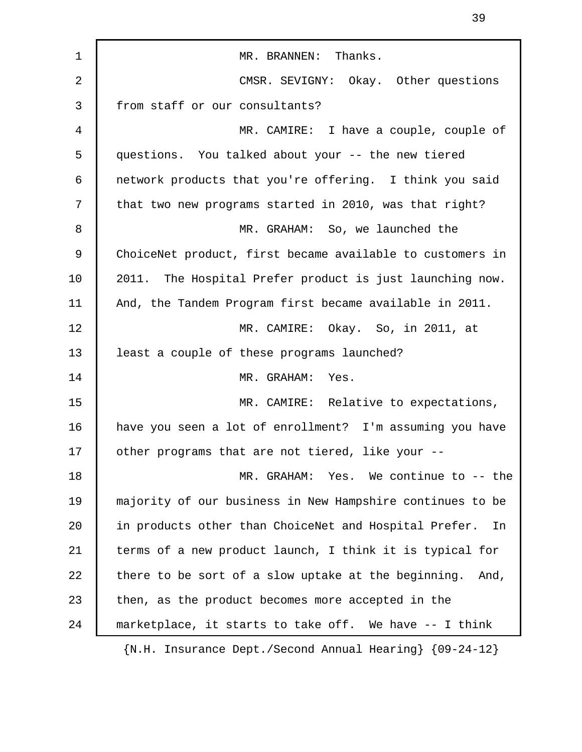MR. BRANNEN: Thanks.

CMSR. SEVIGNY: Okay. Other questions from staff or our consultants?

MR. CAMIRE: I have a couple, couple of questions. You talked about your -- the new tiered network products that you're offering. I think you said that two new programs started in 2010, was that right?

MR. GRAHAM: So, we launched the ChoiceNet product, first became available to customers in 2011. The Hospital Prefer product is just launching now. And, the Tandem Program first became available in 2011.

MR. CAMIRE: Okay. So, in 2011, at least a couple of these programs launched?

MR. GRAHAM: Yes.

MR. CAMIRE: Relative to expectations, have you seen a lot of enrollment? I'm assuming you have other programs that are not tiered, like your --

MR. GRAHAM: Yes. We continue to -- the majority of our business in New Hampshire continues to be in products other than ChoiceNet and Hospital Prefer. In terms of a new product launch, I think it is typical for there to be sort of a slow uptake at the beginning. And, then, as the product becomes more accepted in the marketplace, it starts to take off. We have -- I think

{N.H. Insurance Dept./Second Annual Hearing} {09-24-12}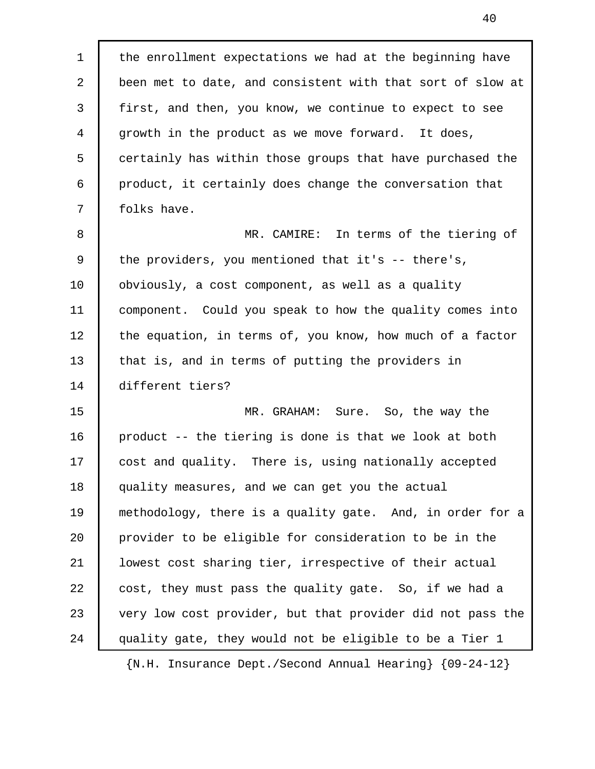the enrollment expectations we had at the beginning have been met to date, and consistent with that sort of slow at first, and then, you know, we continue to expect to see growth in the product as we move forward. It does, certainly has within those groups that have purchased the product, it certainly does change the conversation that folks have.

MR. CAMIRE: In terms of the tiering of the providers, you mentioned that it's -- there's, obviously, a cost component, as well as a quality component. Could you speak to how the quality comes into the equation, in terms of, you know, how much of a factor that is, and in terms of putting the providers in different tiers?

MR. GRAHAM: Sure. So, the way the product -- the tiering is done is that we look at both cost and quality. There is, using nationally accepted quality measures, and we can get you the actual methodology, there is a quality gate. And, in order for a provider to be eligible for consideration to be in the lowest cost sharing tier, irrespective of their actual cost, they must pass the quality gate. So, if we had a very low cost provider, but that provider did not pass the quality gate, they would not be eligible to be a Tier 1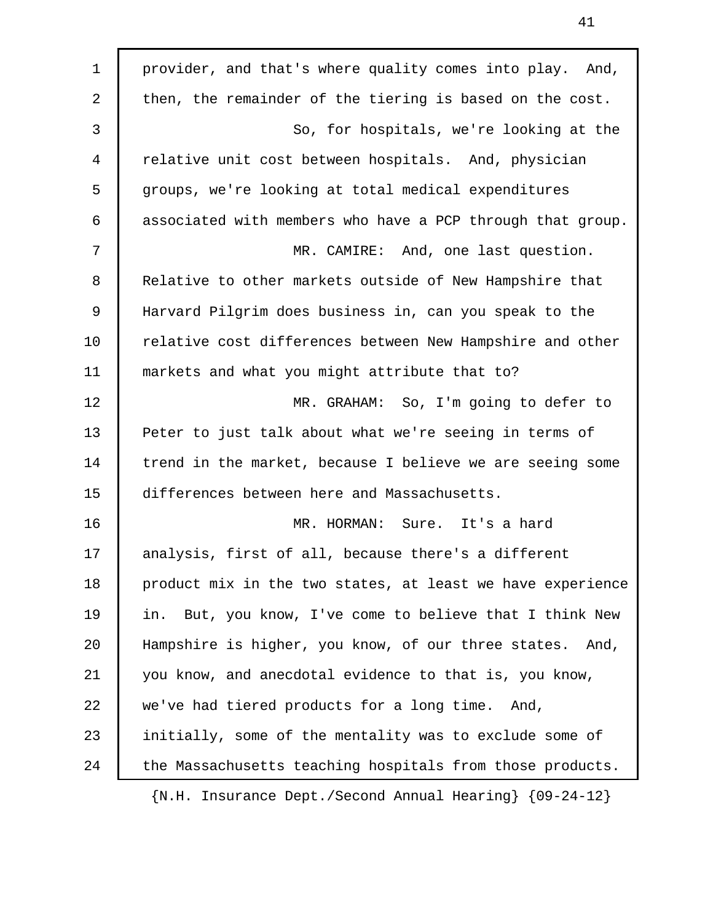provider, and that's where quality comes into play. And, then, the remainder of the tiering is based on the cost.

So, for hospitals, we're looking at the relative unit cost between hospitals. And, physician groups, we're looking at total medical expenditures associated with members who have a PCP through that group.

MR. CAMIRE: And, one last question. Relative to other markets outside of New Hampshire that Harvard Pilgrim does business in, can you speak to the relative cost differences between New Hampshire and other markets and what you might attribute that to?

MR. GRAHAM: So, I'm going to defer to Peter to just talk about what we're seeing in terms of trend in the market, because I believe we are seeing some differences between here and Massachusetts.

MR. HORMAN: Sure. It's a hard analysis, first of all, because there's a different product mix in the two states, at least we have experience in. But, you know, I've come to believe that I think New Hampshire is higher, you know, of our three states. And, you know, and anecdotal evidence to that is, you know, we've had tiered products for a long time. And, initially, some of the mentality was to exclude some of the Massachusetts teaching hospitals from those products.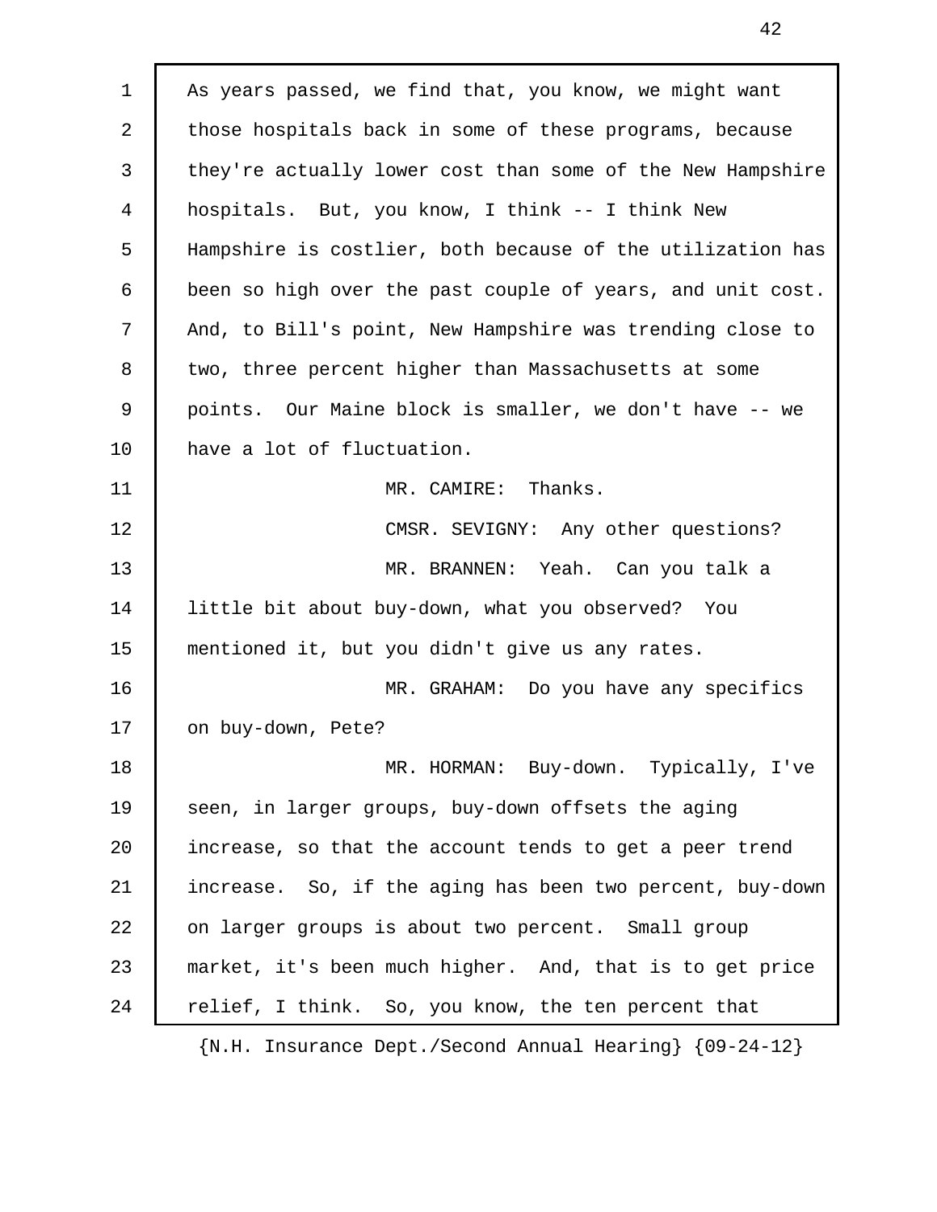As years passed, we find that, you know, we might want those hospitals back in some of these programs, because they're actually lower cost than some of the New Hampshire hospitals. But, you know, I think -- I think New Hampshire is costlier, both because of the utilization has been so high over the past couple of years, and unit cost. And, to Bill's point, New Hampshire was trending close to two, three percent higher than Massachusetts at some points. Our Maine block is smaller, we don't have -- we have a lot of fluctuation.

MR. CAMIRE: Thanks.

CMSR. SEVIGNY: Any other questions?

MR. BRANNEN: Yeah. Can you talk a little bit about buy-down, what you observed? You mentioned it, but you didn't give us any rates.

MR. GRAHAM: Do you have any specifics on buy-down, Pete?

MR. HORMAN: Buy-down. Typically, I've seen, in larger groups, buy-down offsets the aging increase, so that the account tends to get a peer trend increase. So, if the aging has been two percent, buy-down on larger groups is about two percent. Small group market, it's been much higher. And, that is to get price relief, I think. So, you know, the ten percent that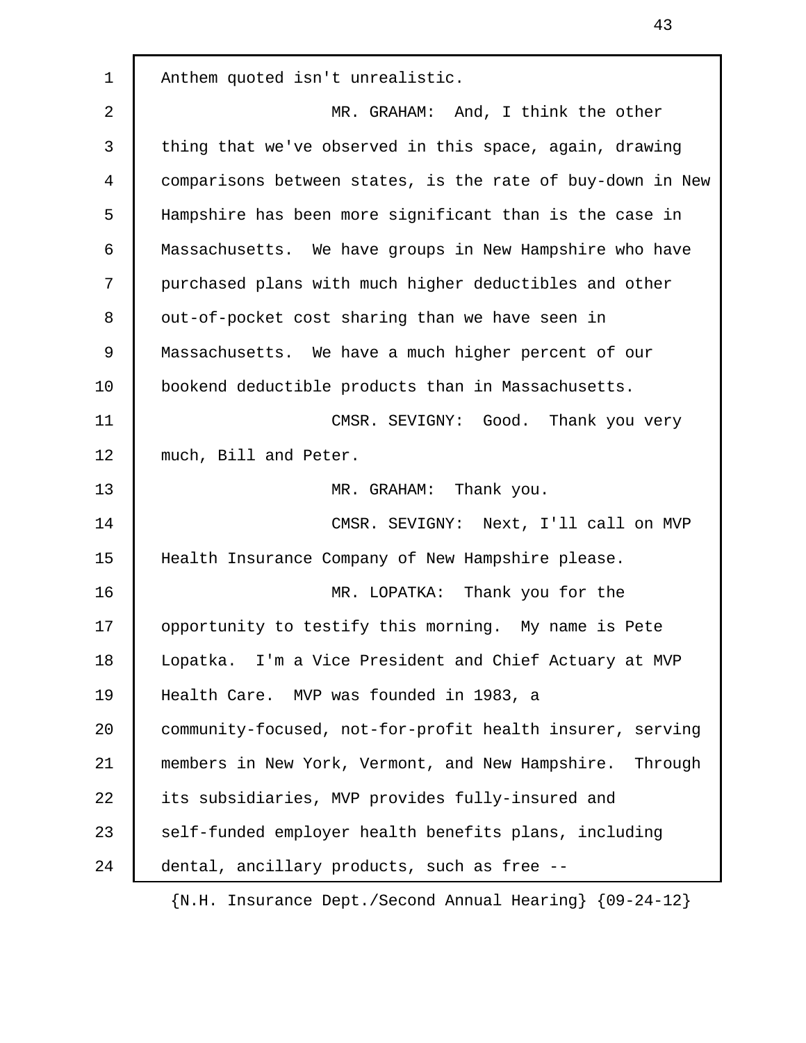Anthem quoted isn't unrealistic.

MR. GRAHAM: And, I think the other thing that we've observed in this space, again, drawing comparisons between states, is the rate of buy-down in New Hampshire has been more significant than is the case in Massachusetts. We have groups in New Hampshire who have purchased plans with much higher deductibles and other out-of-pocket cost sharing than we have seen in Massachusetts. We have a much higher percent of our bookend deductible products than in Massachusetts.

CMSR. SEVIGNY: Good. Thank you very much, Bill and Peter.

MR. GRAHAM: Thank you.

CMSR. SEVIGNY: Next, I'll call on MVP Health Insurance Company of New Hampshire please.

MR. LOPATKA: Thank you for the opportunity to testify this morning. My name is Pete Lopatka. I'm a Vice President and Chief Actuary at MVP Health Care. MVP was founded in 1983, a community-focused, not-for-profit health insurer, serving members in New York, Vermont, and New Hampshire. Through its subsidiaries, MVP provides fully-insured and self-funded employer health benefits plans, including dental, ancillary products, such as free --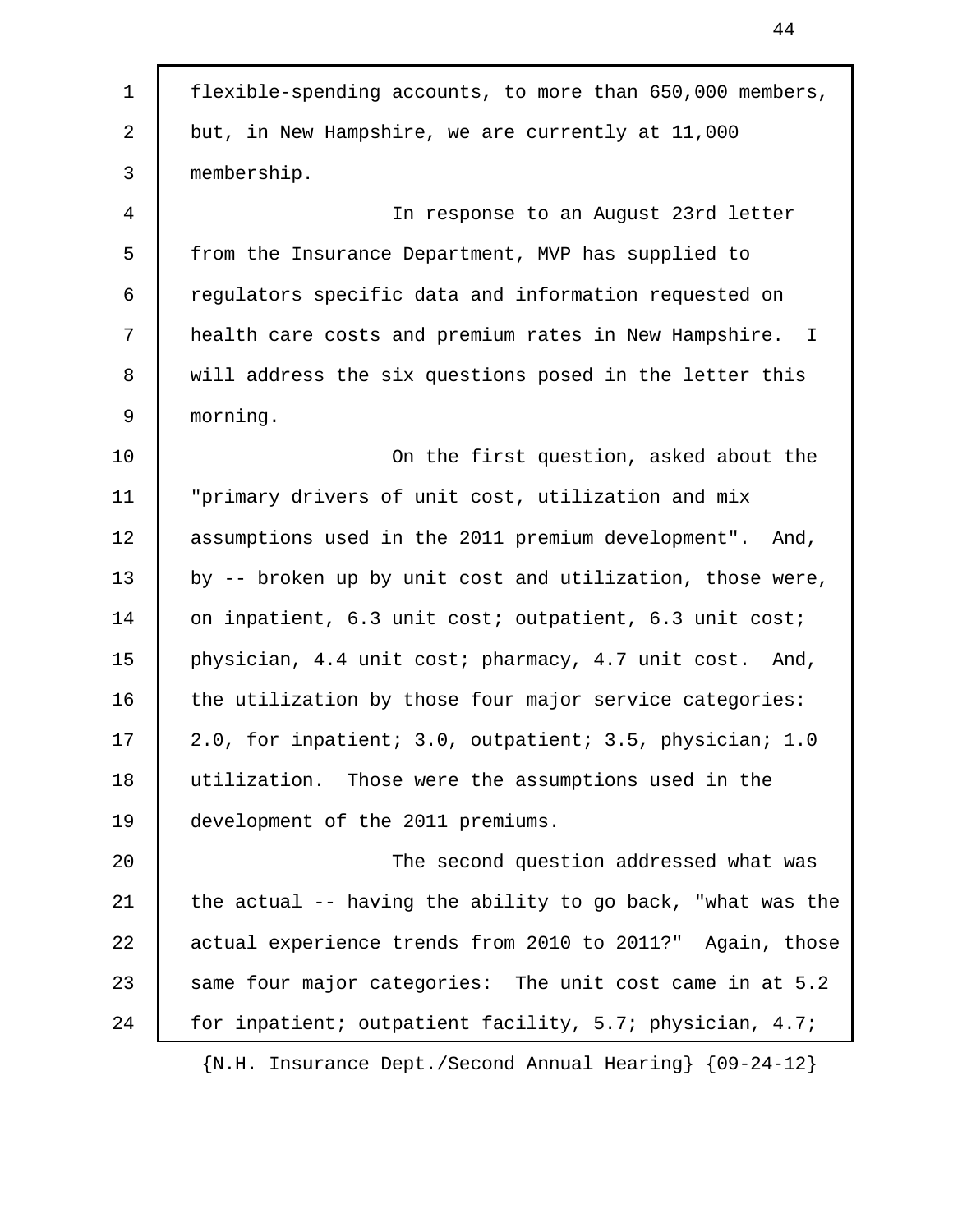flexible-spending accounts, to more than 650,000 members, but, in New Hampshire, we are currently at 11,000 membership.

In response to an August 23rd letter from the Insurance Department, MVP has supplied to regulators specific data and information requested on health care costs and premium rates in New Hampshire. I will address the six questions posed in the letter this morning.

On the first question, asked about the "primary drivers of unit cost, utilization and mix assumptions used in the 2011 premium development". And, by -- broken up by unit cost and utilization, those were, on inpatient, 6.3 unit cost; outpatient, 6.3 unit cost; physician, 4.4 unit cost; pharmacy, 4.7 unit cost. And, the utilization by those four major service categories: 2.0, for inpatient; 3.0, outpatient; 3.5, physician; 1.0 utilization. Those were the assumptions used in the development of the 2011 premiums.

The second question addressed what was the actual -- having the ability to go back, "what was the actual experience trends from 2010 to 2011?" Again, those same four major categories: The unit cost came in at 5.2 for inpatient; outpatient facility, 5.7; physician, 4.7;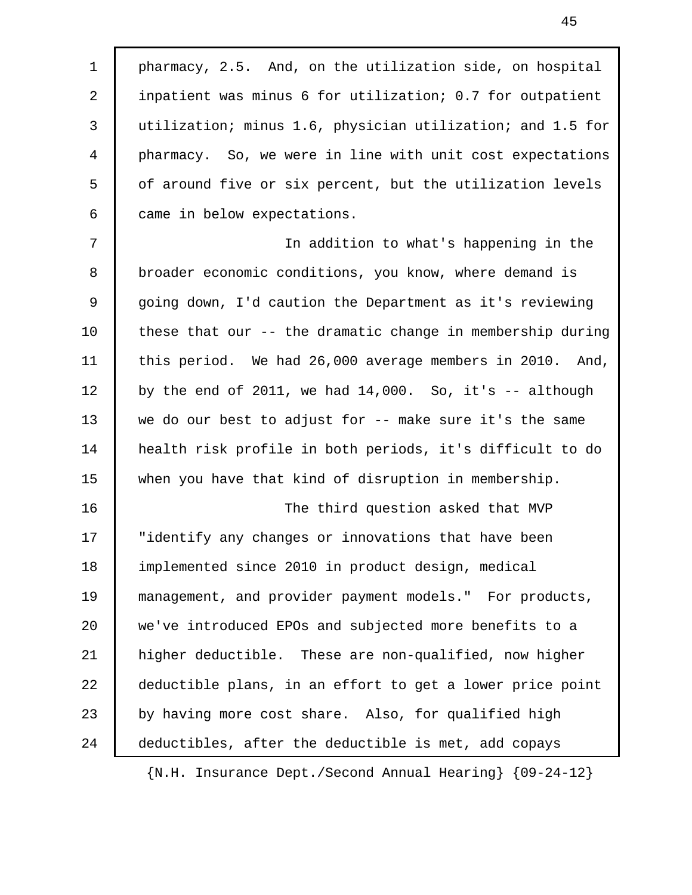pharmacy, 2.5. And, on the utilization side, on hospital inpatient was minus 6 for utilization; 0.7 for outpatient utilization; minus 1.6, physician utilization; and 1.5 for pharmacy. So, we were in line with unit cost expectations of around five or six percent, but the utilization levels came in below expectations.

In addition to what's happening in the broader economic conditions, you know, where demand is going down, I'd caution the Department as it's reviewing these that our -- the dramatic change in membership during this period. We had 26,000 average members in 2010. And, by the end of 2011, we had 14,000. So, it's -- although we do our best to adjust for -- make sure it's the same health risk profile in both periods, it's difficult to do when you have that kind of disruption in membership.

The third question asked that MVP "identify any changes or innovations that have been implemented since 2010 in product design, medical management, and provider payment models." For products, we've introduced EPOs and subjected more benefits to a higher deductible. These are non-qualified, now higher deductible plans, in an effort to get a lower price point by having more cost share. Also, for qualified high deductibles, after the deductible is met, add copays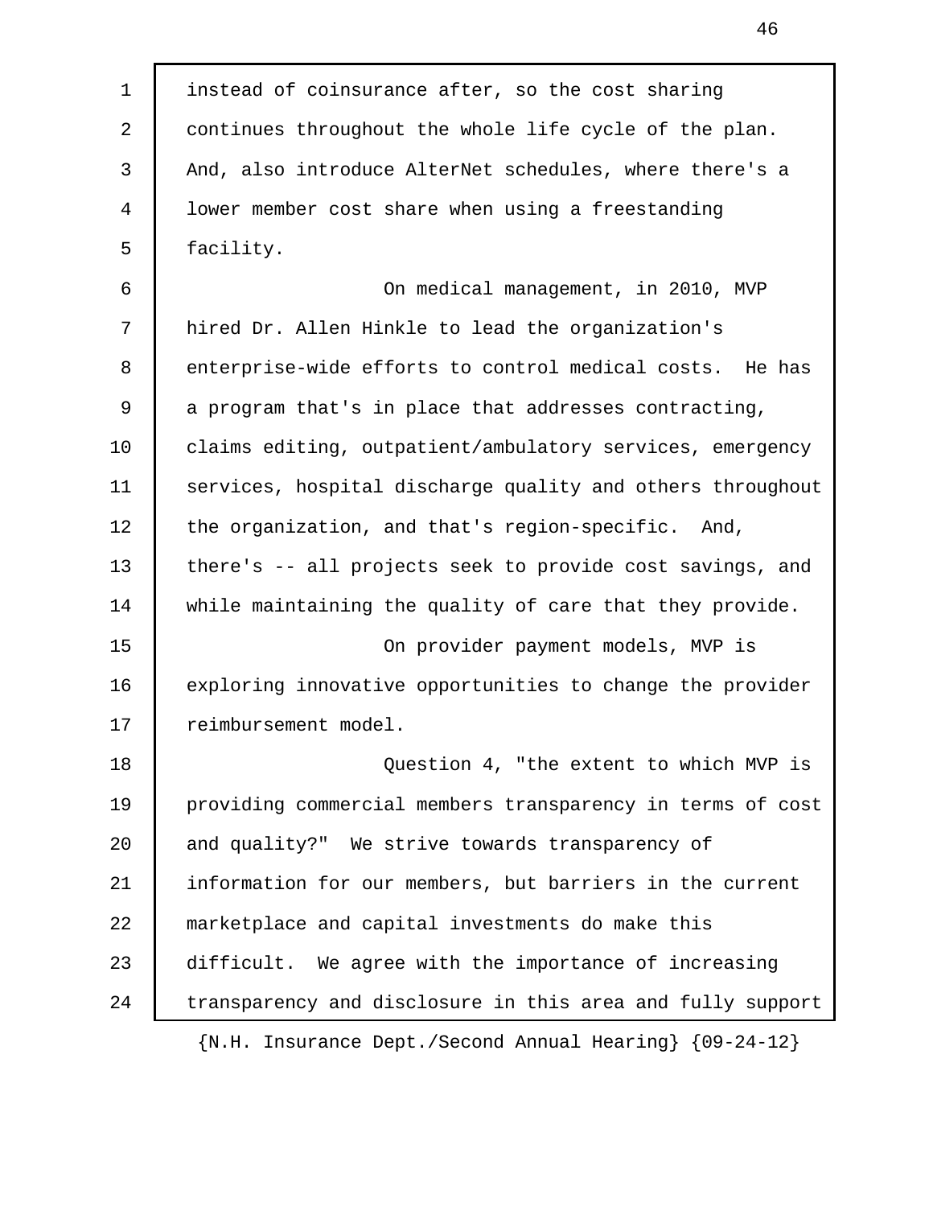instead of coinsurance after, so the cost sharing continues throughout the whole life cycle of the plan. And, also introduce AlterNet schedules, where there's a lower member cost share when using a freestanding facility.

On medical management, in 2010, MVP hired Dr. Allen Hinkle to lead the organization's enterprise-wide efforts to control medical costs. He has a program that's in place that addresses contracting, claims editing, outpatient/ambulatory services, emergency services, hospital discharge quality and others throughout the organization, and that's region-specific. And, there's -- all projects seek to provide cost savings, and while maintaining the quality of care that they provide.

On provider payment models, MVP is exploring innovative opportunities to change the provider reimbursement model.

Question 4, "the extent to which MVP is providing commercial members transparency in terms of cost and quality?" We strive towards transparency of information for our members, but barriers in the current marketplace and capital investments do make this difficult. We agree with the importance of increasing transparency and disclosure in this area and fully support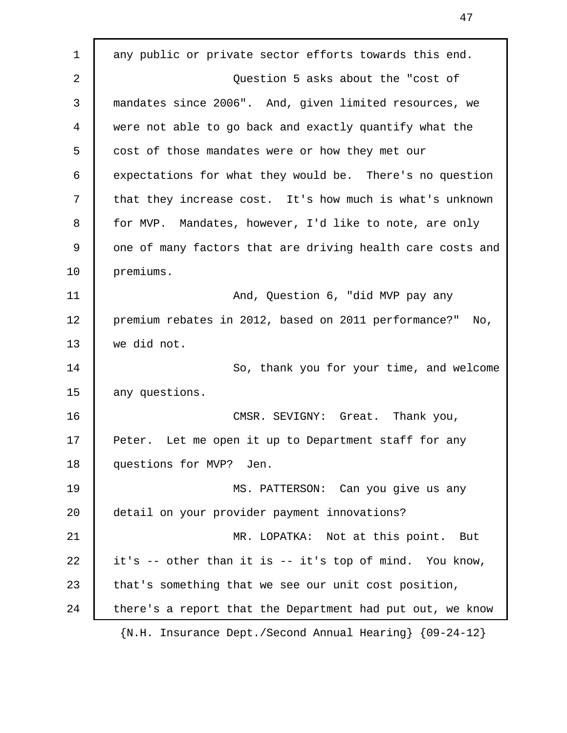any public or private sector efforts towards this end.

Question 5 asks about the "cost of mandates since 2006". And, given limited resources, we were not able to go back and exactly quantify what the cost of those mandates were or how they met our expectations for what they would be. There's no question that they increase cost. It's how much is what's unknown for MVP. Mandates, however, I'd like to note, are only one of many factors that are driving health care costs and premiums.

And, Question 6, "did MVP pay any premium rebates in 2012, based on 2011 performance?" No, we did not.

So, thank you for your time, and welcome any questions.

CMSR. SEVIGNY: Great. Thank you, Peter. Let me open it up to Department staff for any questions for MVP? Jen.

MS. PATTERSON: Can you give us any detail on your provider payment innovations?

MR. LOPATKA: Not at this point. But it's -- other than it is -- it's top of mind. You know, that's something that we see our unit cost position, there's a report that the Department had put out, we know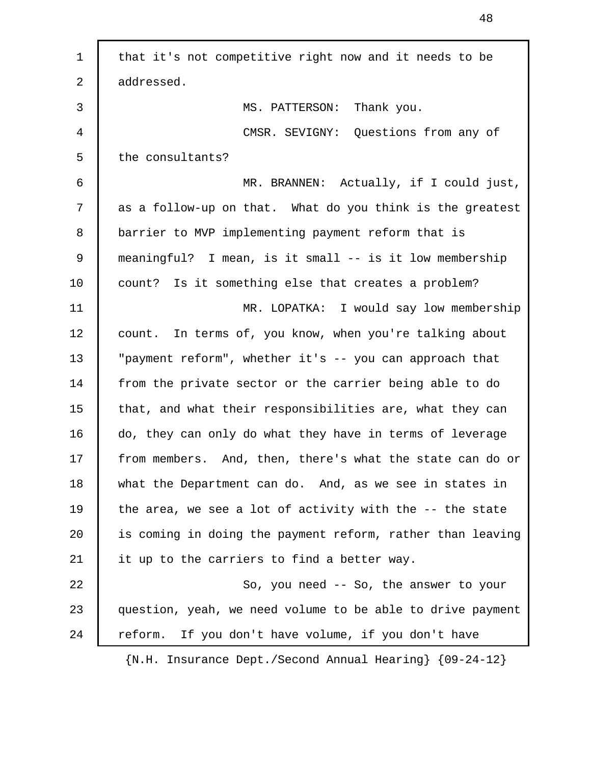that it's not competitive right now and it needs to be addressed.

MS. PATTERSON: Thank you.

CMSR. SEVIGNY: Questions from any of the consultants?

MR. BRANNEN: Actually, if I could just, as a follow-up on that. What do you think is the greatest barrier to MVP implementing payment reform that is meaningful? I mean, is it small -- is it low membership count? Is it something else that creates a problem?

MR. LOPATKA: I would say low membership count. In terms of, you know, when you're talking about "payment reform", whether it's -- you can approach that from the private sector or the carrier being able to do that, and what their responsibilities are, what they can do, they can only do what they have in terms of leverage from members. And, then, there's what the state can do or what the Department can do. And, as we see in states in the area, we see a lot of activity with the -- the state is coming in doing the payment reform, rather than leaving it up to the carriers to find a better way.

So, you need -- So, the answer to your question, yeah, we need volume to be able to drive payment reform. If you don't have volume, if you don't have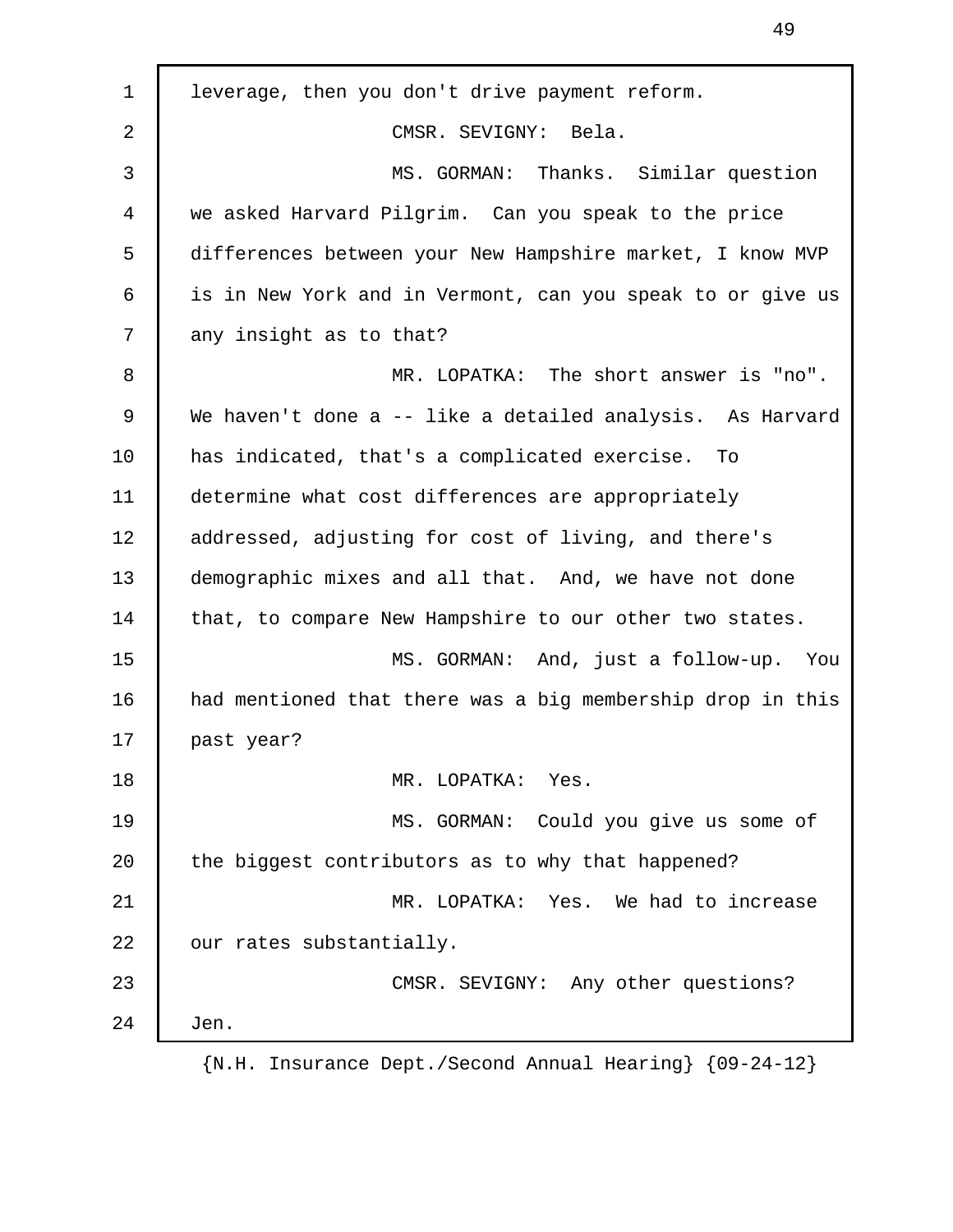leverage, then you don't drive payment reform.

CMSR. SEVIGNY: Bela.

MS. GORMAN: Thanks. Similar question we asked Harvard Pilgrim. Can you speak to the price differences between your New Hampshire market, I know MVP is in New York and in Vermont, can you speak to or give us any insight as to that?

MR. LOPATKA: The short answer is "no". We haven't done a -- like a detailed analysis. As Harvard has indicated, that's a complicated exercise. To determine what cost differences are appropriately addressed, adjusting for cost of living, and there's demographic mixes and all that. And, we have not done that, to compare New Hampshire to our other two states.

MS. GORMAN: And, just a follow-up. You had mentioned that there was a big membership drop in this past year?

MR. LOPATKA: Yes.

MS. GORMAN: Could you give us some of the biggest contributors as to why that happened?

MR. LOPATKA: Yes. We had to increase our rates substantially.

CMSR. SEVIGNY: Any other questions? Jen.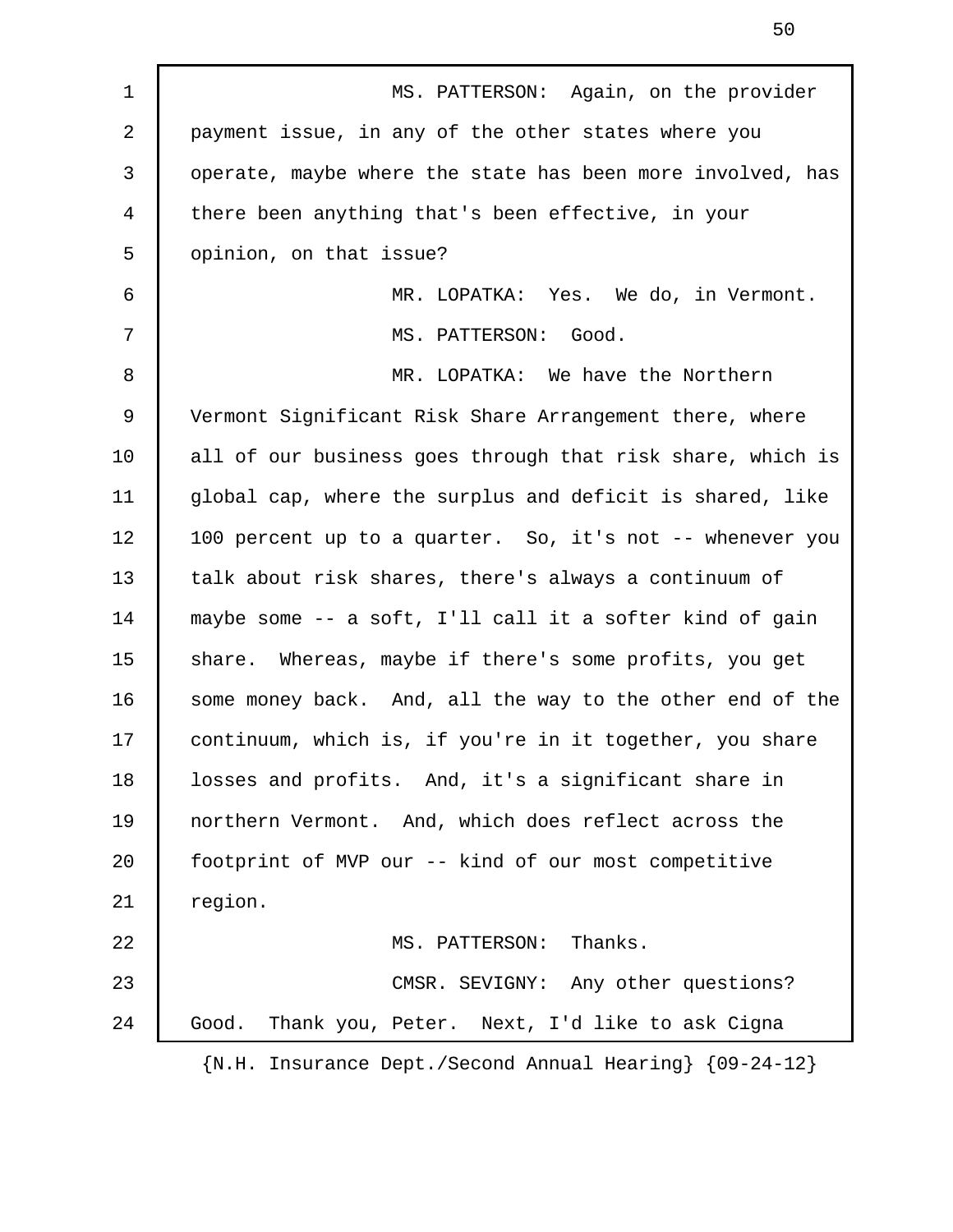MS. PATTERSON: Again, on the provider payment issue, in any of the other states where you operate, maybe where the state has been more involved, has there been anything that's been effective, in your opinion, on that issue?

MR. LOPATKA: Yes. We do, in Vermont.

MS. PATTERSON: Good.

MR. LOPATKA: We have the Northern Vermont Significant Risk Share Arrangement there, where all of our business goes through that risk share, which is global cap, where the surplus and deficit is shared, like 100 percent up to a quarter. So, it's not -- whenever you talk about risk shares, there's always a continuum of maybe some -- a soft, I'll call it a softer kind of gain share. Whereas, maybe if there's some profits, you get some money back. And, all the way to the other end of the continuum, which is, if you're in it together, you share losses and profits. And, it's a significant share in northern Vermont. And, which does reflect across the footprint of MVP our -- kind of our most competitive region.

MS. PATTERSON: Thanks.

CMSR. SEVIGNY: Any other questions? Good. Thank you, Peter. Next, I'd like to ask Cigna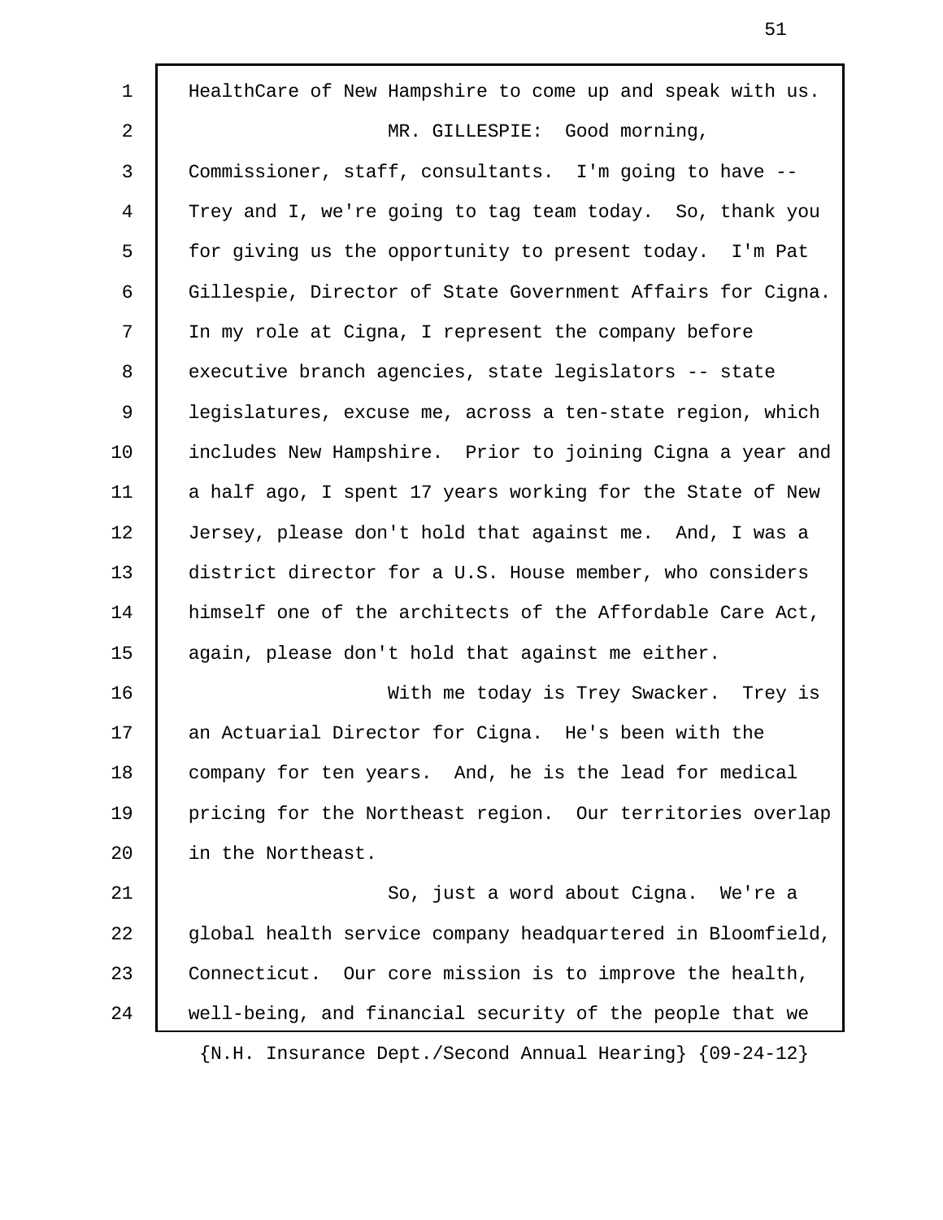HealthCare of New Hampshire to come up and speak with us.

MR. GILLESPIE: Good morning, Commissioner, staff, consultants. I'm going to have -- Trey and I, we're going to tag team today. So, thank you for giving us the opportunity to present today. I'm Pat Gillespie, Director of State Government Affairs for Cigna. In my role at Cigna, I represent the company before executive branch agencies, state legislators -- state legislatures, excuse me, across a ten-state region, which includes New Hampshire. Prior to joining Cigna a year and a half ago, I spent 17 years working for the State of New Jersey, please don't hold that against me. And, I was a district director for a U.S. House member, who considers himself one of the architects of the Affordable Care Act, again, please don't hold that against me either.

With me today is Trey Swacker. Trey is an Actuarial Director for Cigna. He's been with the company for ten years. And, he is the lead for medical pricing for the Northeast region. Our territories overlap in the Northeast.

So, just a word about Cigna. We're a global health service company headquartered in Bloomfield, Connecticut. Our core mission is to improve the health, well-being, and financial security of the people that we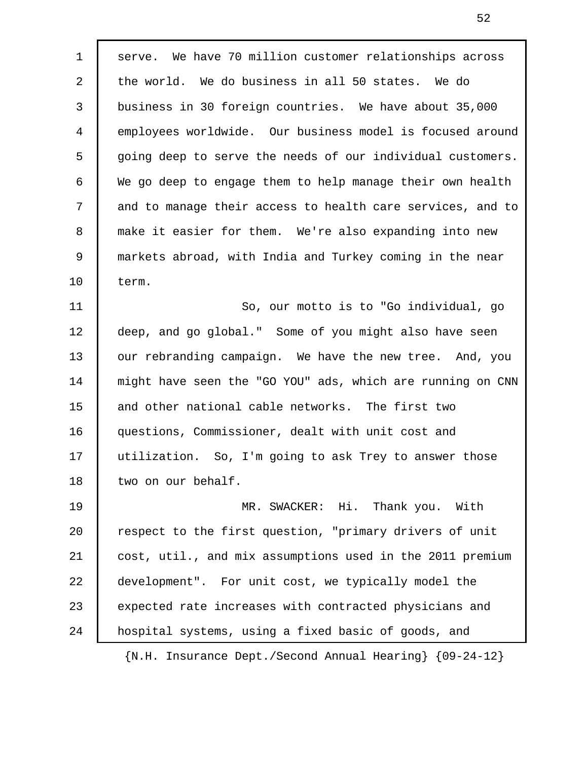serve. We have 70 million customer relationships across the world. We do business in all 50 states. We do business in 30 foreign countries. We have about 35,000 employees worldwide. Our business model is focused around going deep to serve the needs of our individual customers. We go deep to engage them to help manage their own health and to manage their access to health care services, and to make it easier for them. We're also expanding into new markets abroad, with India and Turkey coming in the near term.

So, our motto is to "Go individual, go deep, and go global." Some of you might also have seen our rebranding campaign. We have the new tree. And, you might have seen the "GO YOU" ads, which are running on CNN and other national cable networks. The first two questions, Commissioner, dealt with unit cost and utilization. So, I'm going to ask Trey to answer those two on our behalf.

MR. SWACKER: Hi. Thank you. With respect to the first question, "primary drivers of unit cost, util., and mix assumptions used in the 2011 premium development". For unit cost, we typically model the expected rate increases with contracted physicians and hospital systems, using a fixed basic of goods, and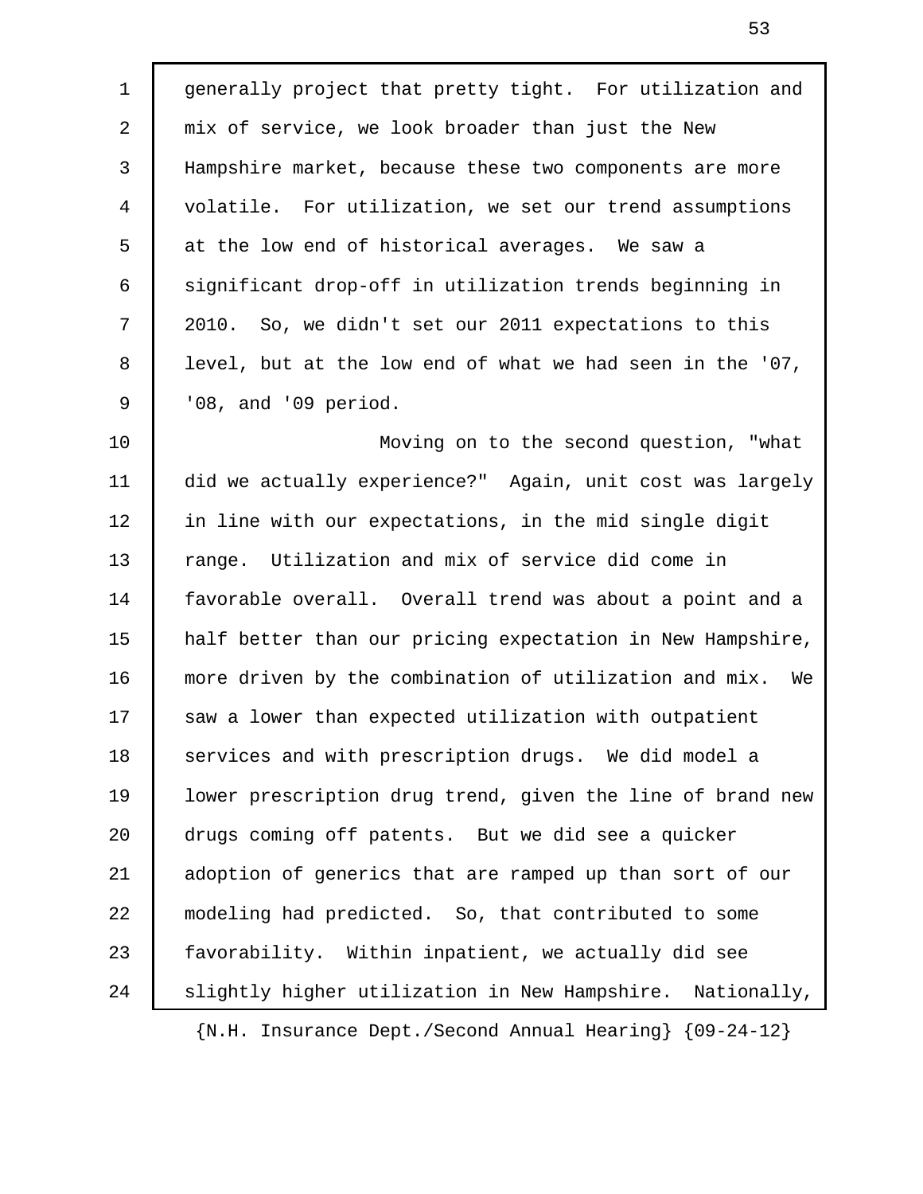generally project that pretty tight. For utilization and mix of service, we look broader than just the New Hampshire market, because these two components are more volatile. For utilization, we set our trend assumptions at the low end of historical averages. We saw a significant drop-off in utilization trends beginning in 2010. So, we didn't set our 2011 expectations to this level, but at the low end of what we had seen in the '07, '08, and '09 period.

Moving on to the second question, "what did we actually experience?" Again, unit cost was largely in line with our expectations, in the mid single digit range. Utilization and mix of service did come in favorable overall. Overall trend was about a point and a half better than our pricing expectation in New Hampshire, more driven by the combination of utilization and mix. We saw a lower than expected utilization with outpatient services and with prescription drugs. We did model a lower prescription drug trend, given the line of brand new drugs coming off patents. But we did see a quicker adoption of generics that are ramped up than sort of our modeling had predicted. So, that contributed to some favorability. Within inpatient, we actually did see slightly higher utilization in New Hampshire. Nationally,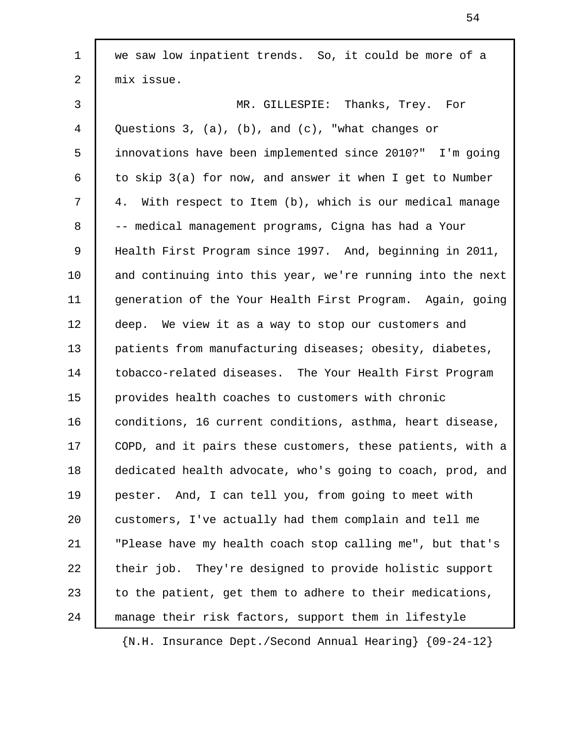we saw low inpatient trends. So, it could be more of a mix issue.

MR. GILLESPIE: Thanks, Trey. For Questions 3, (a), (b), and (c), "what changes or innovations have been implemented since 2010?" I'm going to skip 3(a) for now, and answer it when I get to Number 4. With respect to Item (b), which is our medical manage -- medical management programs, Cigna has had a Your Health First Program since 1997. And, beginning in 2011, and continuing into this year, we're running into the next generation of the Your Health First Program. Again, going deep. We view it as a way to stop our customers and patients from manufacturing diseases; obesity, diabetes, tobacco-related diseases. The Your Health First Program provides health coaches to customers with chronic conditions, 16 current conditions, asthma, heart disease, COPD, and it pairs these customers, these patients, with a dedicated health advocate, who's going to coach, prod, and pester. And, I can tell you, from going to meet with customers, I've actually had them complain and tell me "Please have my health coach stop calling me", but that's their job. They're designed to provide holistic support to the patient, get them to adhere to their medications, manage their risk factors, support them in lifestyle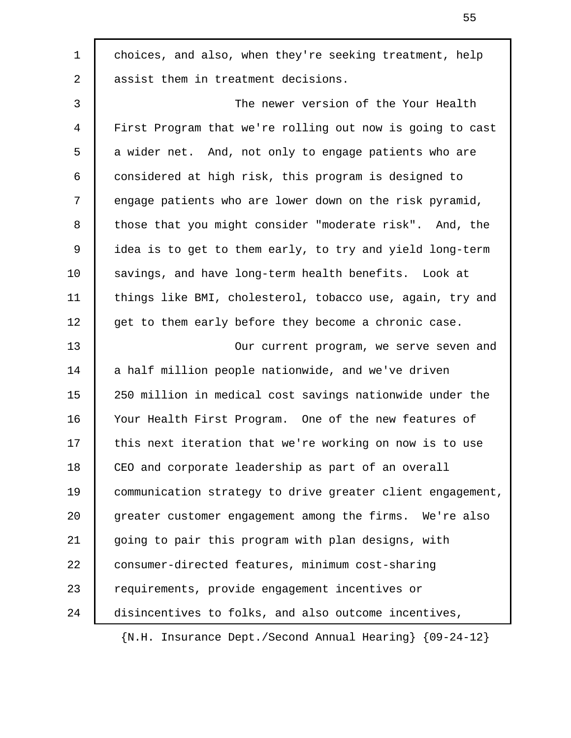choices, and also, when they're seeking treatment, help assist them in treatment decisions.

The newer version of the Your Health First Program that we're rolling out now is going to cast a wider net. And, not only to engage patients who are considered at high risk, this program is designed to engage patients who are lower down on the risk pyramid, those that you might consider "moderate risk". And, the idea is to get to them early, to try and yield long-term savings, and have long-term health benefits. Look at things like BMI, cholesterol, tobacco use, again, try and get to them early before they become a chronic case.

Our current program, we serve seven and a half million people nationwide, and we've driven 250 million in medical cost savings nationwide under the Your Health First Program. One of the new features of this next iteration that we're working on now is to use CEO and corporate leadership as part of an overall communication strategy to drive greater client engagement, greater customer engagement among the firms. We're also going to pair this program with plan designs, with consumer-directed features, minimum cost-sharing requirements, provide engagement incentives or disincentives to folks, and also outcome incentives,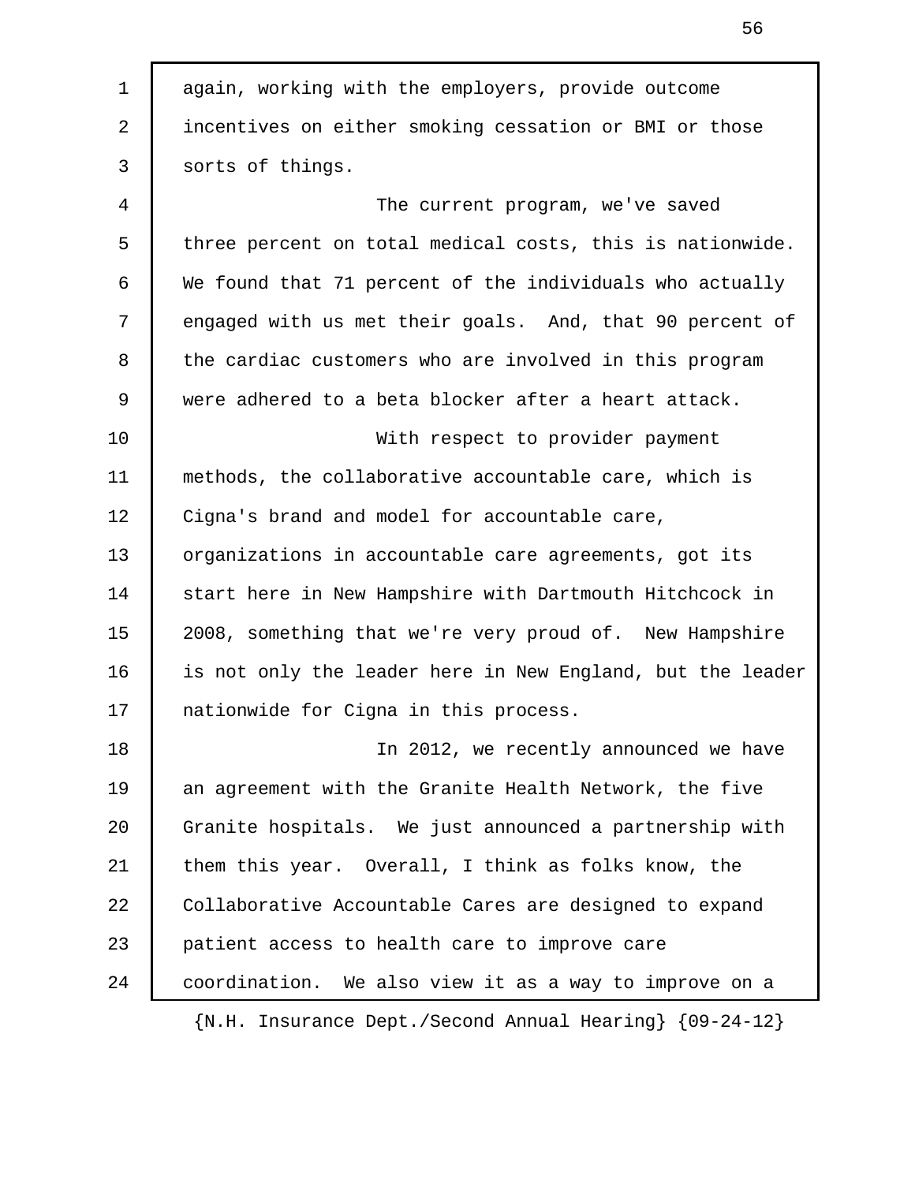again, working with the employers, provide outcome incentives on either smoking cessation or BMI or those sorts of things.

The current program, we've saved three percent on total medical costs, this is nationwide. We found that 71 percent of the individuals who actually engaged with us met their goals. And, that 90 percent of the cardiac customers who are involved in this program were adhered to a beta blocker after a heart attack.

With respect to provider payment methods, the collaborative accountable care, which is Cigna's brand and model for accountable care, organizations in accountable care agreements, got its start here in New Hampshire with Dartmouth Hitchcock in 2008, something that we're very proud of. New Hampshire is not only the leader here in New England, but the leader nationwide for Cigna in this process.

In 2012, we recently announced we have an agreement with the Granite Health Network, the five Granite hospitals. We just announced a partnership with them this year. Overall, I think as folks know, the Collaborative Accountable Cares are designed to expand patient access to health care to improve care coordination. We also view it as a way to improve on a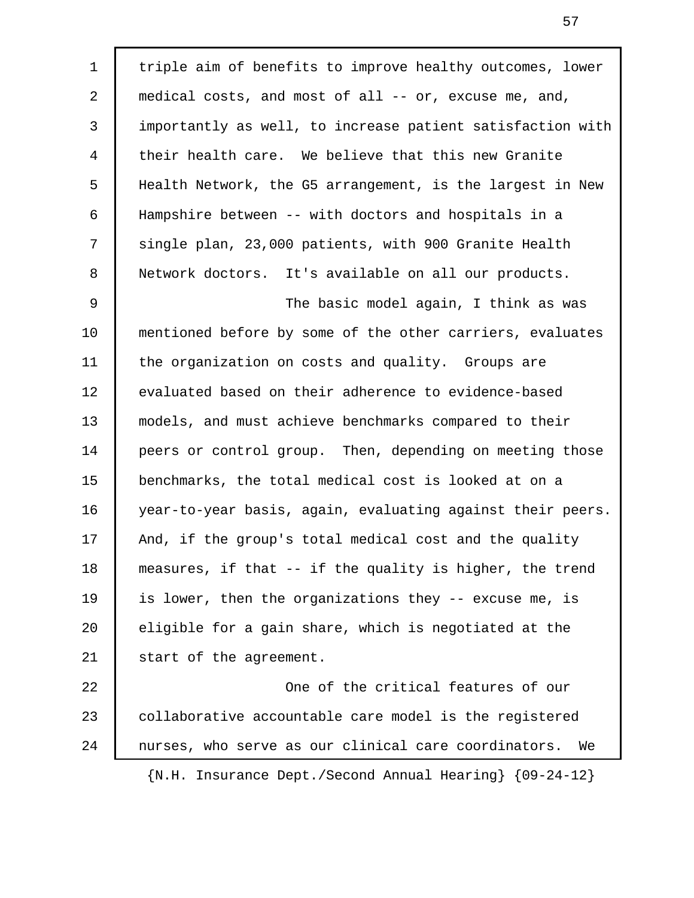triple aim of benefits to improve healthy outcomes, lower medical costs, and most of all -- or, excuse me, and, importantly as well, to increase patient satisfaction with their health care. We believe that this new Granite Health Network, the G5 arrangement, is the largest in New Hampshire between -- with doctors and hospitals in a single plan, 23,000 patients, with 900 Granite Health Network doctors. It's available on all our products.

The basic model again, I think as was mentioned before by some of the other carriers, evaluates the organization on costs and quality. Groups are evaluated based on their adherence to evidence-based models, and must achieve benchmarks compared to their peers or control group. Then, depending on meeting those benchmarks, the total medical cost is looked at on a year-to-year basis, again, evaluating against their peers. And, if the group's total medical cost and the quality measures, if that -- if the quality is higher, the trend is lower, then the organizations they -- excuse me, is eligible for a gain share, which is negotiated at the start of the agreement.

One of the critical features of our collaborative accountable care model is the registered nurses, who serve as our clinical care coordinators. We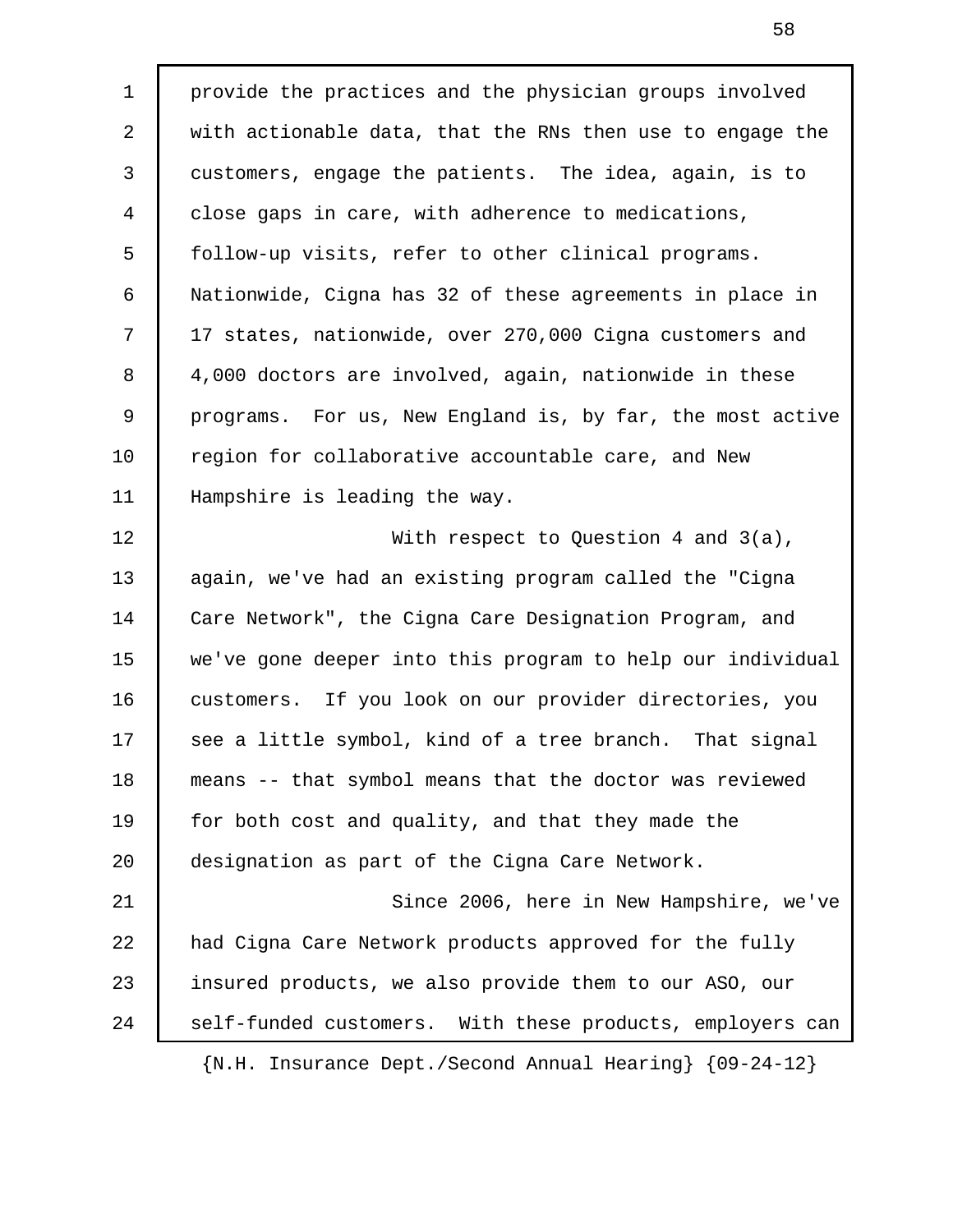provide the practices and the physician groups involved with actionable data, that the RNs then use to engage the customers, engage the patients. The idea, again, is to close gaps in care, with adherence to medications, follow-up visits, refer to other clinical programs. Nationwide, Cigna has 32 of these agreements in place in 17 states, nationwide, over 270,000 Cigna customers and 4,000 doctors are involved, again, nationwide in these programs. For us, New England is, by far, the most active region for collaborative accountable care, and New Hampshire is leading the way.

With respect to Question 4 and 3(a), again, we've had an existing program called the "Cigna Care Network", the Cigna Care Designation Program, and we've gone deeper into this program to help our individual customers. If you look on our provider directories, you see a little symbol, kind of a tree branch. That signal means -- that symbol means that the doctor was reviewed for both cost and quality, and that they made the designation as part of the Cigna Care Network.

Since 2006, here in New Hampshire, we've had Cigna Care Network products approved for the fully insured products, we also provide them to our ASO, our self-funded customers. With these products, employers can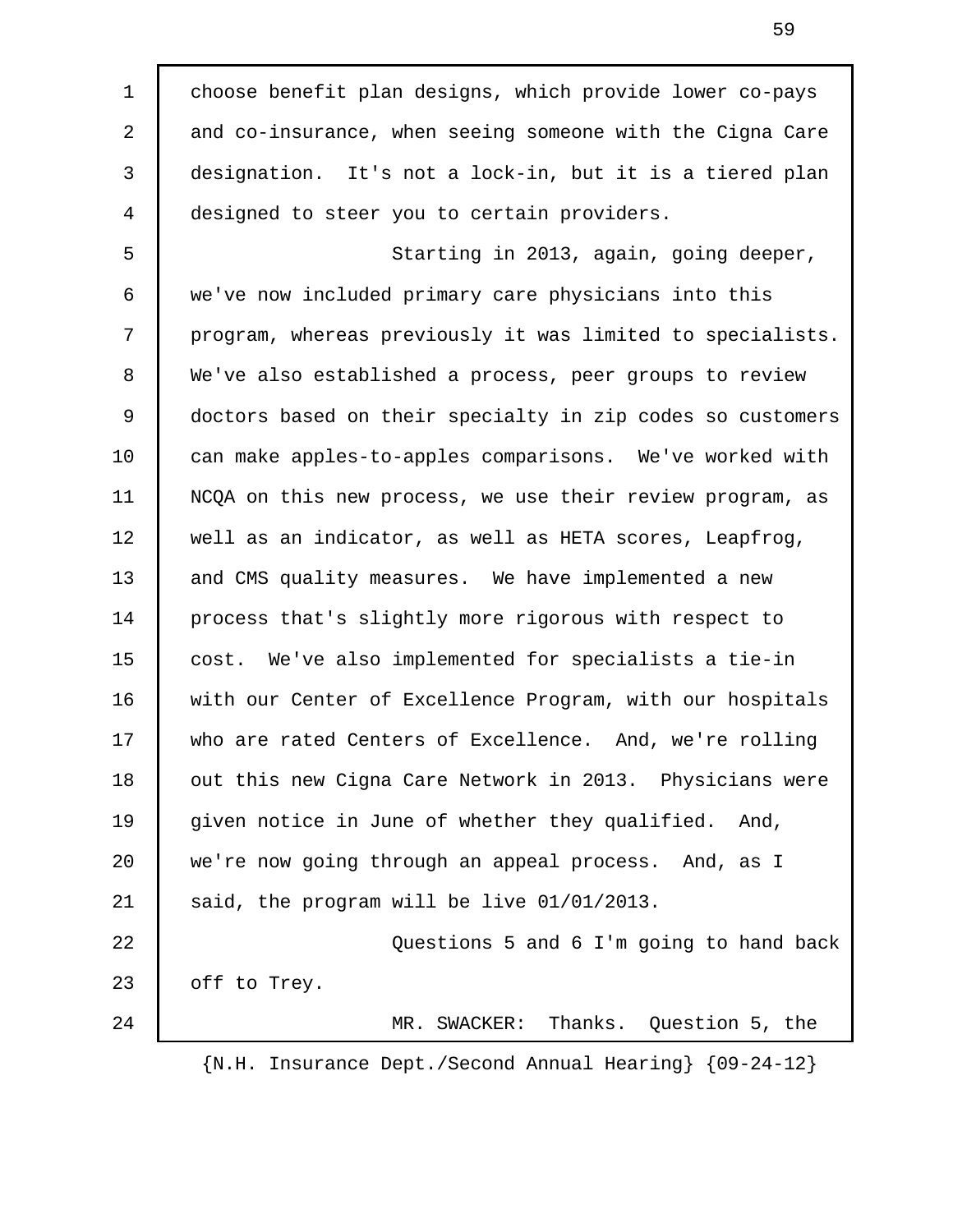choose benefit plan designs, which provide lower co-pays and co-insurance, when seeing someone with the Cigna Care designation. It's not a lock-in, but it is a tiered plan designed to steer you to certain providers.

Starting in 2013, again, going deeper, we've now included primary care physicians into this program, whereas previously it was limited to specialists. We've also established a process, peer groups to review doctors based on their specialty in zip codes so customers can make apples-to-apples comparisons. We've worked with NCQA on this new process, we use their review program, as well as an indicator, as well as HETA scores, Leapfrog, and CMS quality measures. We have implemented a new process that's slightly more rigorous with respect to cost. We've also implemented for specialists a tie-in with our Center of Excellence Program, with our hospitals who are rated Centers of Excellence. And, we're rolling out this new Cigna Care Network in 2013. Physicians were given notice in June of whether they qualified. And, we're now going through an appeal process. And, as I said, the program will be live 01/01/2013.

Questions 5 and 6 I'm going to hand back off to Trey.

MR. SWACKER: Thanks. Question 5, the

{N.H. Insurance Dept./Second Annual Hearing} {09-24-12}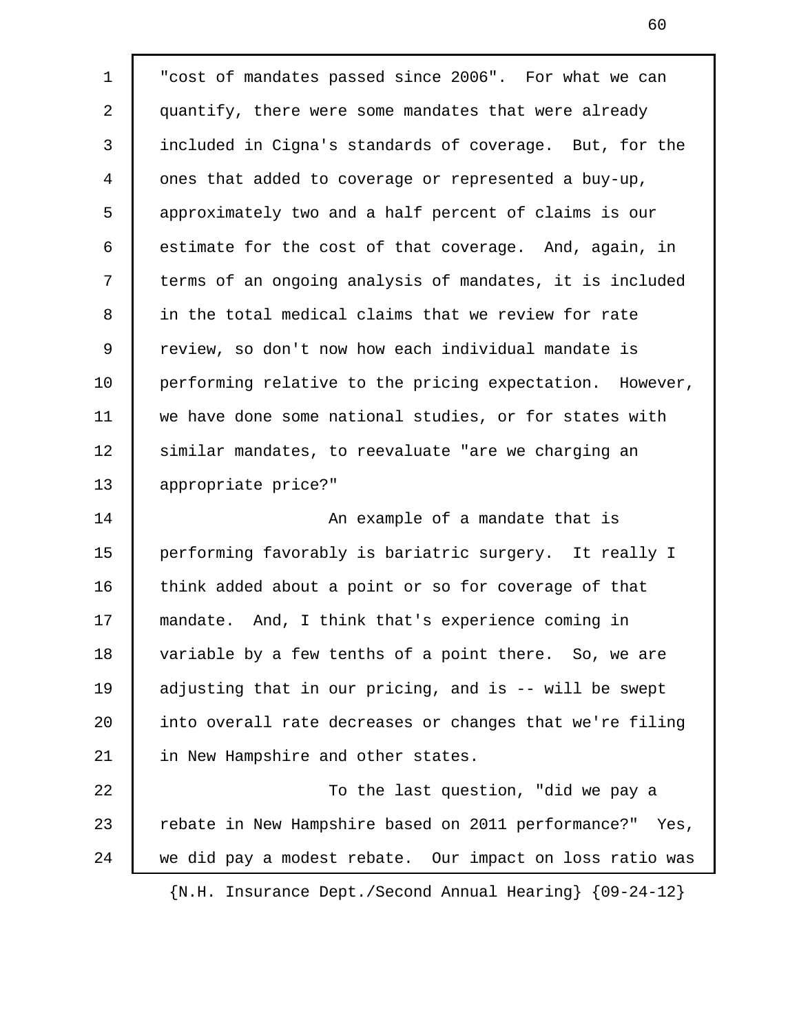"cost of mandates passed since 2006". For what we can quantify, there were some mandates that were already included in Cigna's standards of coverage. But, for the ones that added to coverage or represented a buy-up, approximately two and a half percent of claims is our estimate for the cost of that coverage. And, again, in terms of an ongoing analysis of mandates, it is included in the total medical claims that we review for rate review, so don't now how each individual mandate is performing relative to the pricing expectation. However, we have done some national studies, or for states with similar mandates, to reevaluate "are we charging an appropriate price?"

An example of a mandate that is performing favorably is bariatric surgery. It really I think added about a point or so for coverage of that mandate. And, I think that's experience coming in variable by a few tenths of a point there. So, we are adjusting that in our pricing, and is -- will be swept into overall rate decreases or changes that we're filing in New Hampshire and other states.

To the last question, "did we pay a rebate in New Hampshire based on 2011 performance?" Yes, we did pay a modest rebate. Our impact on loss ratio was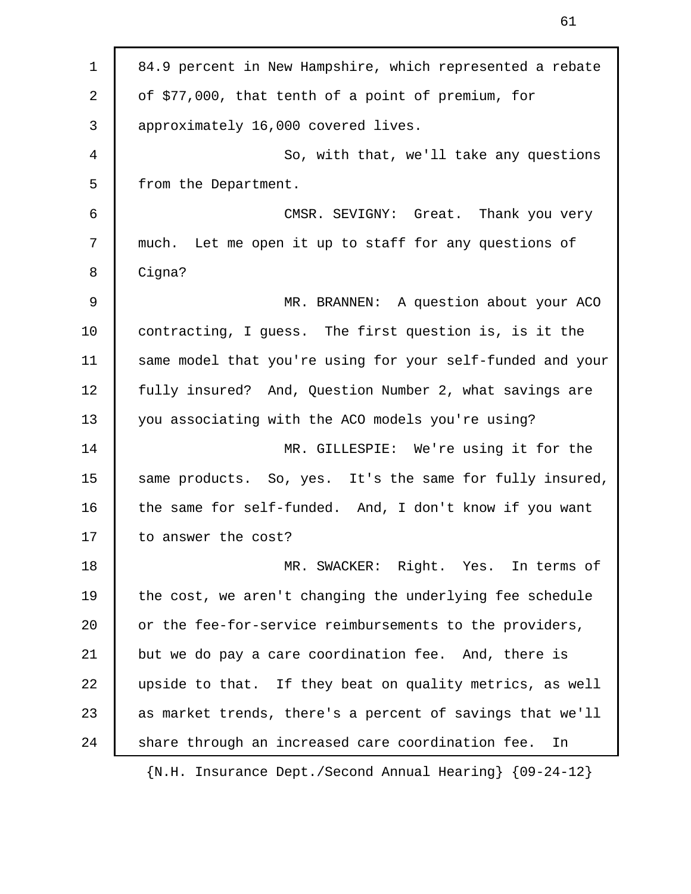84.9 percent in New Hampshire, which represented a rebate of $77,000, that tenth of a point of premium, for approximately 16,000 covered lives.

So, with that, we'll take any questions from the Department.

CMSR. SEVIGNY: Great. Thank you very much. Let me open it up to staff for any questions of Cigna?

MR. BRANNEN: A question about your ACO contracting, I guess. The first question is, is it the same model that you're using for your self-funded and your fully insured? And, Question Number 2, what savings are you associating with the ACO models you're using?

MR. GILLESPIE: We're using it for the same products. So, yes. It's the same for fully insured, the same for self-funded. And, I don't know if you want to answer the cost?

MR. SWACKER: Right. Yes. In terms of the cost, we aren't changing the underlying fee schedule or the fee-for-service reimbursements to the providers, but we do pay a care coordination fee. And, there is upside to that. If they beat on quality metrics, as well as market trends, there's a percent of savings that we'll share through an increased care coordination fee. In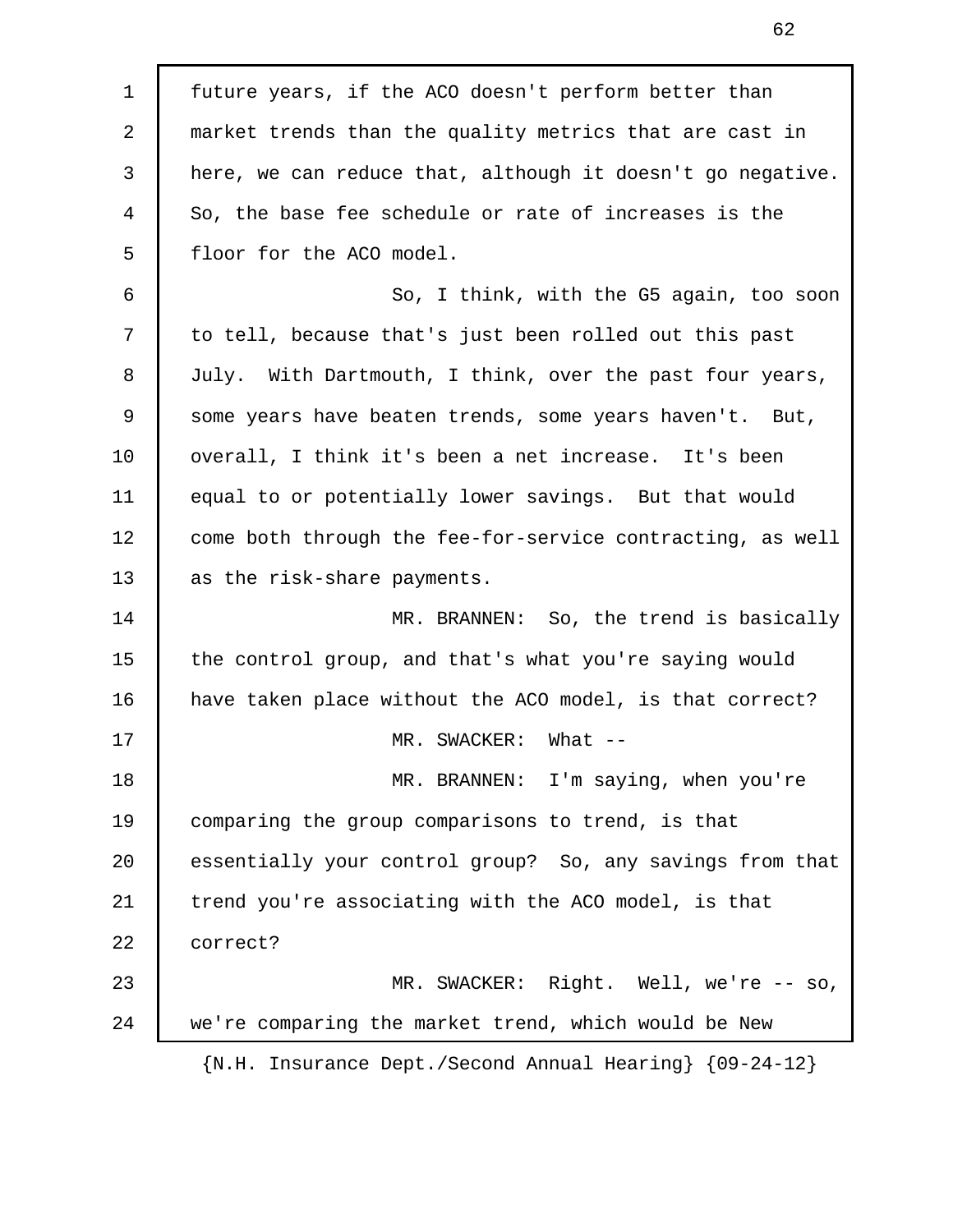future years, if the ACO doesn't perform better than market trends than the quality metrics that are cast in here, we can reduce that, although it doesn't go negative. So, the base fee schedule or rate of increases is the floor for the ACO model.

So, I think, with the G5 again, too soon to tell, because that's just been rolled out this past July. With Dartmouth, I think, over the past four years, some years have beaten trends, some years haven't. But, overall, I think it's been a net increase. It's been equal to or potentially lower savings. But that would come both through the fee-for-service contracting, as well as the risk-share payments.

MR. BRANNEN: So, the trend is basically the control group, and that's what you're saying would have taken place without the ACO model, is that correct?

MR. SWACKER: What --

MR. BRANNEN: I'm saying, when you're comparing the group comparisons to trend, is that essentially your control group? So, any savings from that trend you're associating with the ACO model, is that correct?

MR. SWACKER: Right. Well, we're -- so, we're comparing the market trend, which would be New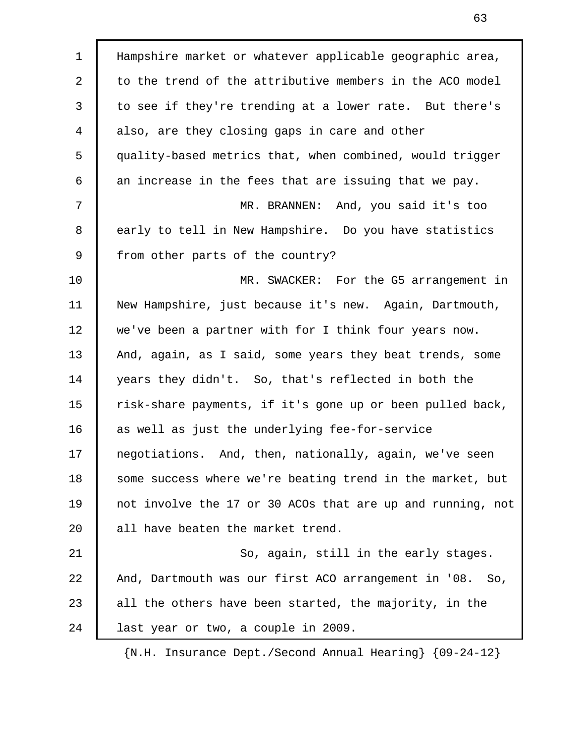Hampshire market or whatever applicable geographic area, to the trend of the attributive members in the ACO model to see if they're trending at a lower rate. But there's also, are they closing gaps in care and other quality-based metrics that, when combined, would trigger an increase in the fees that are issuing that we pay.

MR. BRANNEN: And, you said it's too early to tell in New Hampshire. Do you have statistics from other parts of the country?

MR. SWACKER: For the G5 arrangement in New Hampshire, just because it's new. Again, Dartmouth, we've been a partner with for I think four years now. And, again, as I said, some years they beat trends, some years they didn't. So, that's reflected in both the risk-share payments, if it's gone up or been pulled back, as well as just the underlying fee-for-service negotiations. And, then, nationally, again, we've seen some success where we're beating trend in the market, but not involve the 17 or 30 ACOs that are up and running, not all have beaten the market trend.

So, again, still in the early stages. And, Dartmouth was our first ACO arrangement in '08. So, all the others have been started, the majority, in the last year or two, a couple in 2009.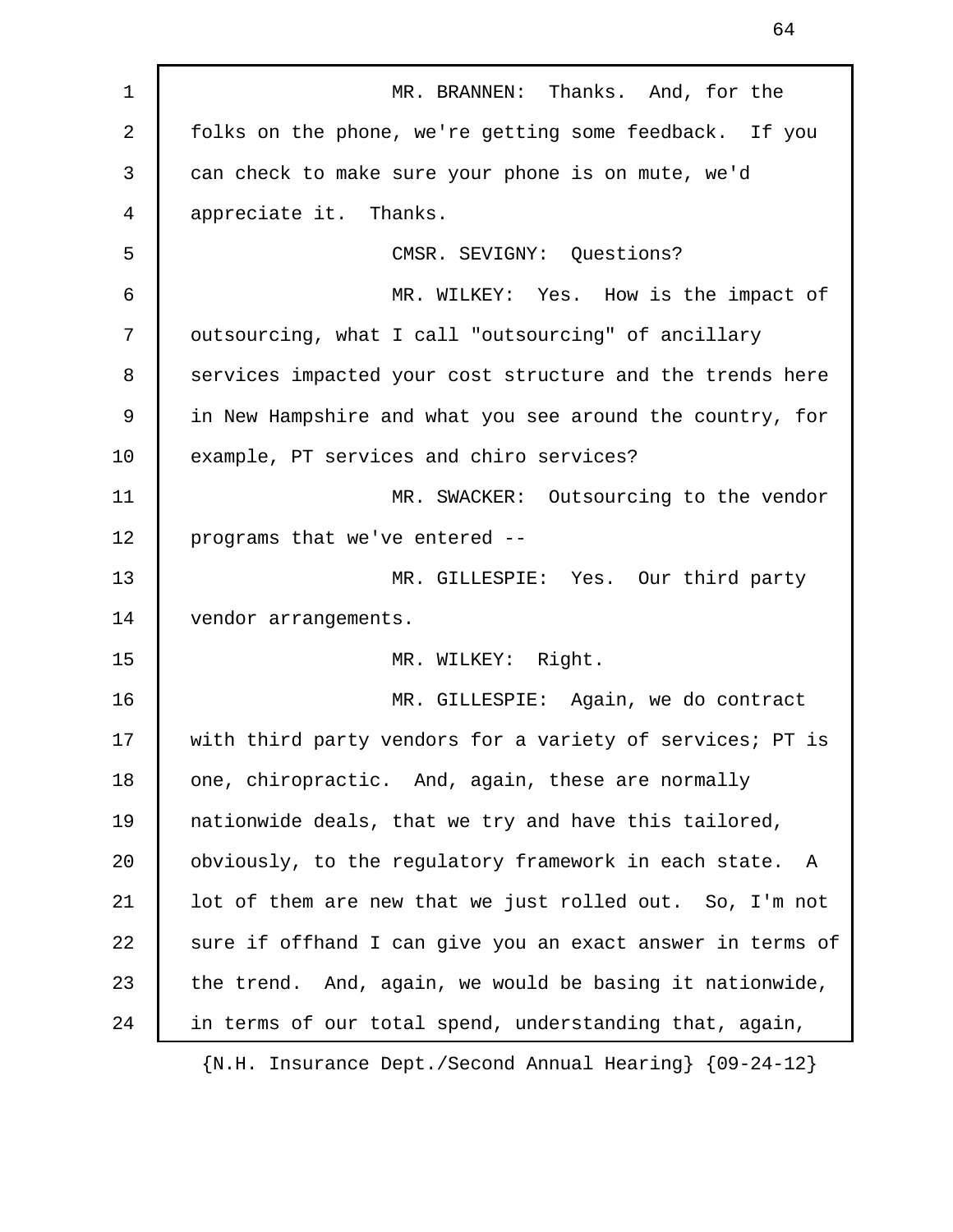MR. BRANNEN: Thanks. And, for the folks on the phone, we're getting some feedback. If you can check to make sure your phone is on mute, we'd appreciate it. Thanks.

CMSR. SEVIGNY: Questions?

MR. WILKEY: Yes. How is the impact of outsourcing, what I call "outsourcing" of ancillary services impacted your cost structure and the trends here in New Hampshire and what you see around the country, for example, PT services and chiro services?

MR. SWACKER: Outsourcing to the vendor programs that we've entered --

MR. GILLESPIE: Yes. Our third party vendor arrangements.

MR. WILKEY: Right.

MR. GILLESPIE: Again, we do contract with third party vendors for a variety of services; PT is one, chiropractic. And, again, these are normally nationwide deals, that we try and have this tailored, obviously, to the regulatory framework in each state. A lot of them are new that we just rolled out. So, I'm not sure if offhand I can give you an exact answer in terms of the trend. And, again, we would be basing it nationwide, in terms of our total spend, understanding that, again,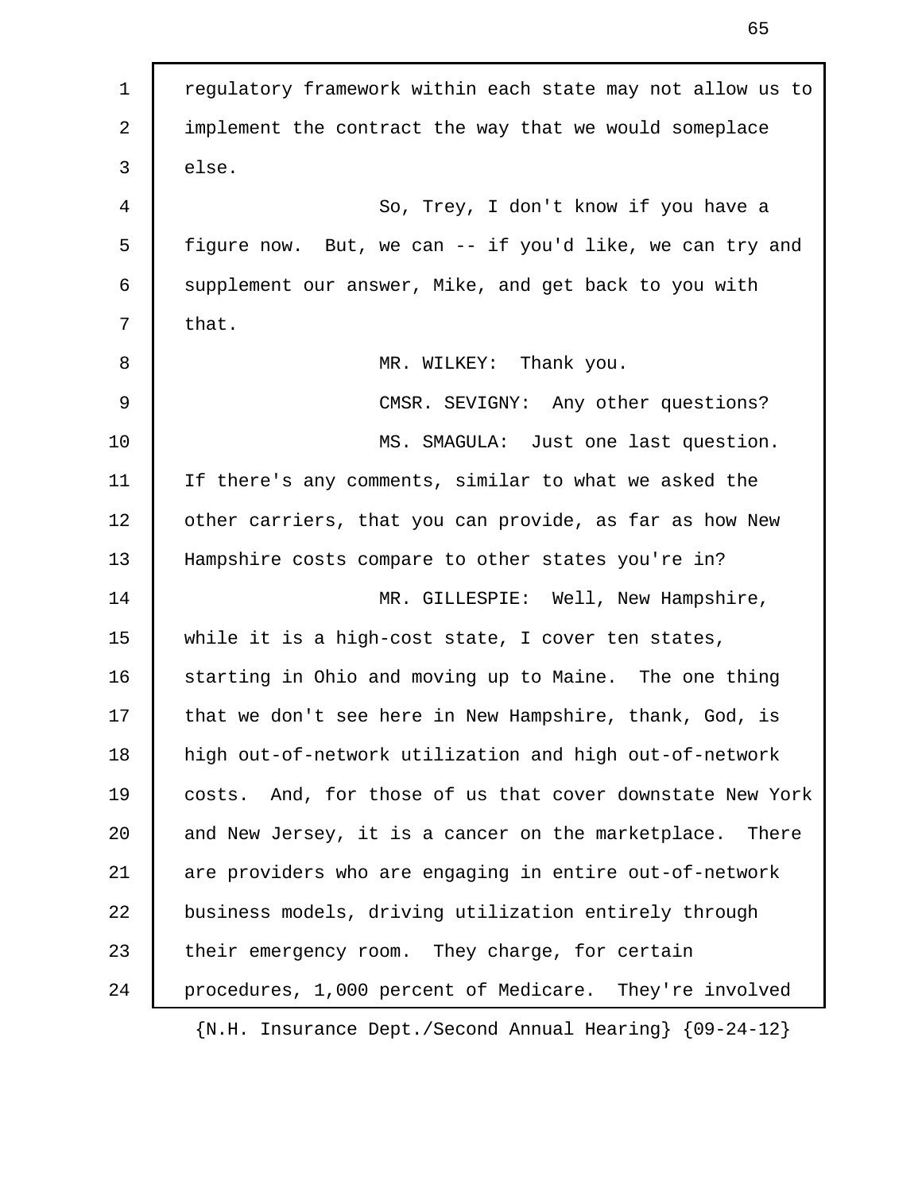regulatory framework within each state may not allow us to implement the contract the way that we would someplace else.

So, Trey, I don't know if you have a figure now. But, we can -- if you'd like, we can try and supplement our answer, Mike, and get back to you with that.

MR. WILKEY: Thank you.

CMSR. SEVIGNY: Any other questions?

MS. SMAGULA: Just one last question. If there's any comments, similar to what we asked the other carriers, that you can provide, as far as how New Hampshire costs compare to other states you're in?

MR. GILLESPIE: Well, New Hampshire, while it is a high-cost state, I cover ten states, starting in Ohio and moving up to Maine. The one thing that we don't see here in New Hampshire, thank, God, is high out-of-network utilization and high out-of-network costs. And, for those of us that cover downstate New York and New Jersey, it is a cancer on the marketplace. There are providers who are engaging in entire out-of-network business models, driving utilization entirely through their emergency room. They charge, for certain procedures, 1,000 percent of Medicare. They're involved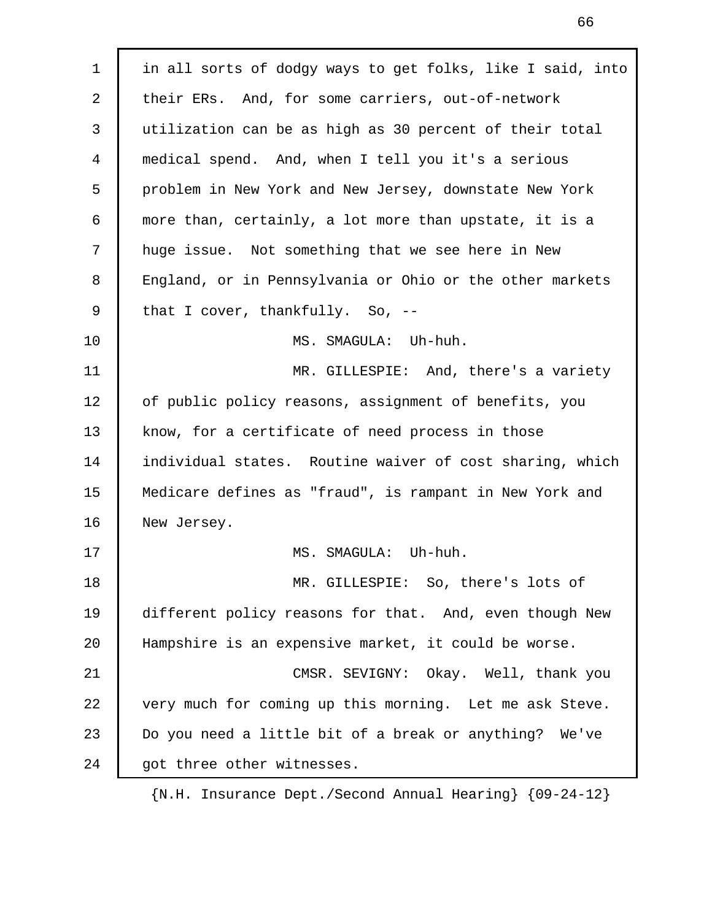in all sorts of dodgy ways to get folks, like I said, into their ERs. And, for some carriers, out-of-network utilization can be as high as 30 percent of their total medical spend. And, when I tell you it's a serious problem in New York and New Jersey, downstate New York more than, certainly, a lot more than upstate, it is a huge issue. Not something that we see here in New England, or in Pennsylvania or Ohio or the other markets that I cover, thankfully. So, --

MS. SMAGULA: Uh-huh.

MR. GILLESPIE: And, there's a variety of public policy reasons, assignment of benefits, you know, for a certificate of need process in those individual states. Routine waiver of cost sharing, which Medicare defines as "fraud", is rampant in New York and New Jersey.

MS. SMAGULA: Uh-huh.

MR. GILLESPIE: So, there's lots of different policy reasons for that. And, even though New Hampshire is an expensive market, it could be worse.

CMSR. SEVIGNY: Okay. Well, thank you very much for coming up this morning. Let me ask Steve. Do you need a little bit of a break or anything? We've got three other witnesses.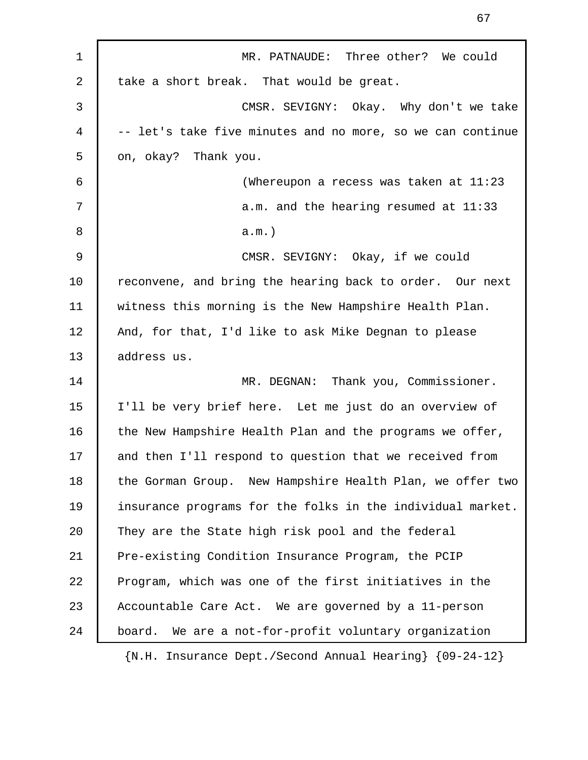MR. PATNAUDE: Three other? We could take a short break. That would be great.

CMSR. SEVIGNY: Okay. Why don't we take -- let's take five minutes and no more, so we can continue on, okay? Thank you.

(Whereupon a recess was taken at 11:23 a.m. and the hearing resumed at 11:33 a.m.)

CMSR. SEVIGNY: Okay, if we could reconvene, and bring the hearing back to order. Our next witness this morning is the New Hampshire Health Plan. And, for that, I'd like to ask Mike Degnan to please address us.

MR. DEGNAN: Thank you, Commissioner. I'll be very brief here. Let me just do an overview of the New Hampshire Health Plan and the programs we offer, and then I'll respond to question that we received from the Gorman Group. New Hampshire Health Plan, we offer two insurance programs for the folks in the individual market. They are the State high risk pool and the federal Pre-existing Condition Insurance Program, the PCIP Program, which was one of the first initiatives in the Accountable Care Act. We are governed by a 11-person board. We are a not-for-profit voluntary organization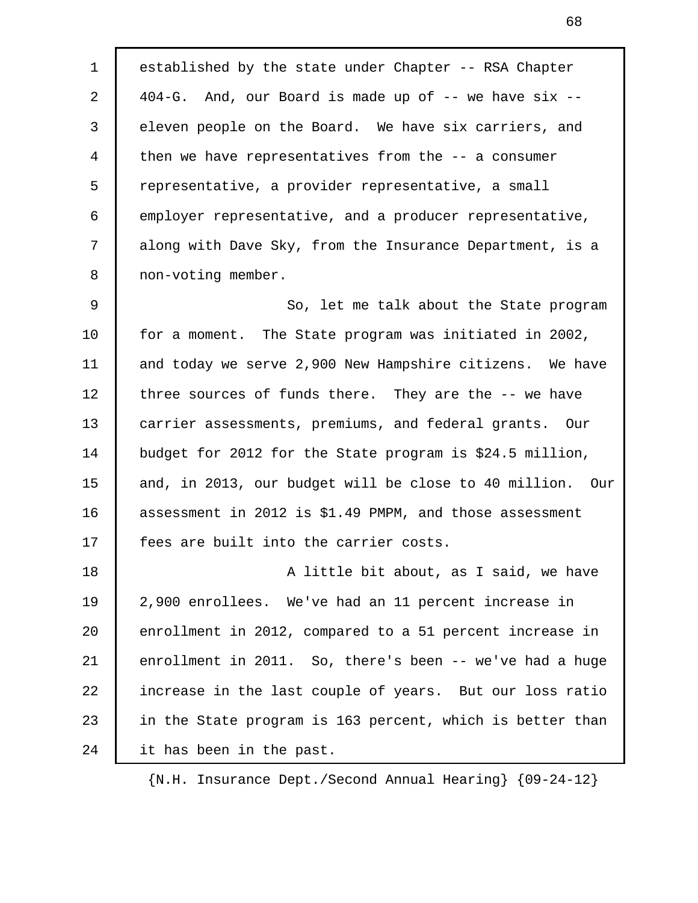established by the state under Chapter -- RSA Chapter 404-G. And, our Board is made up of -- we have six -- eleven people on the Board. We have six carriers, and then we have representatives from the -- a consumer representative, a provider representative, a small employer representative, and a producer representative, along with Dave Sky, from the Insurance Department, is a non-voting member.

So, let me talk about the State program for a moment. The State program was initiated in 2002, and today we serve 2,900 New Hampshire citizens. We have three sources of funds there. They are the -- we have carrier assessments, premiums, and federal grants. Our budget for 2012 for the State program is $24.5 million, and, in 2013, our budget will be close to 40 million. Our assessment in 2012 is $1.49 PMPM, and those assessment fees are built into the carrier costs.

A little bit about, as I said, we have 2,900 enrollees. We've had an 11 percent increase in enrollment in 2012, compared to a 51 percent increase in enrollment in 2011. So, there's been -- we've had a huge increase in the last couple of years. But our loss ratio in the State program is 163 percent, which is better than it has been in the past.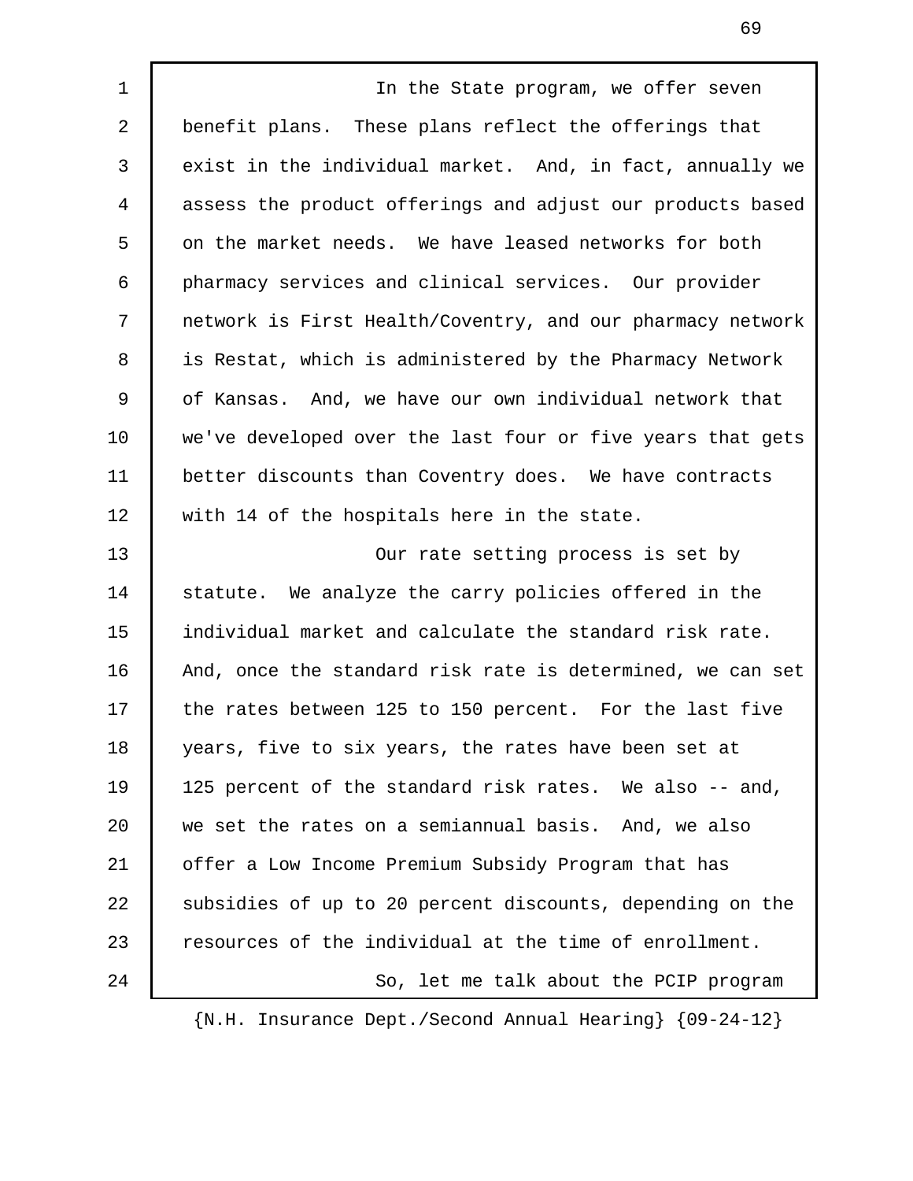In the State program, we offer seven benefit plans. These plans reflect the offerings that exist in the individual market. And, in fact, annually we assess the product offerings and adjust our products based on the market needs. We have leased networks for both pharmacy services and clinical services. Our provider network is First Health/Coventry, and our pharmacy network is Restat, which is administered by the Pharmacy Network of Kansas. And, we have our own individual network that we've developed over the last four or five years that gets better discounts than Coventry does. We have contracts with 14 of the hospitals here in the state.

Our rate setting process is set by statute. We analyze the carry policies offered in the individual market and calculate the standard risk rate. And, once the standard risk rate is determined, we can set the rates between 125 to 150 percent. For the last five years, five to six years, the rates have been set at 125 percent of the standard risk rates. We also -- and, we set the rates on a semiannual basis. And, we also offer a Low Income Premium Subsidy Program that has subsidies of up to 20 percent discounts, depending on the resources of the individual at the time of enrollment.

So, let me talk about the PCIP program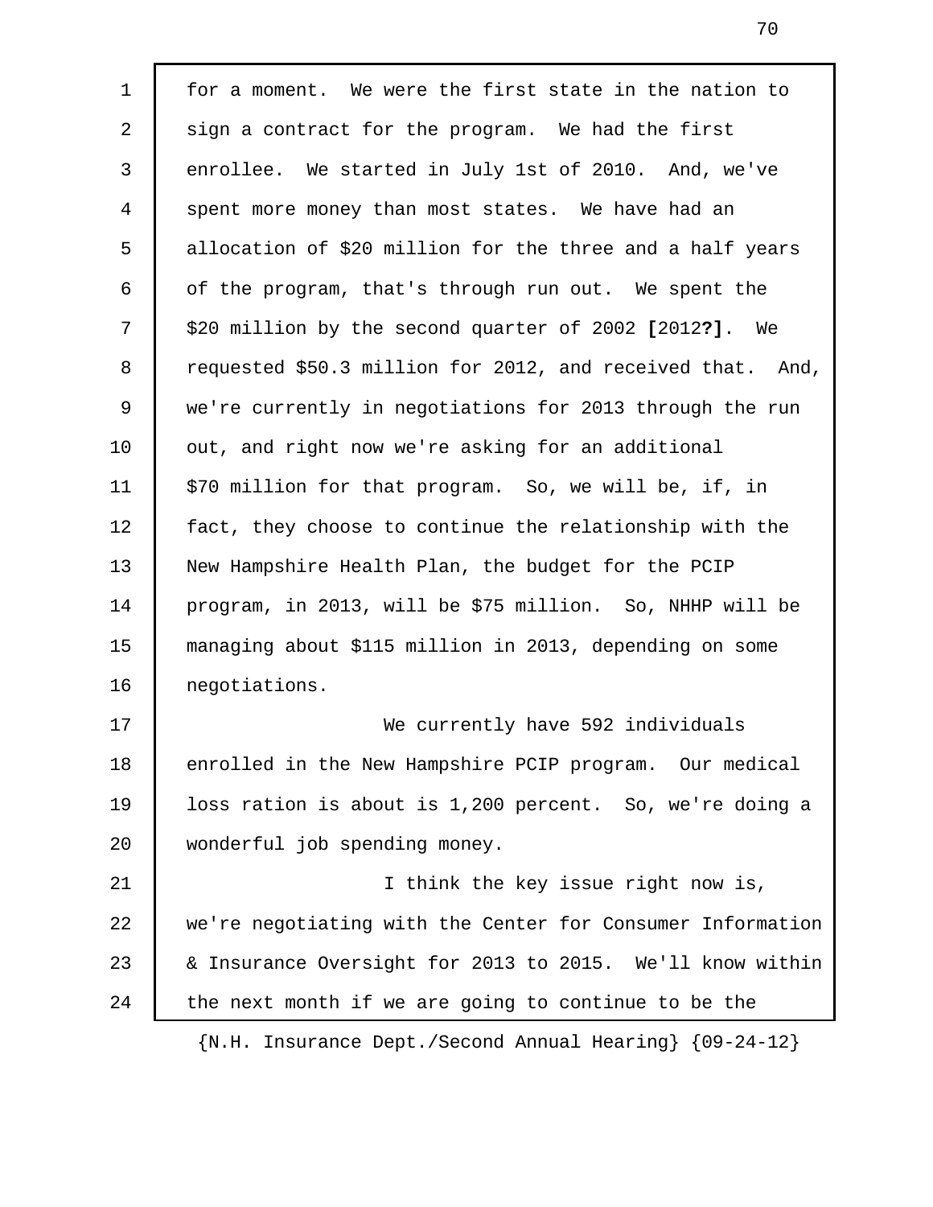for a moment. We were the first state in the nation to sign a contract for the program. We had the first enrollee. We started in July 1st of 2010. And, we've spent more money than most states. We have had an allocation of $20 million for the three and a half years of the program, that's through run out. We spent the $20 million by the second quarter of 2002 **[**2012**?]**. We requested $50.3 million for 2012, and received that. And, we're currently in negotiations for 2013 through the run out, and right now we're asking for an additional $70 million for that program. So, we will be, if, in fact, they choose to continue the relationship with the New Hampshire Health Plan, the budget for the PCIP program, in 2013, will be $75 million. So, NHHP will be managing about $115 million in 2013, depending on some negotiations.

We currently have 592 individuals enrolled in the New Hampshire PCIP program. Our medical loss ration is about is 1,200 percent. So, we're doing a wonderful job spending money.

I think the key issue right now is, we're negotiating with the Center for Consumer Information & Insurance Oversight for 2013 to 2015. We'll know within the next month if we are going to continue to be the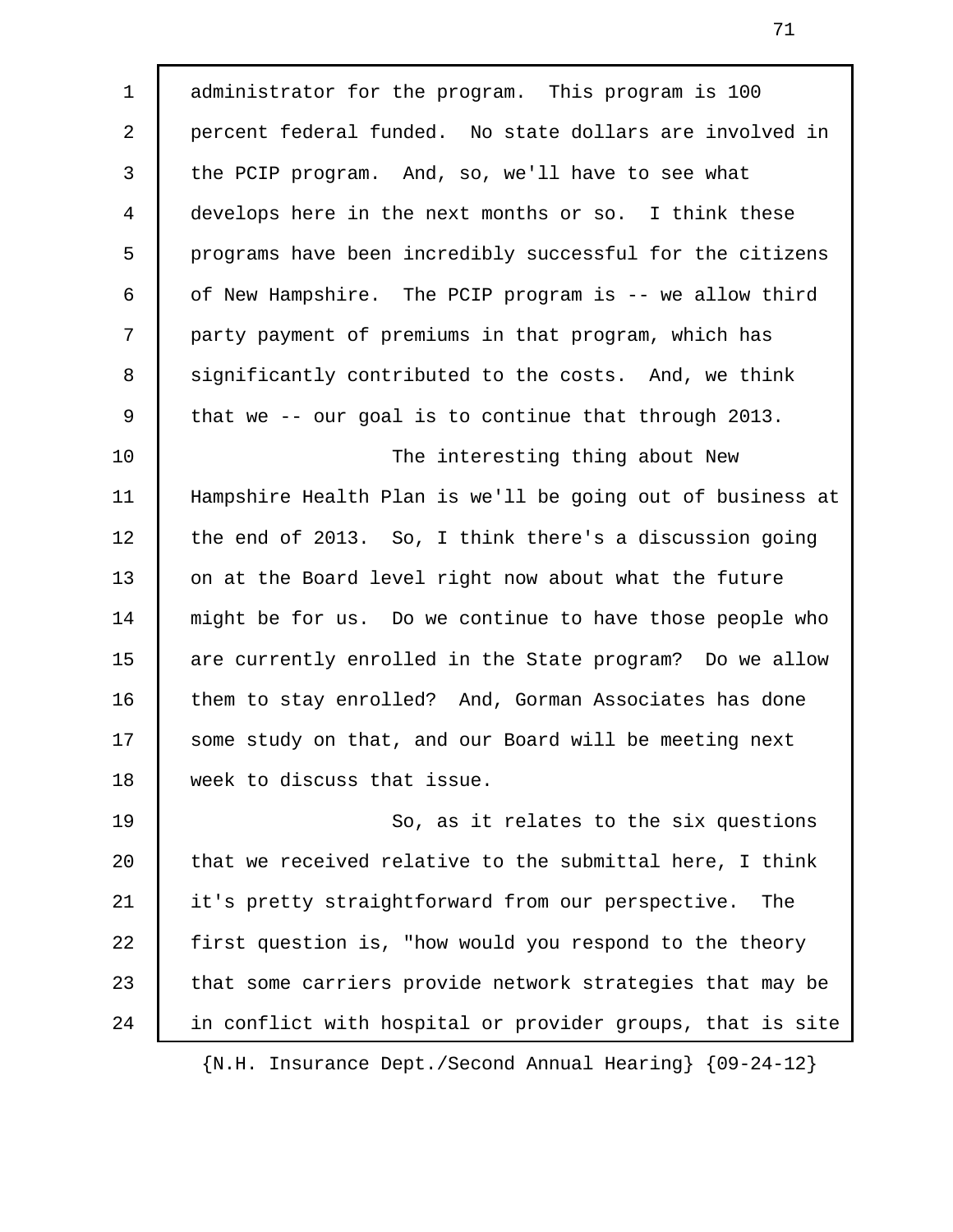administrator for the program. This program is 100 percent federal funded. No state dollars are involved in the PCIP program. And, so, we'll have to see what develops here in the next months or so. I think these programs have been incredibly successful for the citizens of New Hampshire. The PCIP program is -- we allow third party payment of premiums in that program, which has significantly contributed to the costs. And, we think that we -- our goal is to continue that through 2013.

The interesting thing about New Hampshire Health Plan is we'll be going out of business at the end of 2013. So, I think there's a discussion going on at the Board level right now about what the future might be for us. Do we continue to have those people who are currently enrolled in the State program? Do we allow them to stay enrolled? And, Gorman Associates has done some study on that, and our Board will be meeting next week to discuss that issue.

So, as it relates to the six questions that we received relative to the submittal here, I think it's pretty straightforward from our perspective. The first question is, "how would you respond to the theory that some carriers provide network strategies that may be in conflict with hospital or provider groups, that is site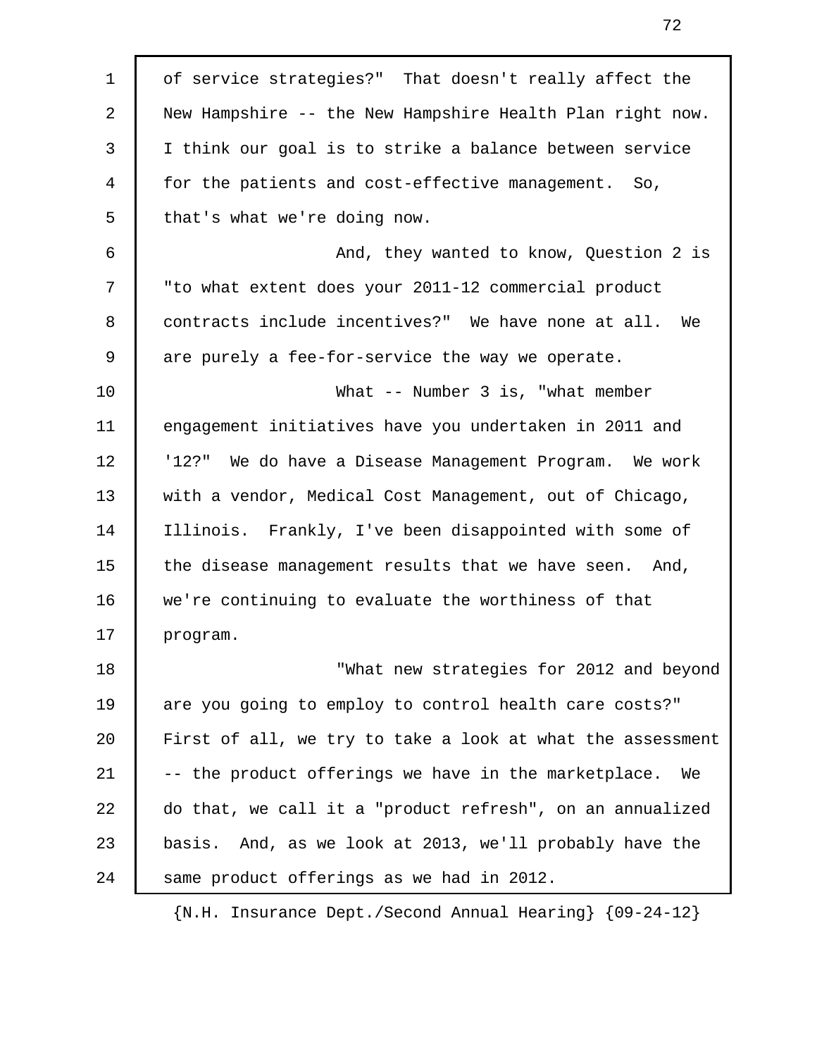of service strategies?" That doesn't really affect the New Hampshire -- the New Hampshire Health Plan right now. I think our goal is to strike a balance between service for the patients and cost-effective management. So, that's what we're doing now.

And, they wanted to know, Question 2 is "to what extent does your 2011-12 commercial product contracts include incentives?" We have none at all. We are purely a fee-for-service the way we operate.

What -- Number 3 is, "what member engagement initiatives have you undertaken in 2011 and '12?" We do have a Disease Management Program. We work with a vendor, Medical Cost Management, out of Chicago, Illinois. Frankly, I've been disappointed with some of the disease management results that we have seen. And, we're continuing to evaluate the worthiness of that program.

"What new strategies for 2012 and beyond are you going to employ to control health care costs?" First of all, we try to take a look at what the assessment -- the product offerings we have in the marketplace. We do that, we call it a "product refresh", on an annualized basis. And, as we look at 2013, we'll probably have the same product offerings as we had in 2012.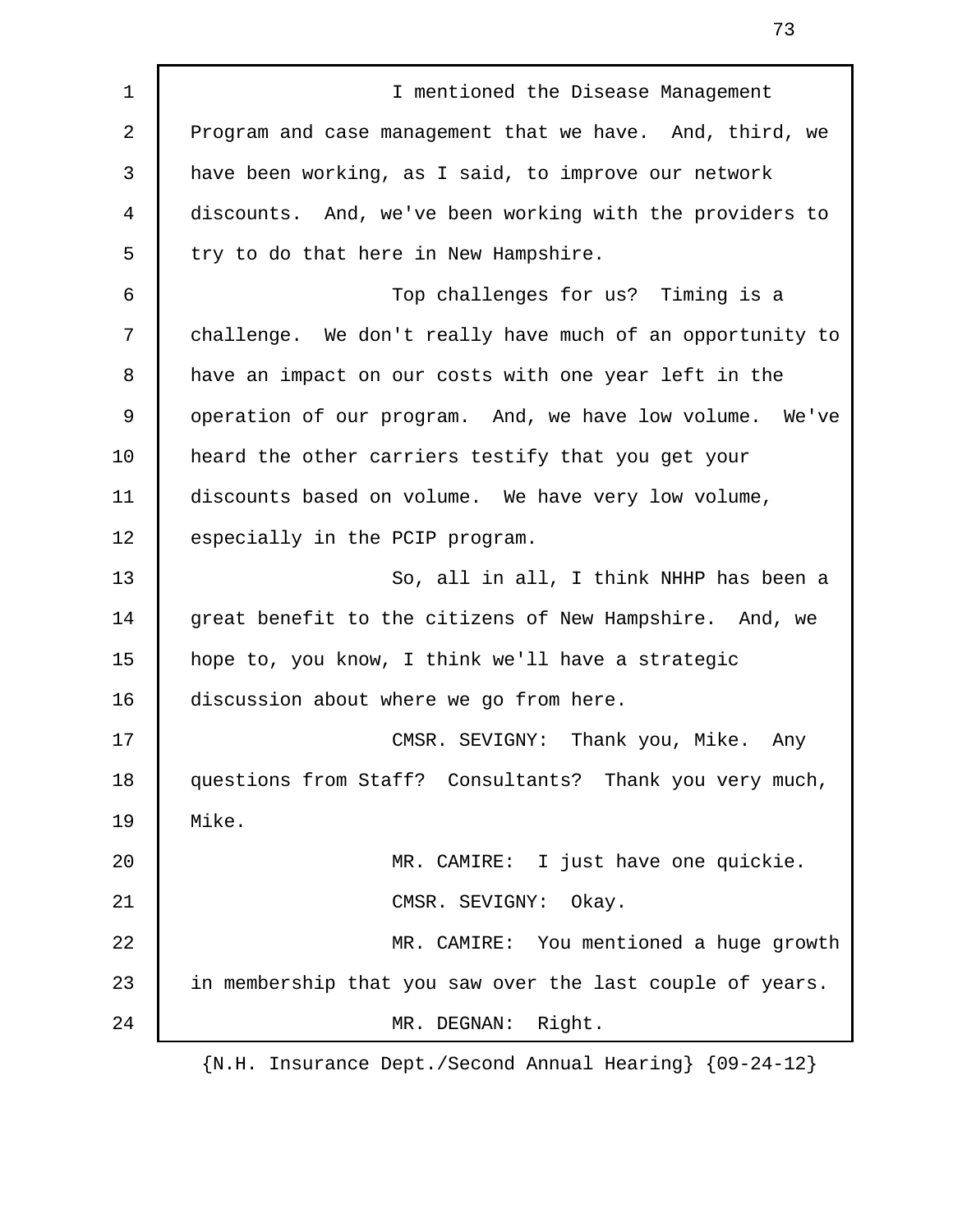I mentioned the Disease Management Program and case management that we have. And, third, we have been working, as I said, to improve our network discounts. And, we've been working with the providers to try to do that here in New Hampshire.

Top challenges for us? Timing is a challenge. We don't really have much of an opportunity to have an impact on our costs with one year left in the operation of our program. And, we have low volume. We've heard the other carriers testify that you get your discounts based on volume. We have very low volume, especially in the PCIP program.

So, all in all, I think NHHP has been a great benefit to the citizens of New Hampshire. And, we hope to, you know, I think we'll have a strategic discussion about where we go from here.

CMSR. SEVIGNY: Thank you, Mike. Any questions from Staff? Consultants? Thank you very much, Mike.

MR. CAMIRE: I just have one quickie.

CMSR. SEVIGNY: Okay.

MR. CAMIRE: You mentioned a huge growth in membership that you saw over the last couple of years.

MR. DEGNAN: Right.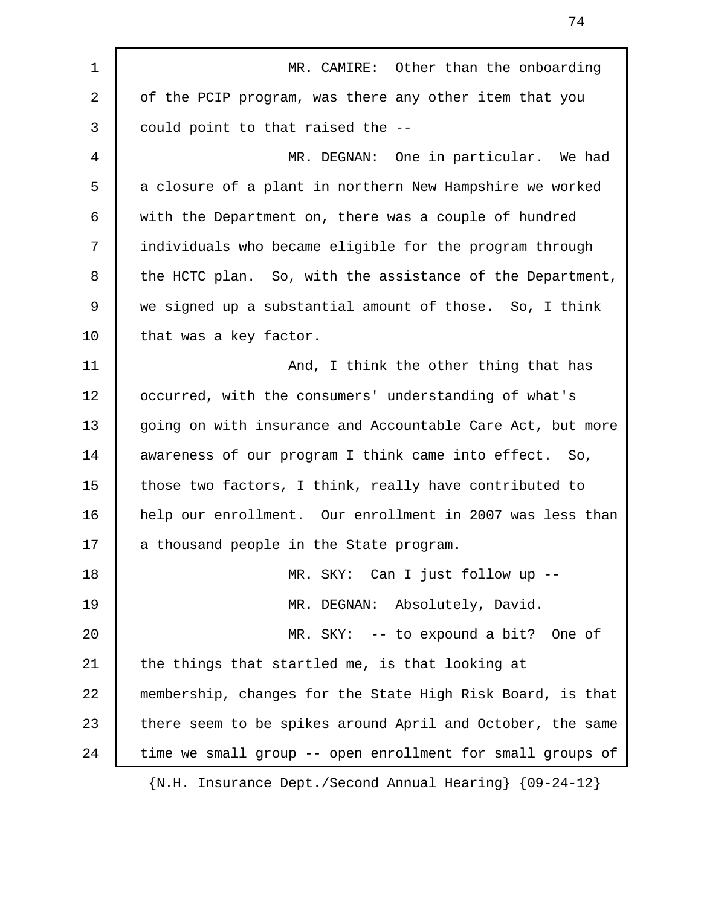MR. CAMIRE: Other than the onboarding of the PCIP program, was there any other item that you could point to that raised the --

MR. DEGNAN: One in particular. We had a closure of a plant in northern New Hampshire we worked with the Department on, there was a couple of hundred individuals who became eligible for the program through the HCTC plan. So, with the assistance of the Department, we signed up a substantial amount of those. So, I think that was a key factor.

And, I think the other thing that has occurred, with the consumers' understanding of what's going on with insurance and Accountable Care Act, but more awareness of our program I think came into effect. So, those two factors, I think, really have contributed to help our enrollment. Our enrollment in 2007 was less than a thousand people in the State program.

MR. SKY: Can I just follow up --

MR. DEGNAN: Absolutely, David.

MR. SKY: -- to expound a bit? One of the things that startled me, is that looking at membership, changes for the State High Risk Board, is that there seem to be spikes around April and October, the same time we small group -- open enrollment for small groups of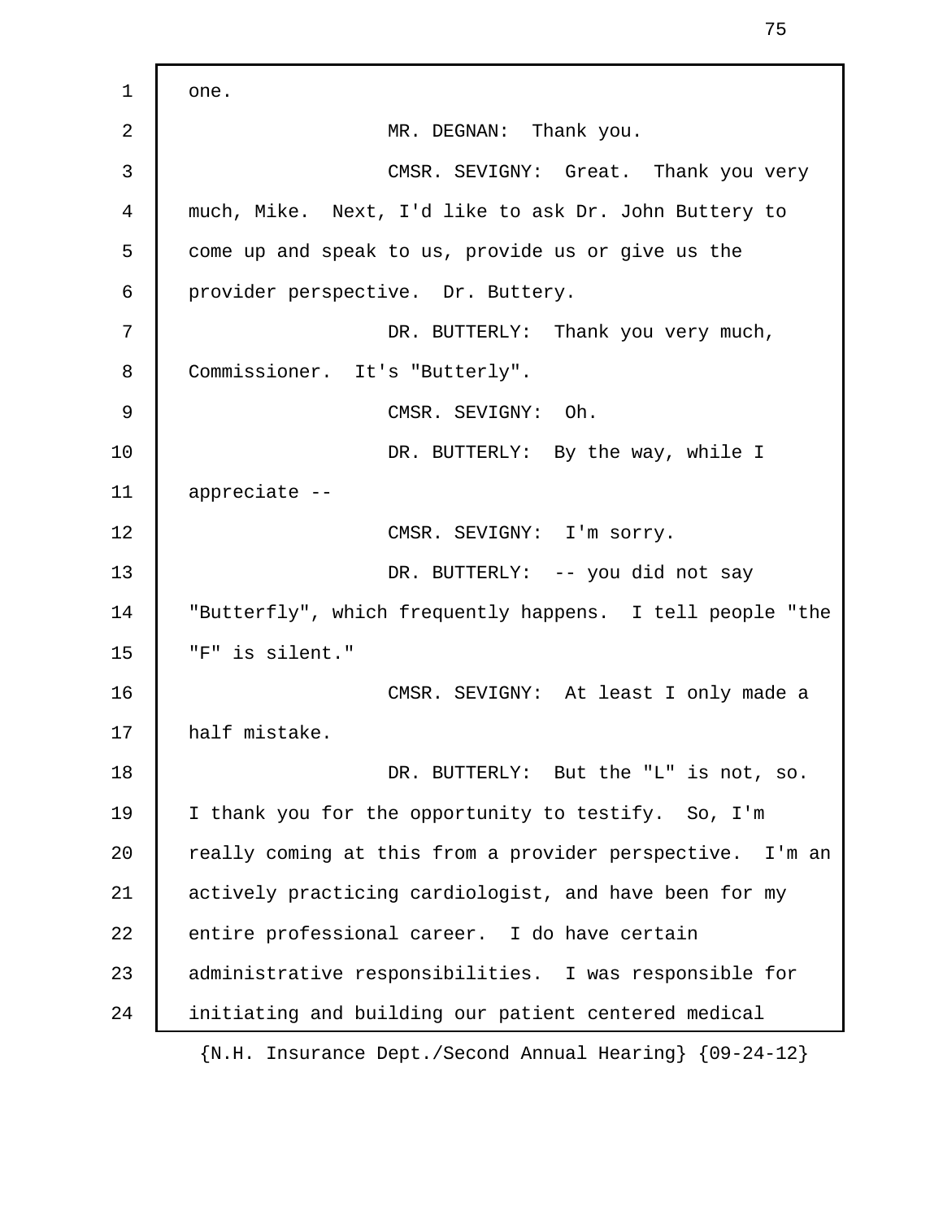one.

MR. DEGNAN: Thank you.

CMSR. SEVIGNY: Great. Thank you very much, Mike. Next, I'd like to ask Dr. John Buttery to come up and speak to us, provide us or give us the provider perspective. Dr. Buttery.

DR. BUTTERLY: Thank you very much, Commissioner. It's "Butterly".

CMSR. SEVIGNY: Oh.

DR. BUTTERLY: By the way, while I appreciate --

CMSR. SEVIGNY: I'm sorry.

DR. BUTTERLY: -- you did not say "Butterfly", which frequently happens. I tell people "the "F" is silent."

CMSR. SEVIGNY: At least I only made a half mistake.

DR. BUTTERLY: But the "L" is not, so. I thank you for the opportunity to testify. So, I'm really coming at this from a provider perspective. I'm an actively practicing cardiologist, and have been for my entire professional career. I do have certain administrative responsibilities. I was responsible for initiating and building our patient centered medical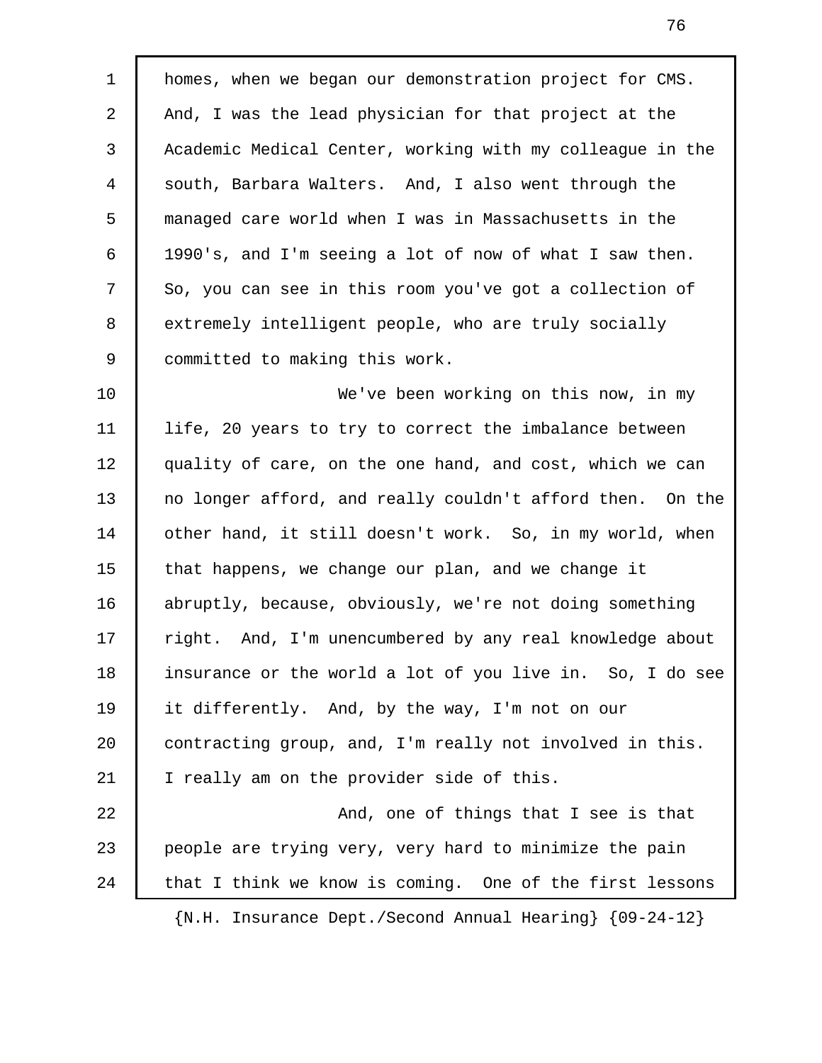homes, when we began our demonstration project for CMS. And, I was the lead physician for that project at the Academic Medical Center, working with my colleague in the south, Barbara Walters. And, I also went through the managed care world when I was in Massachusetts in the 1990's, and I'm seeing a lot of now of what I saw then. So, you can see in this room you've got a collection of extremely intelligent people, who are truly socially committed to making this work.

We've been working on this now, in my life, 20 years to try to correct the imbalance between quality of care, on the one hand, and cost, which we can no longer afford, and really couldn't afford then. On the other hand, it still doesn't work. So, in my world, when that happens, we change our plan, and we change it abruptly, because, obviously, we're not doing something right. And, I'm unencumbered by any real knowledge about insurance or the world a lot of you live in. So, I do see it differently. And, by the way, I'm not on our contracting group, and, I'm really not involved in this. I really am on the provider side of this.

And, one of things that I see is that people are trying very, very hard to minimize the pain that I think we know is coming. One of the first lessons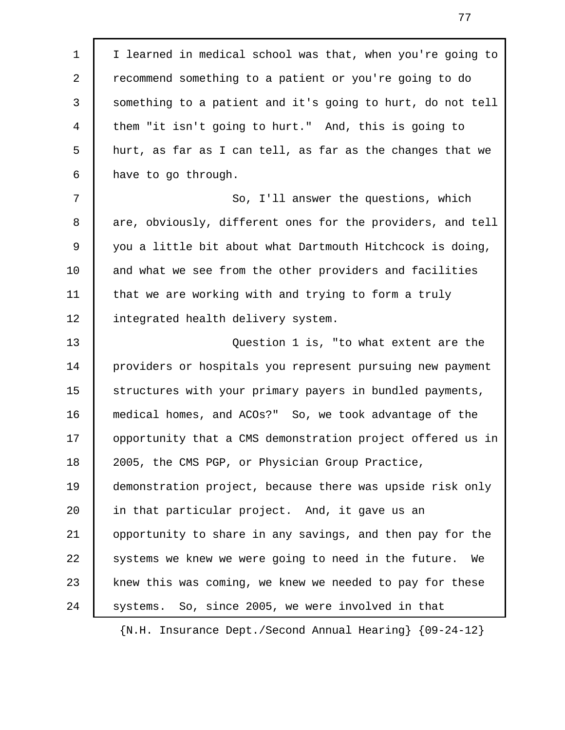I learned in medical school was that, when you're going to recommend something to a patient or you're going to do something to a patient and it's going to hurt, do not tell them "it isn't going to hurt." And, this is going to hurt, as far as I can tell, as far as the changes that we have to go through.

So, I'll answer the questions, which are, obviously, different ones for the providers, and tell you a little bit about what Dartmouth Hitchcock is doing, and what we see from the other providers and facilities that we are working with and trying to form a truly integrated health delivery system.

Question 1 is, "to what extent are the providers or hospitals you represent pursuing new payment structures with your primary payers in bundled payments, medical homes, and ACOs?" So, we took advantage of the opportunity that a CMS demonstration project offered us in 2005, the CMS PGP, or Physician Group Practice, demonstration project, because there was upside risk only in that particular project. And, it gave us an opportunity to share in any savings, and then pay for the systems we knew we were going to need in the future. We knew this was coming, we knew we needed to pay for these systems. So, since 2005, we were involved in that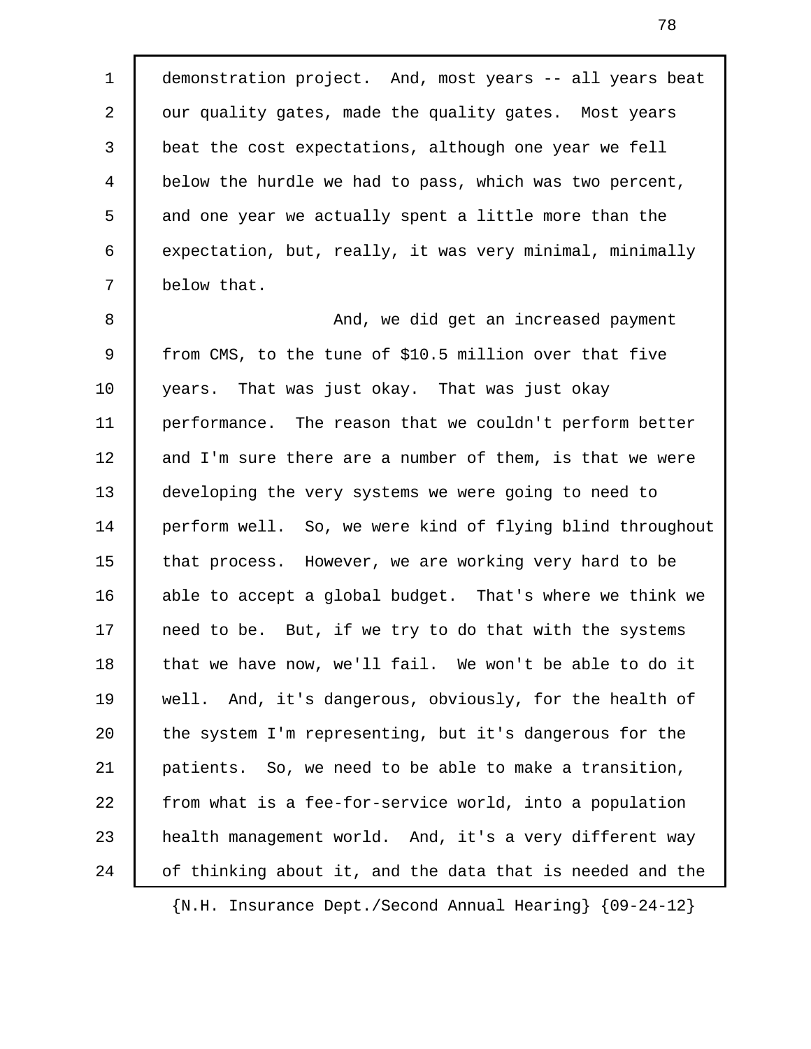demonstration project. And, most years -- all years beat our quality gates, made the quality gates. Most years beat the cost expectations, although one year we fell below the hurdle we had to pass, which was two percent, and one year we actually spent a little more than the expectation, but, really, it was very minimal, minimally below that.

And, we did get an increased payment from CMS, to the tune of $10.5 million over that five years. That was just okay. That was just okay performance. The reason that we couldn't perform better and I'm sure there are a number of them, is that we were developing the very systems we were going to need to perform well. So, we were kind of flying blind throughout that process. However, we are working very hard to be able to accept a global budget. That's where we think we need to be. But, if we try to do that with the systems that we have now, we'll fail. We won't be able to do it well. And, it's dangerous, obviously, for the health of the system I'm representing, but it's dangerous for the patients. So, we need to be able to make a transition, from what is a fee-for-service world, into a population health management world. And, it's a very different way of thinking about it, and the data that is needed and the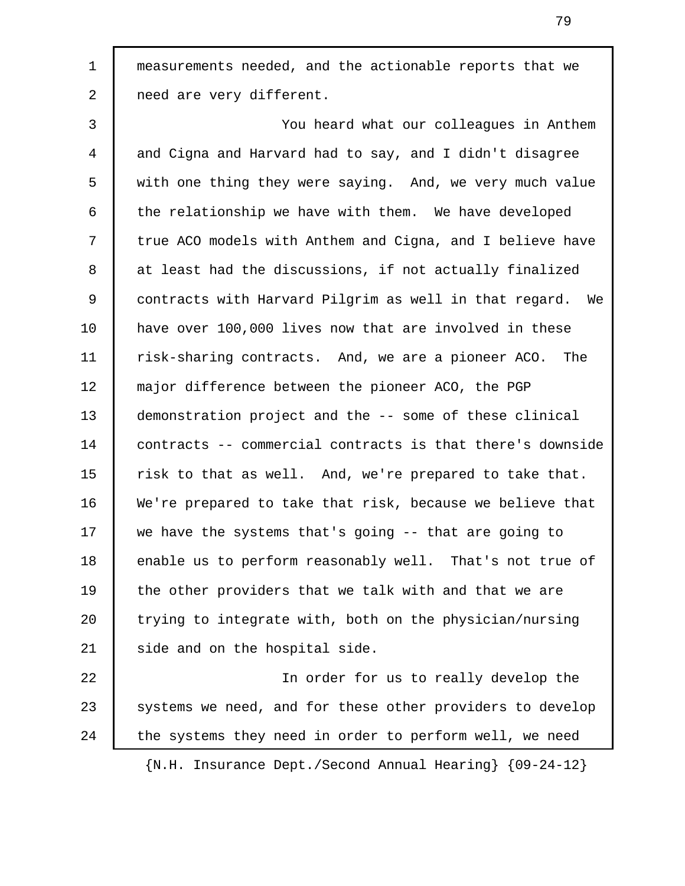measurements needed, and the actionable reports that we need are very different.

You heard what our colleagues in Anthem and Cigna and Harvard had to say, and I didn't disagree with one thing they were saying. And, we very much value the relationship we have with them. We have developed true ACO models with Anthem and Cigna, and I believe have at least had the discussions, if not actually finalized contracts with Harvard Pilgrim as well in that regard. We have over 100,000 lives now that are involved in these risk-sharing contracts. And, we are a pioneer ACO. The major difference between the pioneer ACO, the PGP demonstration project and the -- some of these clinical contracts -- commercial contracts is that there's downside risk to that as well. And, we're prepared to take that. We're prepared to take that risk, because we believe that we have the systems that's going -- that are going to enable us to perform reasonably well. That's not true of the other providers that we talk with and that we are trying to integrate with, both on the physician/nursing side and on the hospital side.

In order for us to really develop the systems we need, and for these other providers to develop the systems they need in order to perform well, we need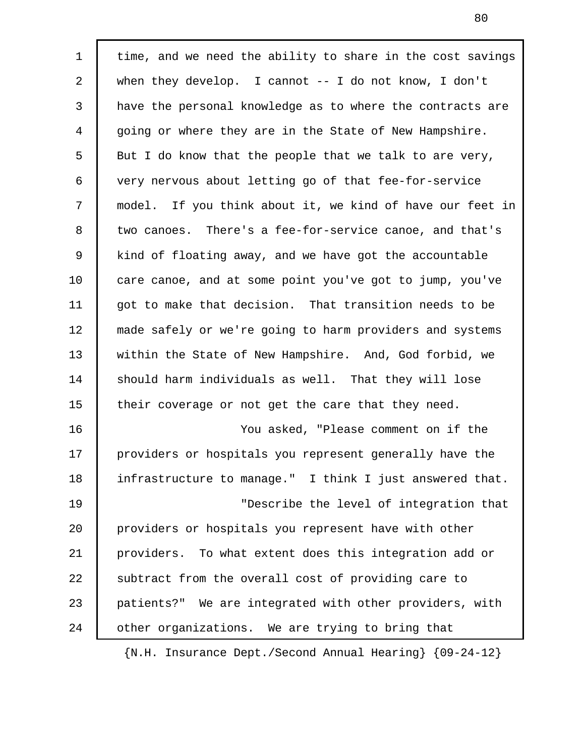time, and we need the ability to share in the cost savings when they develop. I cannot -- I do not know, I don't have the personal knowledge as to where the contracts are going or where they are in the State of New Hampshire. But I do know that the people that we talk to are very, very nervous about letting go of that fee-for-service model. If you think about it, we kind of have our feet in two canoes. There's a fee-for-service canoe, and that's kind of floating away, and we have got the accountable care canoe, and at some point you've got to jump, you've got to make that decision. That transition needs to be made safely or we're going to harm providers and systems within the State of New Hampshire. And, God forbid, we should harm individuals as well. That they will lose their coverage or not get the care that they need.

You asked, "Please comment on if the providers or hospitals you represent generally have the infrastructure to manage." I think I just answered that.

"Describe the level of integration that providers or hospitals you represent have with other providers. To what extent does this integration add or subtract from the overall cost of providing care to patients?" We are integrated with other providers, with other organizations. We are trying to bring that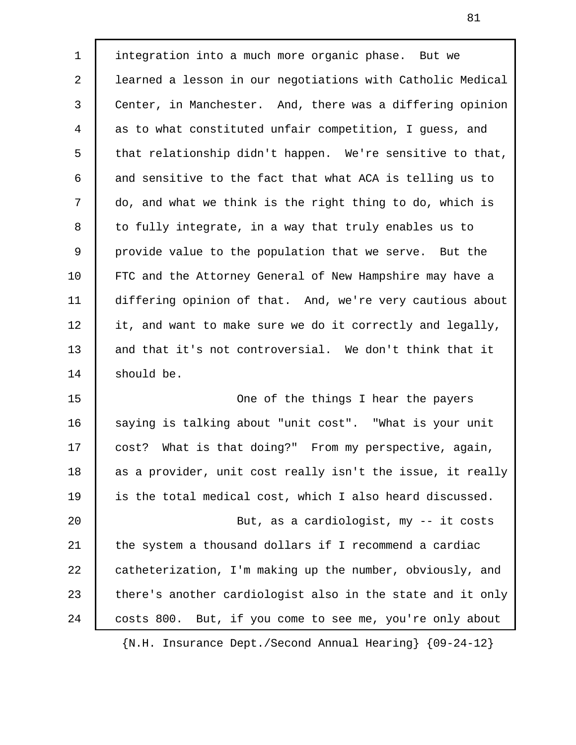integration into a much more organic phase. But we learned a lesson in our negotiations with Catholic Medical Center, in Manchester. And, there was a differing opinion as to what constituted unfair competition, I guess, and that relationship didn't happen. We're sensitive to that, and sensitive to the fact that what ACA is telling us to do, and what we think is the right thing to do, which is to fully integrate, in a way that truly enables us to provide value to the population that we serve. But the FTC and the Attorney General of New Hampshire may have a differing opinion of that. And, we're very cautious about it, and want to make sure we do it correctly and legally, and that it's not controversial. We don't think that it should be.

One of the things I hear the payers saying is talking about "unit cost". "What is your unit cost? What is that doing?" From my perspective, again, as a provider, unit cost really isn't the issue, it really is the total medical cost, which I also heard discussed.

But, as a cardiologist, my -- it costs the system a thousand dollars if I recommend a cardiac catheterization, I'm making up the number, obviously, and there's another cardiologist also in the state and it only costs 800. But, if you come to see me, you're only about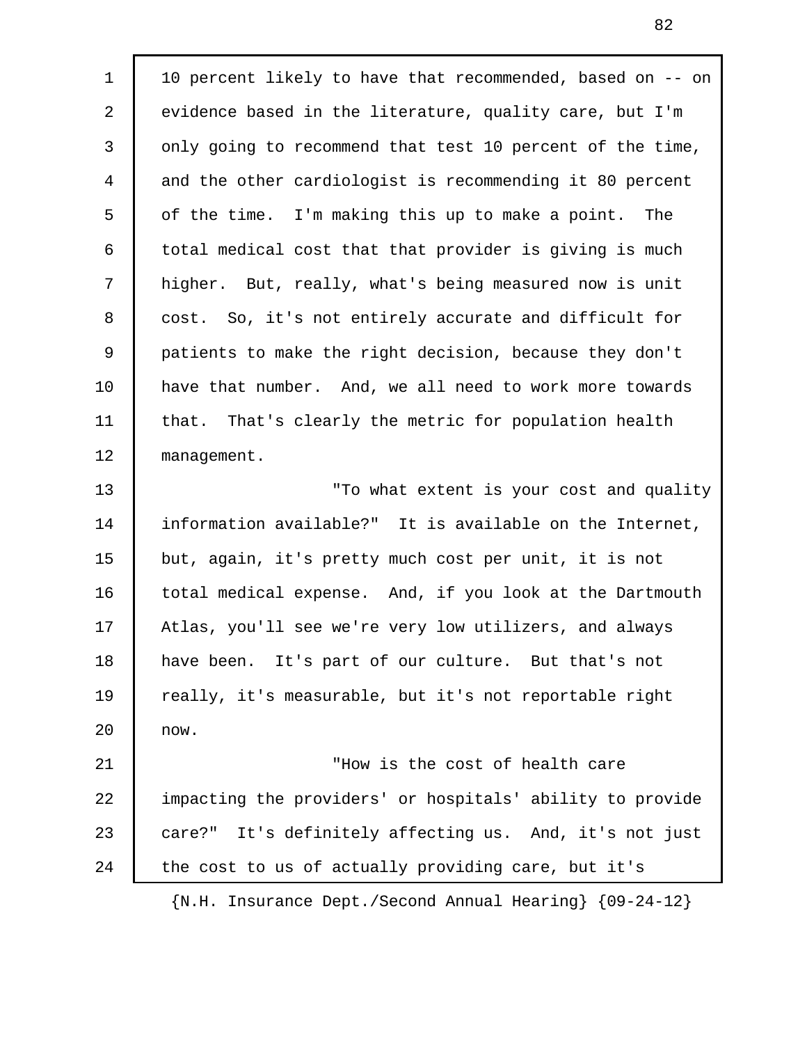10 percent likely to have that recommended, based on -- on evidence based in the literature, quality care, but I'm only going to recommend that test 10 percent of the time, and the other cardiologist is recommending it 80 percent of the time. I'm making this up to make a point. The total medical cost that that provider is giving is much higher. But, really, what's being measured now is unit cost. So, it's not entirely accurate and difficult for patients to make the right decision, because they don't have that number. And, we all need to work more towards that. That's clearly the metric for population health management.

"To what extent is your cost and quality information available?" It is available on the Internet, but, again, it's pretty much cost per unit, it is not total medical expense. And, if you look at the Dartmouth Atlas, you'll see we're very low utilizers, and always have been. It's part of our culture. But that's not really, it's measurable, but it's not reportable right now.

"How is the cost of health care impacting the providers' or hospitals' ability to provide care?" It's definitely affecting us. And, it's not just the cost to us of actually providing care, but it's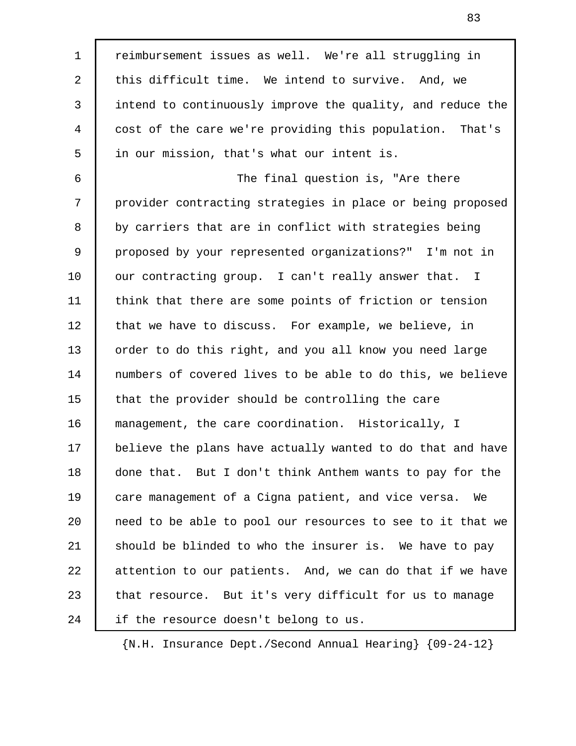reimbursement issues as well. We're all struggling in this difficult time. We intend to survive. And, we intend to continuously improve the quality, and reduce the cost of the care we're providing this population. That's in our mission, that's what our intent is.

The final question is, "Are there provider contracting strategies in place or being proposed by carriers that are in conflict with strategies being proposed by your represented organizations?" I'm not in our contracting group. I can't really answer that. I think that there are some points of friction or tension that we have to discuss. For example, we believe, in order to do this right, and you all know you need large numbers of covered lives to be able to do this, we believe that the provider should be controlling the care management, the care coordination. Historically, I believe the plans have actually wanted to do that and have done that. But I don't think Anthem wants to pay for the care management of a Cigna patient, and vice versa. We need to be able to pool our resources to see to it that we should be blinded to who the insurer is. We have to pay attention to our patients. And, we can do that if we have that resource. But it's very difficult for us to manage if the resource doesn't belong to us.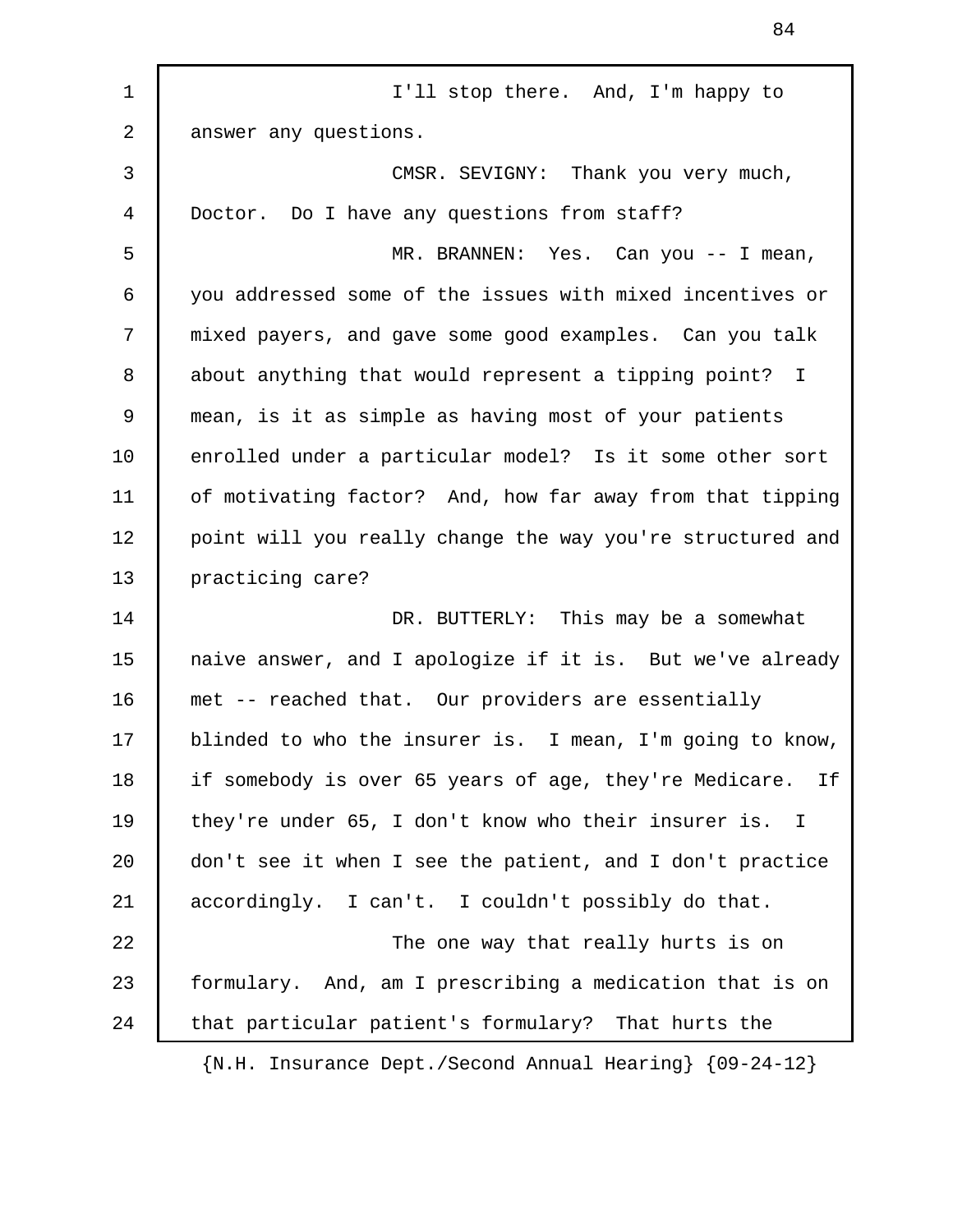I'll stop there. And, I'm happy to answer any questions.

CMSR. SEVIGNY: Thank you very much, Doctor. Do I have any questions from staff?

MR. BRANNEN: Yes. Can you -- I mean, you addressed some of the issues with mixed incentives or mixed payers, and gave some good examples. Can you talk about anything that would represent a tipping point? I mean, is it as simple as having most of your patients enrolled under a particular model? Is it some other sort of motivating factor? And, how far away from that tipping point will you really change the way you're structured and practicing care?

DR. BUTTERLY: This may be a somewhat naive answer, and I apologize if it is. But we've already met -- reached that. Our providers are essentially blinded to who the insurer is. I mean, I'm going to know, if somebody is over 65 years of age, they're Medicare. If they're under 65, I don't know who their insurer is. I don't see it when I see the patient, and I don't practice accordingly. I can't. I couldn't possibly do that.

The one way that really hurts is on formulary. And, am I prescribing a medication that is on that particular patient's formulary? That hurts the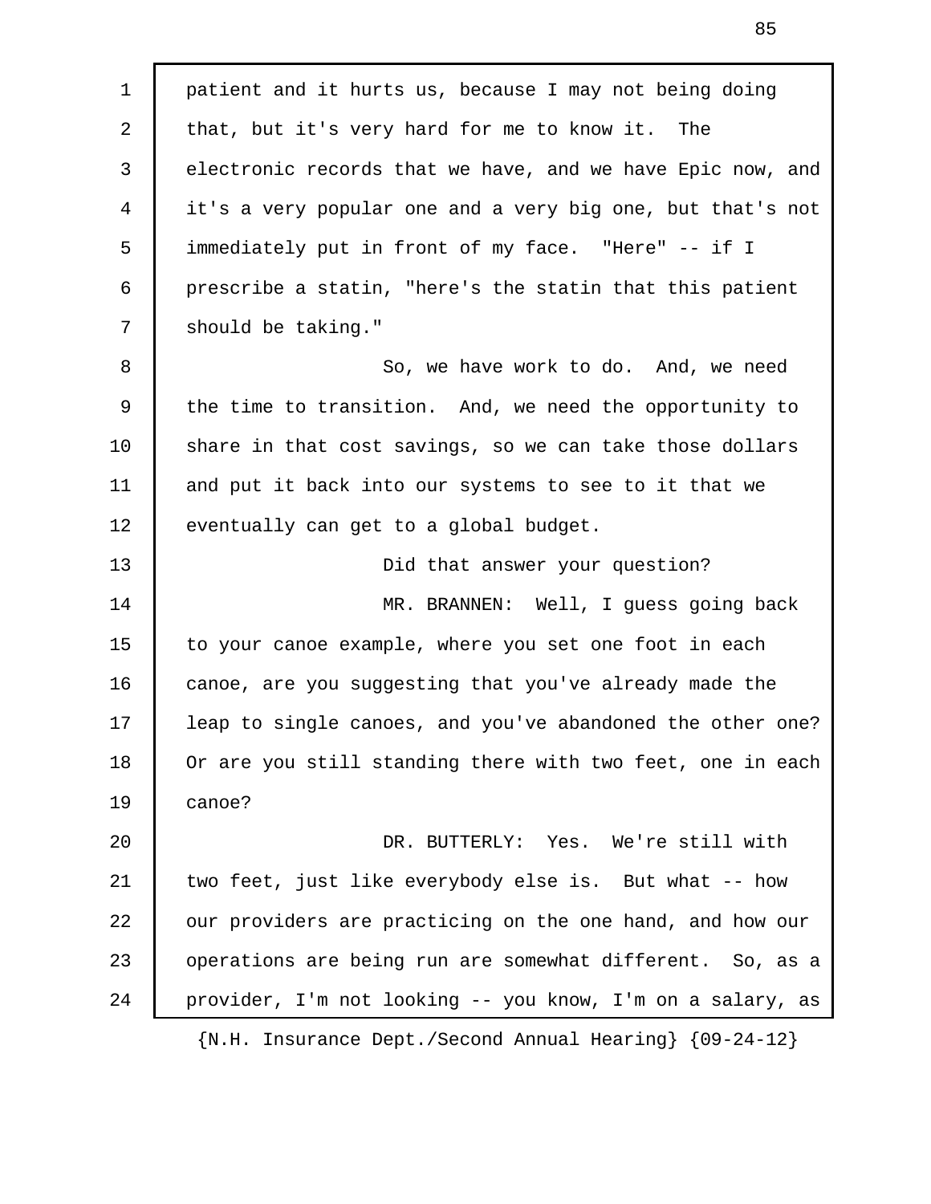patient and it hurts us, because I may not being doing that, but it's very hard for me to know it. The electronic records that we have, and we have Epic now, and it's a very popular one and a very big one, but that's not immediately put in front of my face. "Here" -- if I prescribe a statin, "here's the statin that this patient should be taking."

So, we have work to do. And, we need the time to transition. And, we need the opportunity to share in that cost savings, so we can take those dollars and put it back into our systems to see to it that we eventually can get to a global budget.

Did that answer your question?

MR. BRANNEN: Well, I guess going back to your canoe example, where you set one foot in each canoe, are you suggesting that you've already made the leap to single canoes, and you've abandoned the other one? Or are you still standing there with two feet, one in each canoe?

DR. BUTTERLY: Yes. We're still with two feet, just like everybody else is. But what -- how our providers are practicing on the one hand, and how our operations are being run are somewhat different. So, as a provider, I'm not looking -- you know, I'm on a salary, as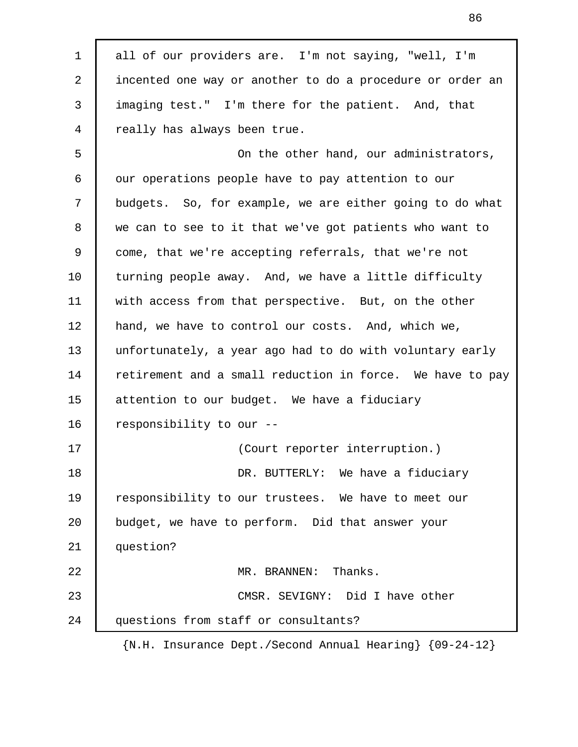all of our providers are. I'm not saying, "well, I'm incented one way or another to do a procedure or order an imaging test." I'm there for the patient. And, that really has always been true.

On the other hand, our administrators, our operations people have to pay attention to our budgets. So, for example, we are either going to do what we can to see to it that we've got patients who want to come, that we're accepting referrals, that we're not turning people away. And, we have a little difficulty with access from that perspective. But, on the other hand, we have to control our costs. And, which we, unfortunately, a year ago had to do with voluntary early retirement and a small reduction in force. We have to pay attention to our budget. We have a fiduciary responsibility to our --

(Court reporter interruption.)

DR. BUTTERLY: We have a fiduciary responsibility to our trustees. We have to meet our budget, we have to perform. Did that answer your question?

MR. BRANNEN: Thanks.

CMSR. SEVIGNY: Did I have other questions from staff or consultants?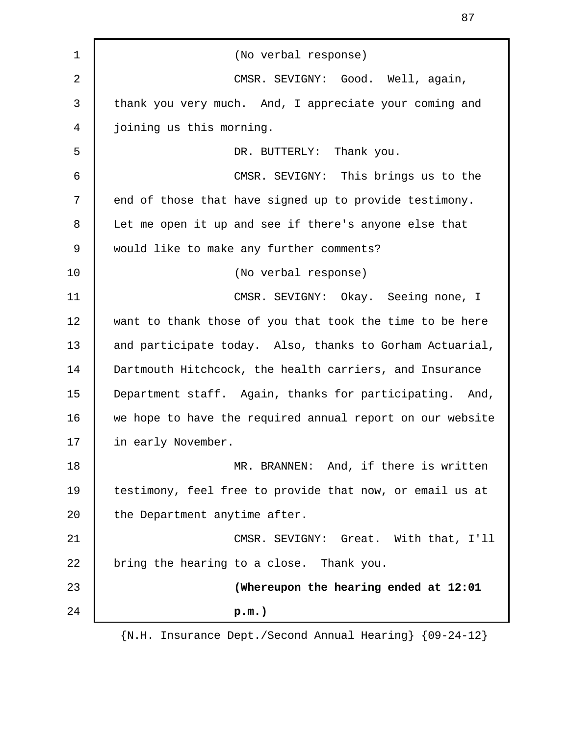(No verbal response)

CMSR. SEVIGNY: Good. Well, again, thank you very much. And, I appreciate your coming and joining us this morning.

DR. BUTTERLY: Thank you.

CMSR. SEVIGNY: This brings us to the end of those that have signed up to provide testimony. Let me open it up and see if there's anyone else that would like to make any further comments?

(No verbal response)

CMSR. SEVIGNY: Okay. Seeing none, I want to thank those of you that took the time to be here and participate today. Also, thanks to Gorham Actuarial, Dartmouth Hitchcock, the health carriers, and Insurance Department staff. Again, thanks for participating. And, we hope to have the required annual report on our website in early November.

MR. BRANNEN: And, if there is written testimony, feel free to provide that now, or email us at the Department anytime after.

CMSR. SEVIGNY: Great. With that, I'll bring the hearing to a close. Thank you.

**(Whereupon the hearing ended at 12:01 p.m.)**